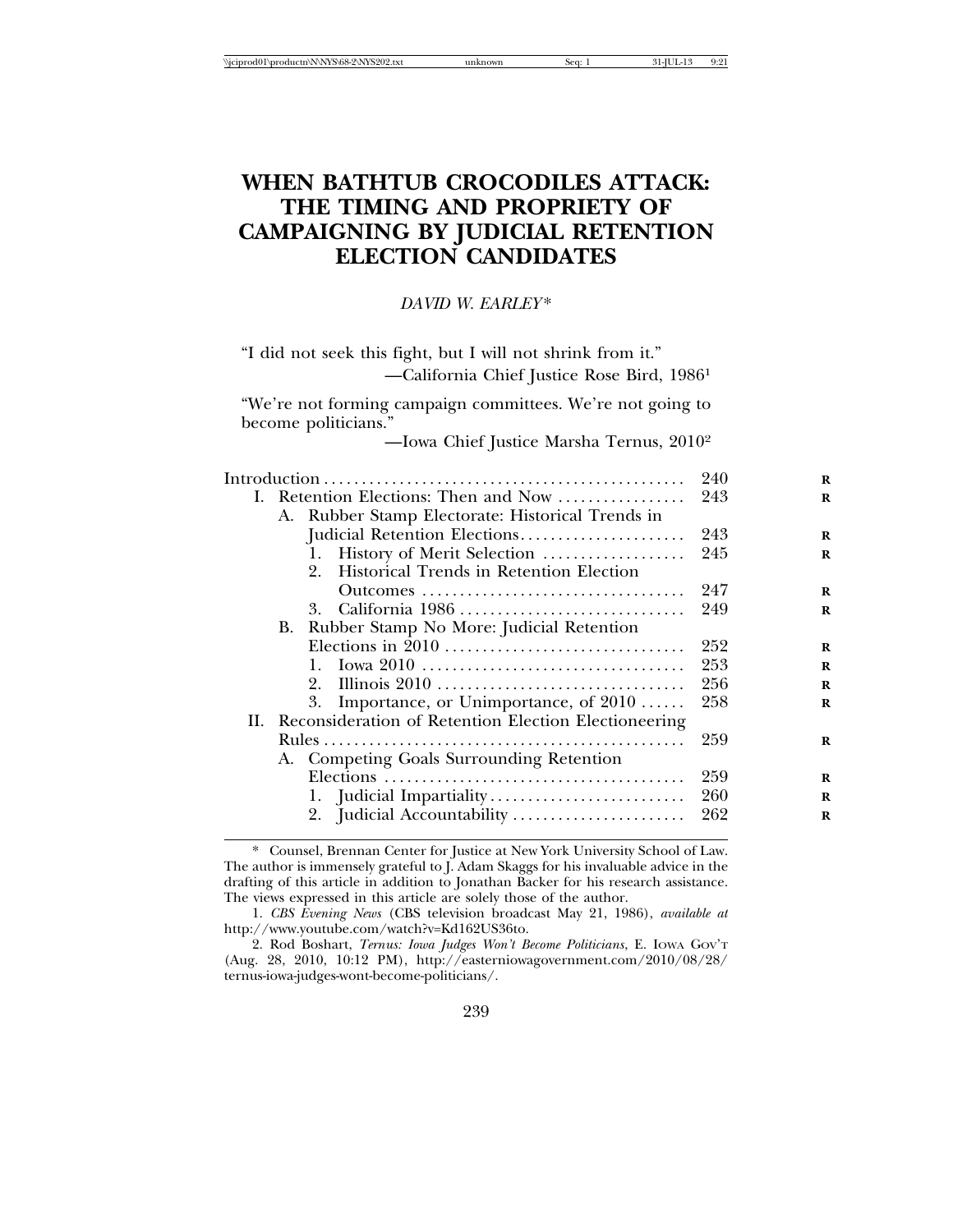# WHEN BATHTUB CROCODILES ATTACK: THE TIMING AND PROPRIETY OF CAMPAIGNING BY JUDICIAL RETENTION ELECTION CANDIDATES

*DAVID W. EARLEY\**

"I did not seek this fight, but I will not shrink from it."
—California Chief Justice Rose Bird, 1986[1]

"We're not forming campaign committees. We're not going to become politicians."
—Iowa Chief Justice Marsha Ternus, 2010[2]

| | |
|---|---|
| Introduction | 240 |
| I. Retention Elections: Then and Now | 243 |
| A. Rubber Stamp Electorate: Historical Trends in Judicial Retention Elections | 243 |
| 1. History of Merit Selection | 245 |
| 2. Historical Trends in Retention Election Outcomes | 247 |
| 3. California 1986 | 249 |
| B. Rubber Stamp No More: Judicial Retention Elections in 2010 | 252 |
| 1. Iowa 2010 | 253 |
| 2. Illinois 2010 | 256 |
| 3. Importance, or Unimportance, of 2010 | 258 |
| II. Reconsideration of Retention Election Electioneering Rules | 259 |
| A. Competing Goals Surrounding Retention Elections | 259 |
| 1. Judicial Impartiality | 260 |
| 2. Judicial Accountability | 262 |

\* Counsel, Brennan Center for Justice at New York University School of Law. The author is immensely grateful to J. Adam Skaggs for his invaluable advice in the drafting of this article in addition to Jonathan Backer for his research assistance. The views expressed in this article are solely those of the author.

1. *CBS Evening News* (CBS television broadcast May 21, 1986), *available at* http://www.youtube.com/watch?v=Kd162US36to.

2. Rod Boshart, *Ternus: Iowa Judges Won't Become Politicians*, E. IOWA GOV'T (Aug. 28, 2010, 10:12 PM), http://easterniowagovernment.com/2010/08/28/ternus-iowa-judges-wont-become-politicians/.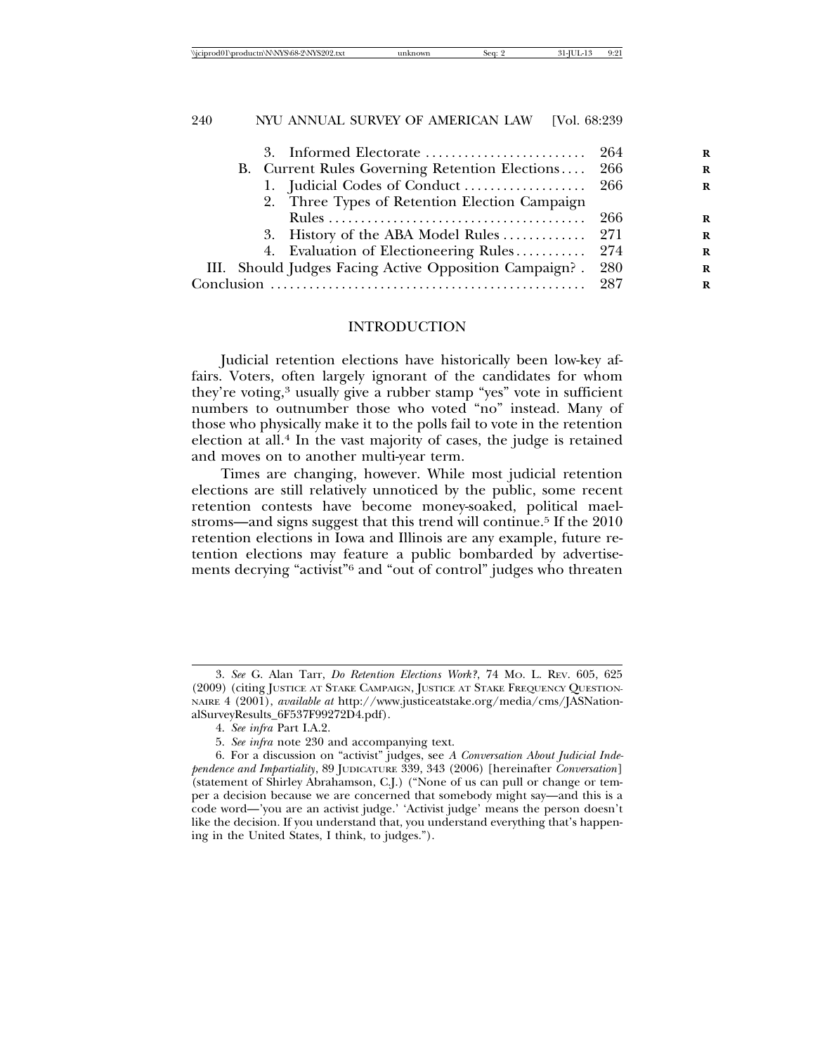3. Informed Electorate ........................ 264

B. Current Rules Governing Retention Elections .... 266

1. Judicial Codes of Conduct .................. 266

2. Three Types of Retention Election Campaign Rules ....................................... 266

3. History of the ABA Model Rules ............ 271

4. Evaluation of Electioneering Rules .......... 274

III. Should Judges Facing Active Opposition Campaign? . 280

Conclusion ................................................ 287

## INTRODUCTION

Judicial retention elections have historically been low-key affairs. Voters, often largely ignorant of the candidates for whom they're voting,[3] usually give a rubber stamp "yes" vote in sufficient numbers to outnumber those who voted "no" instead. Many of those who physically make it to the polls fail to vote in the retention election at all.[4] In the vast majority of cases, the judge is retained and moves on to another multi-year term.

Times are changing, however. While most judicial retention elections are still relatively unnoticed by the public, some recent retention contests have become money-soaked, political maelstroms—and signs suggest that this trend will continue.[5] If the 2010 retention elections in Iowa and Illinois are any example, future retention elections may feature a public bombarded by advertisements decrying "activist"[6] and "out of control" judges who threaten

---

3. *See* G. Alan Tarr, *Do Retention Elections Work?*, 74 MO. L. REV. 605, 625 (2009) (citing JUSTICE AT STAKE CAMPAIGN, JUSTICE AT STAKE FREQUENCY QUESTIONNAIRE 4 (2001), *available at* http://www.justiceatstake.org/media/cms/JASNationalSurveyResults_6F537F99272D4.pdf).

4. *See infra* Part I.A.2.

5. *See infra* note 230 and accompanying text.

6. For a discussion on "activist" judges, see *A Conversation About Judicial Independence and Impartiality*, 89 JUDICATURE 339, 343 (2006) [hereinafter *Conversation*] (statement of Shirley Abrahamson, C.J.) ("None of us can pull or change or temper a decision because we are concerned that somebody might say—and this is a code word—'you are an activist judge.' 'Activist judge' means the person doesn't like the decision. If you understand that, you understand everything that's happening in the United States, I think, to judges.").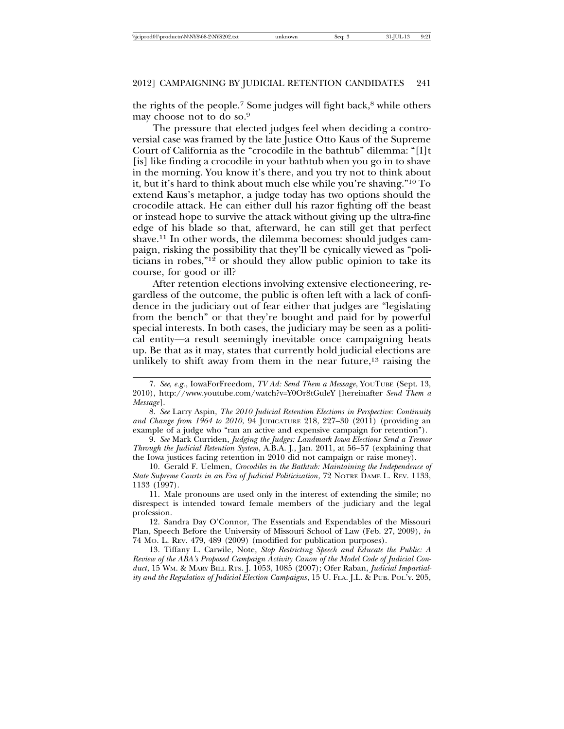the rights of the people.[7] Some judges will fight back,[8] while others may choose not to do so.[9]

The pressure that elected judges feel when deciding a controversial case was framed by the late Justice Otto Kaus of the Supreme Court of California as the "crocodile in the bathtub" dilemma: "[I]t [is] like finding a crocodile in your bathtub when you go in to shave in the morning. You know it's there, and you try not to think about it, but it's hard to think about much else while you're shaving."[10] To extend Kaus's metaphor, a judge today has two options should the crocodile attack. He can either dull his razor fighting off the beast or instead hope to survive the attack without giving up the ultra-fine edge of his blade so that, afterward, he can still get that perfect shave.[11] In other words, the dilemma becomes: should judges campaign, risking the possibility that they'll be cynically viewed as "politicians in robes,"[12] or should they allow public opinion to take its course, for good or ill?

After retention elections involving extensive electioneering, regardless of the outcome, the public is often left with a lack of confidence in the judiciary out of fear either that judges are "legislating from the bench" or that they're bought and paid for by powerful special interests. In both cases, the judiciary may be seen as a political entity—a result seemingly inevitable once campaigning heats up. Be that as it may, states that currently hold judicial elections are unlikely to shift away from them in the near future,[13] raising the

7. *See, e.g.*, IowaForFreedom, *TV Ad: Send Them a Message*, YOUTUBE (Sept. 13, 2010), http://www.youtube.com/watch?v=Y0Or8tGuleY [hereinafter *Send Them a Message*].

8. *See* Larry Aspin, *The 2010 Judicial Retention Elections in Perspective: Continuity and Change from 1964 to 2010*, 94 JUDICATURE 218, 227–30 (2011) (providing an example of a judge who "ran an active and expensive campaign for retention").

9. *See* Mark Curriden, *Judging the Judges: Landmark Iowa Elections Send a Tremor Through the Judicial Retention System*, A.B.A. J., Jan. 2011, at 56–57 (explaining that the Iowa justices facing retention in 2010 did not campaign or raise money).

10. Gerald F. Uelmen, *Crocodiles in the Bathtub: Maintaining the Independence of State Supreme Courts in an Era of Judicial Politicization*, 72 NOTRE DAME L. REV. 1133, 1133 (1997).

11. Male pronouns are used only in the interest of extending the simile; no disrespect is intended toward female members of the judiciary and the legal profession.

12. Sandra Day O'Connor, The Essentials and Expendables of the Missouri Plan, Speech Before the University of Missouri School of Law (Feb. 27, 2009), *in* 74 MO. L. REV. 479, 489 (2009) (modified for publication purposes).

13. Tiffany L. Carwile, Note, *Stop Restricting Speech and Educate the Public: A Review of the ABA's Proposed Campaign Activity Canon of the Model Code of Judicial Conduct*, 15 WM. & MARY BILL RTS. J. 1053, 1085 (2007); Ofer Raban, *Judicial Impartiality and the Regulation of Judicial Election Campaigns*, 15 U. FLA. J.L. & PUB. POL'Y. 205,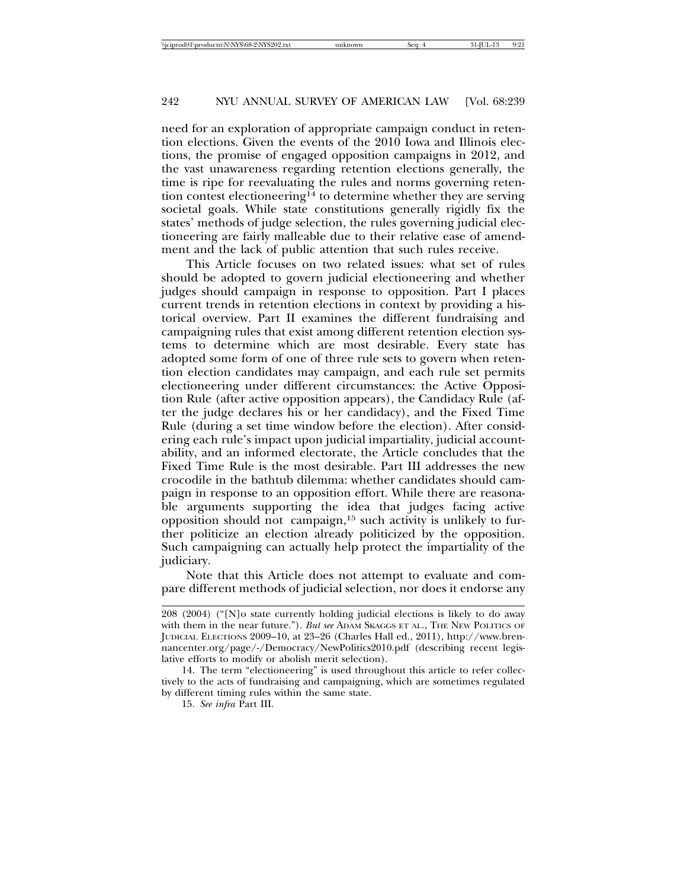need for an exploration of appropriate campaign conduct in retention elections. Given the events of the 2010 Iowa and Illinois elections, the promise of engaged opposition campaigns in 2012, and the vast unawareness regarding retention elections generally, the time is ripe for reevaluating the rules and norms governing retention contest electioneering[14] to determine whether they are serving societal goals. While state constitutions generally rigidly fix the states' methods of judge selection, the rules governing judicial electioneering are fairly malleable due to their relative ease of amendment and the lack of public attention that such rules receive.

This Article focuses on two related issues: what set of rules should be adopted to govern judicial electioneering and whether judges should campaign in response to opposition. Part I places current trends in retention elections in context by providing a historical overview. Part II examines the different fundraising and campaigning rules that exist among different retention election systems to determine which are most desirable. Every state has adopted some form of one of three rule sets to govern when retention election candidates may campaign, and each rule set permits electioneering under different circumstances: the Active Opposition Rule (after active opposition appears), the Candidacy Rule (after the judge declares his or her candidacy), and the Fixed Time Rule (during a set time window before the election). After considering each rule's impact upon judicial impartiality, judicial accountability, and an informed electorate, the Article concludes that the Fixed Time Rule is the most desirable. Part III addresses the new crocodile in the bathtub dilemma: whether candidates should campaign in response to an opposition effort. While there are reasonable arguments supporting the idea that judges facing active opposition should not campaign,[15] such activity is unlikely to further politicize an election already politicized by the opposition. Such campaigning can actually help protect the impartiality of the judiciary.

Note that this Article does not attempt to evaluate and compare different methods of judicial selection, nor does it endorse any

---

208 (2004) ("[N]o state currently holding judicial elections is likely to do away with them in the near future."). *But see* ADAM SKAGGS ET AL., THE NEW POLITICS OF JUDICIAL ELECTIONS 2009–10, at 23–26 (Charles Hall ed., 2011), http://www.brennancenter.org/page/-/Democracy/NewPolitics2010.pdf (describing recent legislative efforts to modify or abolish merit selection).

14. The term "electioneering" is used throughout this article to refer collectively to the acts of fundraising and campaigning, which are sometimes regulated by different timing rules within the same state.

15. *See infra* Part III.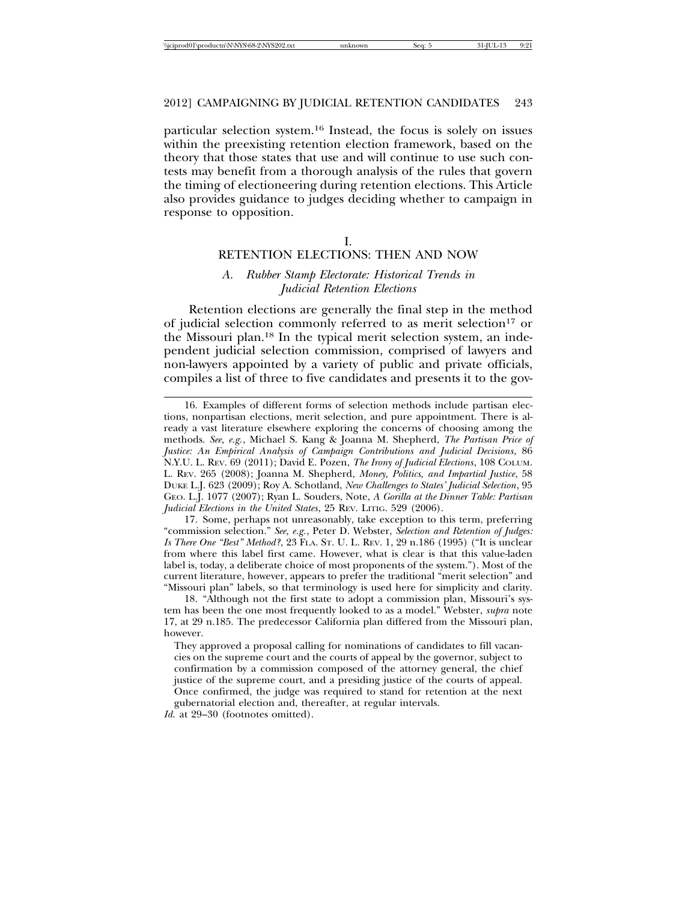particular selection system.[16] Instead, the focus is solely on issues within the preexisting retention election framework, based on the theory that those states that use and will continue to use such contests may benefit from a thorough analysis of the rules that govern the timing of electioneering during retention elections. This Article also provides guidance to judges deciding whether to campaign in response to opposition.

## I. RETENTION ELECTIONS: THEN AND NOW

### A. *Rubber Stamp Electorate: Historical Trends in Judicial Retention Elections*

Retention elections are generally the final step in the method of judicial selection commonly referred to as merit selection[17] or the Missouri plan.[18] In the typical merit selection system, an independent judicial selection commission, comprised of lawyers and non-lawyers appointed by a variety of public and private officials, compiles a list of three to five candidates and presents it to the gov-

---

16. Examples of different forms of selection methods include partisan elections, nonpartisan elections, merit selection, and pure appointment. There is already a vast literature elsewhere exploring the concerns of choosing among the methods. *See, e.g.*, Michael S. Kang & Joanna M. Shepherd, *The Partisan Price of Justice: An Empirical Analysis of Campaign Contributions and Judicial Decisions*, 86 N.Y.U. L. REV. 69 (2011); David E. Pozen, *The Irony of Judicial Elections*, 108 COLUM. L. REV. 265 (2008); Joanna M. Shepherd, *Money, Politics, and Impartial Justice*, 58 DUKE L.J. 623 (2009); Roy A. Schotland, *New Challenges to States' Judicial Selection*, 95 GEO. L.J. 1077 (2007); Ryan L. Souders, Note, *A Gorilla at the Dinner Table: Partisan Judicial Elections in the United States*, 25 REV. LITIG. 529 (2006).

17. Some, perhaps not unreasonably, take exception to this term, preferring "commission selection." *See, e.g.*, Peter D. Webster, *Selection and Retention of Judges: Is There One "Best" Method?*, 23 FLA. ST. U. L. REV. 1, 29 n.186 (1995) ("It is unclear from where this label first came. However, what is clear is that this value-laden label is, today, a deliberate choice of most proponents of the system."). Most of the current literature, however, appears to prefer the traditional "merit selection" and "Missouri plan" labels, so that terminology is used here for simplicity and clarity.

18. "Although not the first state to adopt a commission plan, Missouri's system has been the one most frequently looked to as a model." Webster, *supra* note 17, at 29 n.185. The predecessor California plan differed from the Missouri plan, however.

> They approved a proposal calling for nominations of candidates to fill vacancies on the supreme court and the courts of appeal by the governor, subject to confirmation by a commission composed of the attorney general, the chief justice of the supreme court, and a presiding justice of the courts of appeal. Once confirmed, the judge was required to stand for retention at the next gubernatorial election and, thereafter, at regular intervals.

*Id.* at 29–30 (footnotes omitted).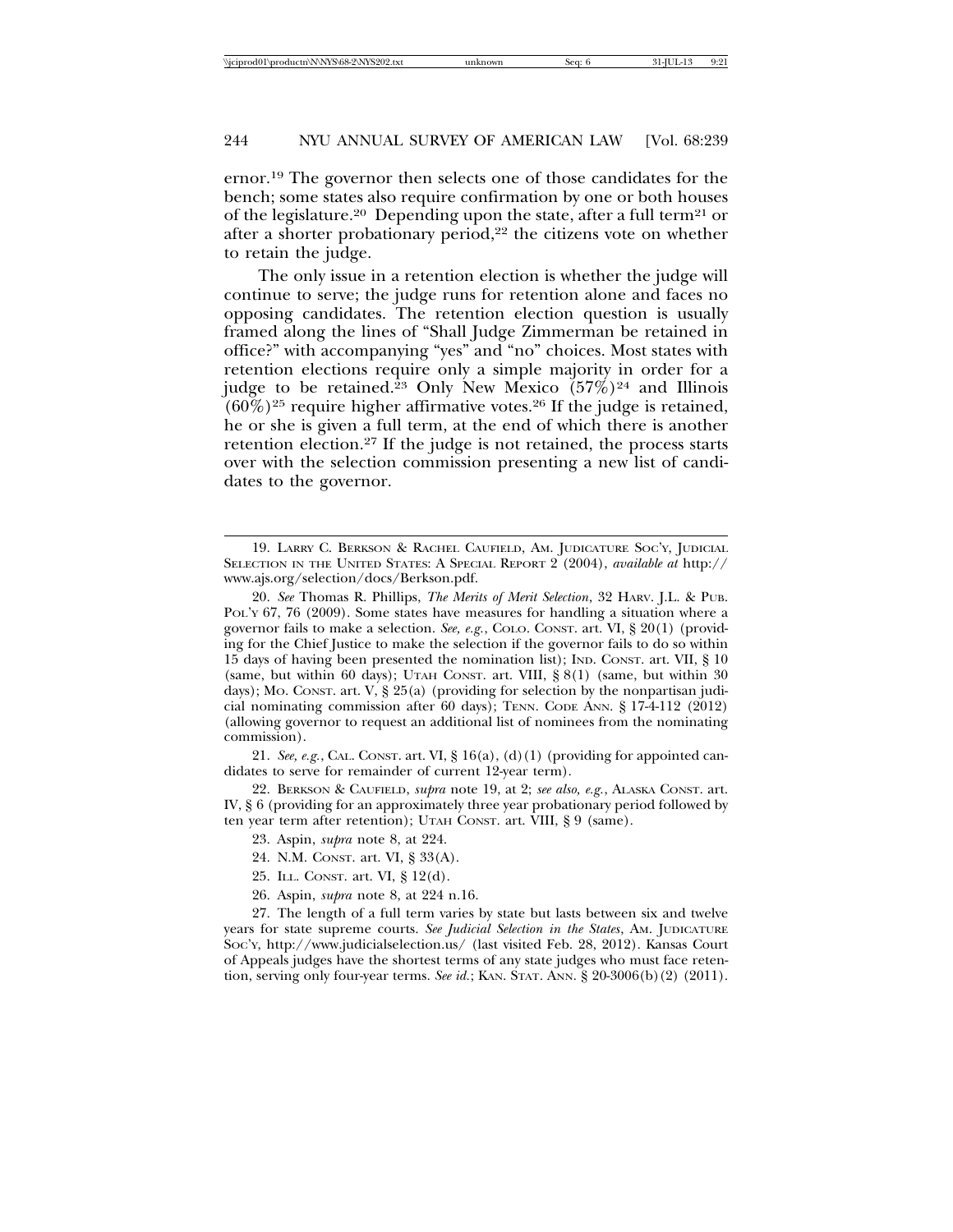ernor.[19] The governor then selects one of those candidates for the bench; some states also require confirmation by one or both houses of the legislature.[20] Depending upon the state, after a full term[21] or after a shorter probationary period,[22] the citizens vote on whether to retain the judge.

The only issue in a retention election is whether the judge will continue to serve; the judge runs for retention alone and faces no opposing candidates. The retention election question is usually framed along the lines of "Shall Judge Zimmerman be retained in office?" with accompanying "yes" and "no" choices. Most states with retention elections require only a simple majority in order for a judge to be retained.[23] Only New Mexico (57%)[24] and Illinois (60%)[25] require higher affirmative votes.[26] If the judge is retained, he or she is given a full term, at the end of which there is another retention election.[27] If the judge is not retained, the process starts over with the selection commission presenting a new list of candidates to the governor.

---

19. LARRY C. BERKSON & RACHEL CAUFIELD, AM. JUDICATURE SOC'Y, JUDICIAL SELECTION IN THE UNITED STATES: A SPECIAL REPORT 2 (2004), *available at* http://www.ajs.org/selection/docs/Berkson.pdf.

20. *See* Thomas R. Phillips, *The Merits of Merit Selection*, 32 HARV. J.L. & PUB. POL'Y 67, 76 (2009). Some states have measures for handling a situation where a governor fails to make a selection. *See, e.g.*, COLO. CONST. art. VI, § 20(1) (providing for the Chief Justice to make the selection if the governor fails to do so within 15 days of having been presented the nomination list); IND. CONST. art. VII, § 10 (same, but within 60 days); UTAH CONST. art. VIII, § 8(1) (same, but within 30 days); MO. CONST. art. V, § 25(a) (providing for selection by the nonpartisan judicial nominating commission after 60 days); TENN. CODE ANN. § 17-4-112 (2012) (allowing governor to request an additional list of nominees from the nominating commission).

21. *See, e.g.*, CAL. CONST. art. VI, § 16(a), (d)(1) (providing for appointed candidates to serve for remainder of current 12-year term).

22. BERKSON & CAUFIELD, *supra* note 19, at 2; *see also, e.g.*, ALASKA CONST. art. IV, § 6 (providing for an approximately three year probationary period followed by ten year term after retention); UTAH CONST. art. VIII, § 9 (same).

23. Aspin, *supra* note 8, at 224.

24. N.M. CONST. art. VI, § 33(A).

25. ILL. CONST. art. VI, § 12(d).

26. Aspin, *supra* note 8, at 224 n.16.

27. The length of a full term varies by state but lasts between six and twelve years for state supreme courts. *See Judicial Selection in the States*, AM. JUDICATURE SOC'Y, http://www.judicialselection.us/ (last visited Feb. 28, 2012). Kansas Court of Appeals judges have the shortest terms of any state judges who must face retention, serving only four-year terms. *See id.*; KAN. STAT. ANN. § 20-3006(b)(2) (2011).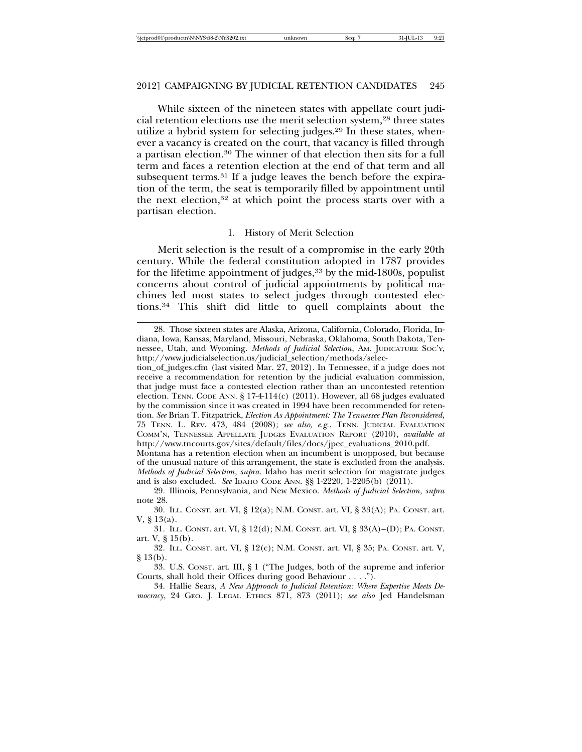While sixteen of the nineteen states with appellate court judicial retention elections use the merit selection system,[28] three states utilize a hybrid system for selecting judges.[29] In these states, whenever a vacancy is created on the court, that vacancy is filled through a partisan election.[30] The winner of that election then sits for a full term and faces a retention election at the end of that term and all subsequent terms.[31] If a judge leaves the bench before the expiration of the term, the seat is temporarily filled by appointment until the next election,[32] at which point the process starts over with a partisan election.

### 1. History of Merit Selection

Merit selection is the result of a compromise in the early 20th century. While the federal constitution adopted in 1787 provides for the lifetime appointment of judges,[33] by the mid-1800s, populist concerns about control of judicial appointments by political machines led most states to select judges through contested elections.[34] This shift did little to quell complaints about the

---

28. Those sixteen states are Alaska, Arizona, California, Colorado, Florida, Indiana, Iowa, Kansas, Maryland, Missouri, Nebraska, Oklahoma, South Dakota, Tennessee, Utah, and Wyoming. *Methods of Judicial Selection*, AM. JUDICATURE SOC'Y, http://www.judicialselection.us/judicial_selection/methods/selection_of_judges.cfm (last visited Mar. 27, 2012). In Tennessee, if a judge does not receive a recommendation for retention by the judicial evaluation commission, that judge must face a contested election rather than an uncontested retention election. TENN. CODE ANN. § 17-4-114(c) (2011). However, all 68 judges evaluated by the commission since it was created in 1994 have been recommended for retention. *See* Brian T. Fitzpatrick, *Election As Appointment: The Tennessee Plan Reconsidered*, 75 TENN. L. REV. 473, 484 (2008); *see also, e.g.*, TENN. JUDICIAL EVALUATION COMM'N, TENNESSEE APPELLATE JUDGES EVALUATION REPORT (2010), *available at* http://www.tncourts.gov/sites/default/files/docs/jpec_evaluations_2010.pdf. Montana has a retention election when an incumbent is unopposed, but because of the unusual nature of this arrangement, the state is excluded from the analysis. *Methods of Judicial Selection*, *supra*. Idaho has merit selection for magistrate judges and is also excluded. *See* IDAHO CODE ANN. §§ 1-2220, 1-2205(b) (2011).

29. Illinois, Pennsylvania, and New Mexico. *Methods of Judicial Selection*, *supra* note 28.

30. ILL. CONST. art. VI, § 12(a); N.M. CONST. art. VI, § 33(A); PA. CONST. art. V, § 13(a).

31. ILL. CONST. art. VI, § 12(d); N.M. CONST. art. VI, § 33(A)–(D); PA. CONST. art. V, § 15(b).

32. ILL. CONST. art. VI, § 12(c); N.M. CONST. art. VI, § 35; PA. CONST. art. V, § 13(b).

33. U.S. CONST. art. III, § 1 ("The Judges, both of the supreme and inferior Courts, shall hold their Offices during good Behaviour . . . .").

34. Hallie Sears, *A New Approach to Judicial Retention: Where Expertise Meets Democracy*, 24 GEO. J. LEGAL ETHICS 871, 873 (2011); *see also* Jed Handelsman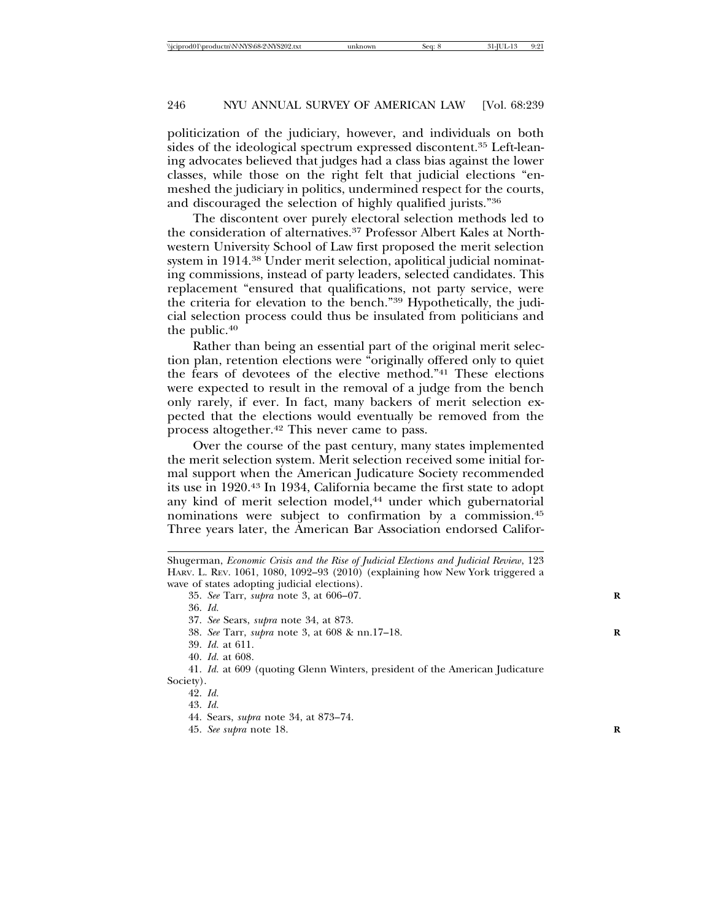politicization of the judiciary, however, and individuals on both sides of the ideological spectrum expressed discontent.[35] Left-leaning advocates believed that judges had a class bias against the lower classes, while those on the right felt that judicial elections "enmeshed the judiciary in politics, undermined respect for the courts, and discouraged the selection of highly qualified jurists."[36]

The discontent over purely electoral selection methods led to the consideration of alternatives.[37] Professor Albert Kales at Northwestern University School of Law first proposed the merit selection system in 1914.[38] Under merit selection, apolitical judicial nominating commissions, instead of party leaders, selected candidates. This replacement "ensured that qualifications, not party service, were the criteria for elevation to the bench."[39] Hypothetically, the judicial selection process could thus be insulated from politicians and the public.[40]

Rather than being an essential part of the original merit selection plan, retention elections were "originally offered only to quiet the fears of devotees of the elective method."[41] These elections were expected to result in the removal of a judge from the bench only rarely, if ever. In fact, many backers of merit selection expected that the elections would eventually be removed from the process altogether.[42] This never came to pass.

Over the course of the past century, many states implemented the merit selection system. Merit selection received some initial formal support when the American Judicature Society recommended its use in 1920.[43] In 1934, California became the first state to adopt any kind of merit selection model,[44] under which gubernatorial nominations were subject to confirmation by a commission.[45] Three years later, the American Bar Association endorsed Califor-

---

Shugerman, *Economic Crisis and the Rise of Judicial Elections and Judicial Review*, 123 HARV. L. REV. 1061, 1080, 1092–93 (2010) (explaining how New York triggered a wave of states adopting judicial elections).

35. *See* Tarr, *supra* note 3, at 606–07.

36. *Id.*

37. *See* Sears, *supra* note 34, at 873.

38. *See* Tarr, *supra* note 3, at 608 & nn.17–18.

39. *Id.* at 611.

40. *Id.* at 608.

41. *Id.* at 609 (quoting Glenn Winters, president of the American Judicature Society).

42. *Id.*

43. *Id.*

44. Sears, *supra* note 34, at 873–74.

45. *See supra* note 18.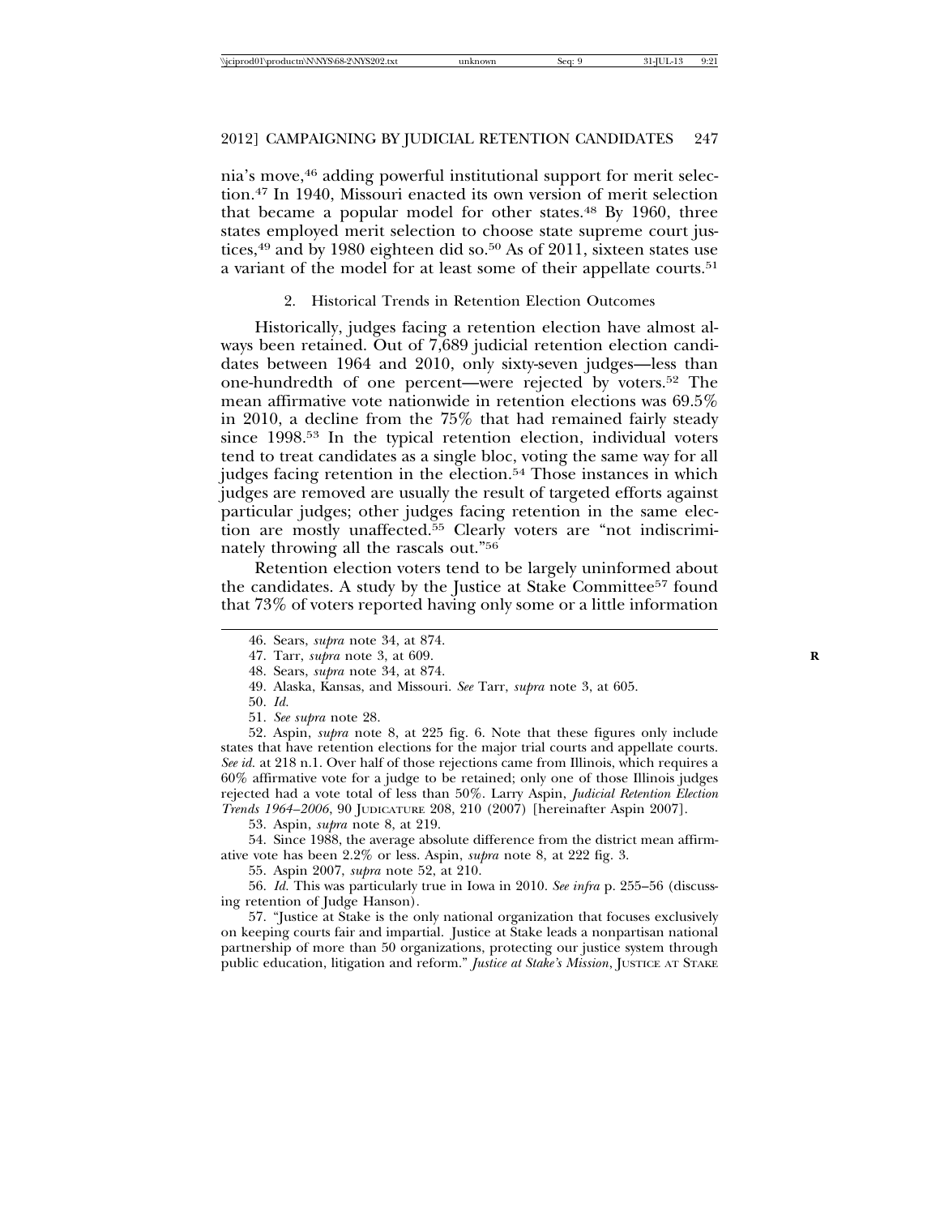nia's move,[46] adding powerful institutional support for merit selection.[47] In 1940, Missouri enacted its own version of merit selection that became a popular model for other states.[48] By 1960, three states employed merit selection to choose state supreme court justices,[49] and by 1980 eighteen did so.[50] As of 2011, sixteen states use a variant of the model for at least some of their appellate courts.[51]

### 2. Historical Trends in Retention Election Outcomes

Historically, judges facing a retention election have almost always been retained. Out of 7,689 judicial retention election candidates between 1964 and 2010, only sixty-seven judges—less than one-hundredth of one percent—were rejected by voters.[52] The mean affirmative vote nationwide in retention elections was 69.5% in 2010, a decline from the 75% that had remained fairly steady since 1998.[53] In the typical retention election, individual voters tend to treat candidates as a single bloc, voting the same way for all judges facing retention in the election.[54] Those instances in which judges are removed are usually the result of targeted efforts against particular judges; other judges facing retention in the same election are mostly unaffected.[55] Clearly voters are "not indiscriminately throwing all the rascals out."[56]

Retention election voters tend to be largely uninformed about the candidates. A study by the Justice at Stake Committee[57] found that 73% of voters reported having only some or a little information

---

46. Sears, *supra* note 34, at 874.

47. Tarr, *supra* note 3, at 609.

48. Sears, *supra* note 34, at 874.

49. Alaska, Kansas, and Missouri. *See* Tarr, *supra* note 3, at 605.

50. *Id.*

51. *See supra* note 28.

52. Aspin, *supra* note 8, at 225 fig. 6. Note that these figures only include states that have retention elections for the major trial courts and appellate courts. *See id.* at 218 n.1. Over half of those rejections came from Illinois, which requires a 60% affirmative vote for a judge to be retained; only one of those Illinois judges rejected had a vote total of less than 50%. Larry Aspin, *Judicial Retention Election Trends 1964–2006*, 90 JUDICATURE 208, 210 (2007) [hereinafter Aspin 2007].

53. Aspin, *supra* note 8, at 219.

54. Since 1988, the average absolute difference from the district mean affirmative vote has been 2.2% or less. Aspin, *supra* note 8, at 222 fig. 3.

55. Aspin 2007, *supra* note 52, at 210.

56. *Id.* This was particularly true in Iowa in 2010. *See infra* p. 255–56 (discussing retention of Judge Hanson).

57. "Justice at Stake is the only national organization that focuses exclusively on keeping courts fair and impartial. Justice at Stake leads a nonpartisan national partnership of more than 50 organizations, protecting our justice system through public education, litigation and reform." *Justice at Stake's Mission*, JUSTICE AT STAKE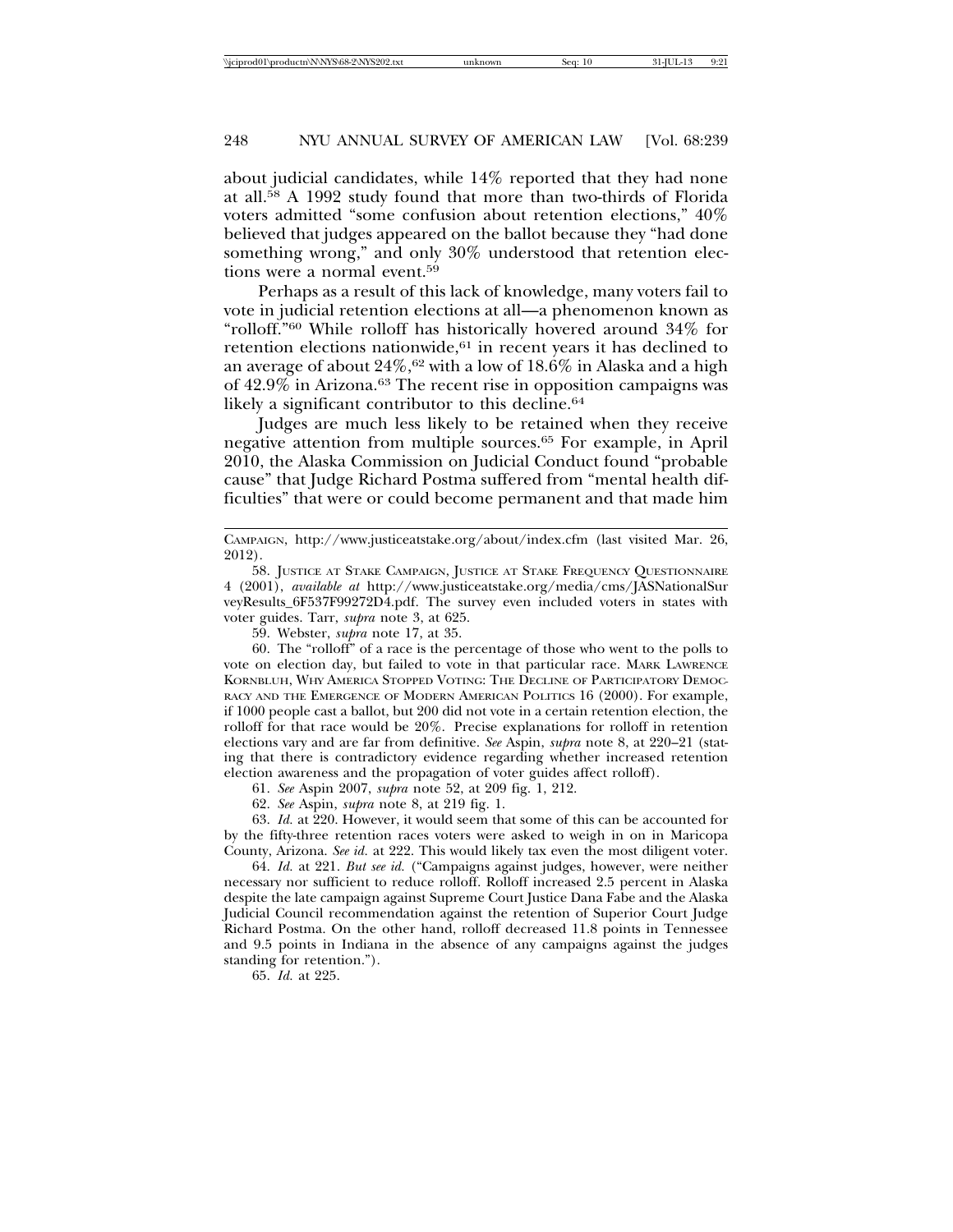about judicial candidates, while 14% reported that they had none at all.[58] A 1992 study found that more than two-thirds of Florida voters admitted "some confusion about retention elections," 40% believed that judges appeared on the ballot because they "had done something wrong," and only 30% understood that retention elections were a normal event.[59]

Perhaps as a result of this lack of knowledge, many voters fail to vote in judicial retention elections at all—a phenomenon known as "rolloff."[60] While rolloff has historically hovered around 34% for retention elections nationwide,[61] in recent years it has declined to an average of about 24%,[62] with a low of 18.6% in Alaska and a high of 42.9% in Arizona.[63] The recent rise in opposition campaigns was likely a significant contributor to this decline.[64]

Judges are much less likely to be retained when they receive negative attention from multiple sources.[65] For example, in April 2010, the Alaska Commission on Judicial Conduct found "probable cause" that Judge Richard Postma suffered from "mental health difficulties" that were or could become permanent and that made him

---

CAMPAIGN, http://www.justiceatstake.org/about/index.cfm (last visited Mar. 26, 2012).

58. JUSTICE AT STAKE CAMPAIGN, JUSTICE AT STAKE FREQUENCY QUESTIONNAIRE 4 (2001), *available at* http://www.justiceatstake.org/media/cms/JASNationalSurveyResults_6F537F99272D4.pdf. The survey even included voters in states with voter guides. Tarr, *supra* note 3, at 625.

59. Webster, *supra* note 17, at 35.

60. The "rolloff" of a race is the percentage of those who went to the polls to vote on election day, but failed to vote in that particular race. MARK LAWRENCE KORNBLUH, WHY AMERICA STOPPED VOTING: THE DECLINE OF PARTICIPATORY DEMOCRACY AND THE EMERGENCE OF MODERN AMERICAN POLITICS 16 (2000). For example, if 1000 people cast a ballot, but 200 did not vote in a certain retention election, the rolloff for that race would be 20%. Precise explanations for rolloff in retention elections vary and are far from definitive. *See* Aspin, *supra* note 8, at 220–21 (stating that there is contradictory evidence regarding whether increased retention election awareness and the propagation of voter guides affect rolloff).

61. *See* Aspin 2007, *supra* note 52, at 209 fig. 1, 212.

62. *See* Aspin, *supra* note 8, at 219 fig. 1.

63. *Id.* at 220. However, it would seem that some of this can be accounted for by the fifty-three retention races voters were asked to weigh in on in Maricopa County, Arizona. *See id.* at 222. This would likely tax even the most diligent voter.

64. *Id.* at 221. *But see id.* ("Campaigns against judges, however, were neither necessary nor sufficient to reduce rolloff. Rolloff increased 2.5 percent in Alaska despite the late campaign against Supreme Court Justice Dana Fabe and the Alaska Judicial Council recommendation against the retention of Superior Court Judge Richard Postma. On the other hand, rolloff decreased 11.8 points in Tennessee and 9.5 points in Indiana in the absence of any campaigns against the judges standing for retention.").

65. *Id.* at 225.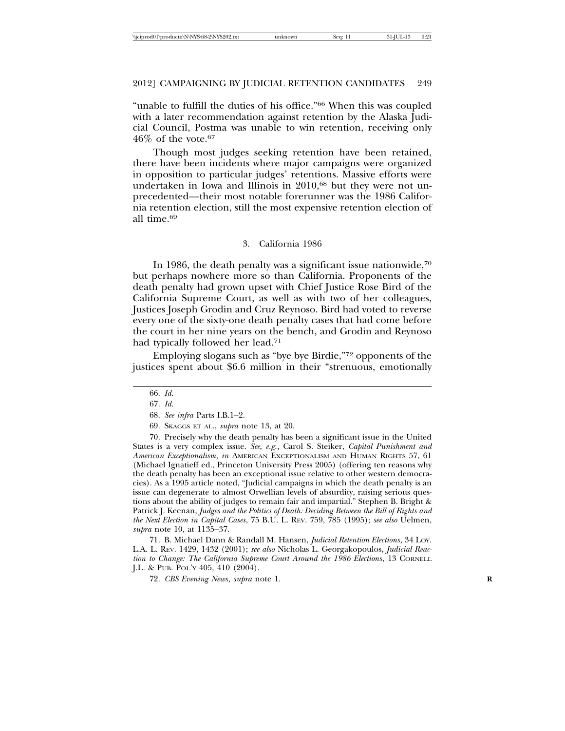"unable to fulfill the duties of his office."[66] When this was coupled with a later recommendation against retention by the Alaska Judicial Council, Postma was unable to win retention, receiving only 46% of the vote.[67]

Though most judges seeking retention have been retained, there have been incidents where major campaigns were organized in opposition to particular judges' retentions. Massive efforts were undertaken in Iowa and Illinois in 2010,[68] but they were not unprecedented—their most notable forerunner was the 1986 California retention election, still the most expensive retention election of all time.[69]

### 3. California 1986

In 1986, the death penalty was a significant issue nationwide,[70] but perhaps nowhere more so than California. Proponents of the death penalty had grown upset with Chief Justice Rose Bird of the California Supreme Court, as well as with two of her colleagues, Justices Joseph Grodin and Cruz Reynoso. Bird had voted to reverse every one of the sixty-one death penalty cases that had come before the court in her nine years on the bench, and Grodin and Reynoso had typically followed her lead.[71]

Employing slogans such as "bye bye Birdie,"[72] opponents of the justices spent about $6.6 million in their "strenuous, emotionally

---

66. *Id.*

67. *Id.*

68. *See infra* Parts I.B.1–2.

69. SKAGGS ET AL., *supra* note 13, at 20.

70. Precisely why the death penalty has been a significant issue in the United States is a very complex issue. *See, e.g.*, Carol S. Steiker, *Capital Punishment and American Exceptionalism*, *in* AMERICAN EXCEPTIONALISM AND HUMAN RIGHTS 57, 61 (Michael Ignatieff ed., Princeton University Press 2005) (offering ten reasons why the death penalty has been an exceptional issue relative to other western democracies). As a 1995 article noted, "Judicial campaigns in which the death penalty is an issue can degenerate to almost Orwellian levels of absurdity, raising serious questions about the ability of judges to remain fair and impartial." Stephen B. Bright & Patrick J. Keenan, *Judges and the Politics of Death: Deciding Between the Bill of Rights and the Next Election in Capital Cases*, 75 B.U. L. REV. 759, 785 (1995); *see also* Uelmen, *supra* note 10, at 1135–37.

71. B. Michael Dann & Randall M. Hansen, *Judicial Retention Elections*, 34 LOY. L.A. L. REV. 1429, 1432 (2001); *see also* Nicholas L. Georgakopoulos, *Judicial Reaction to Change: The California Supreme Court Around the 1986 Elections*, 13 CORNELL J.L. & PUB. POL'Y 405, 410 (2004).

72. *CBS Evening News*, *supra* note 1.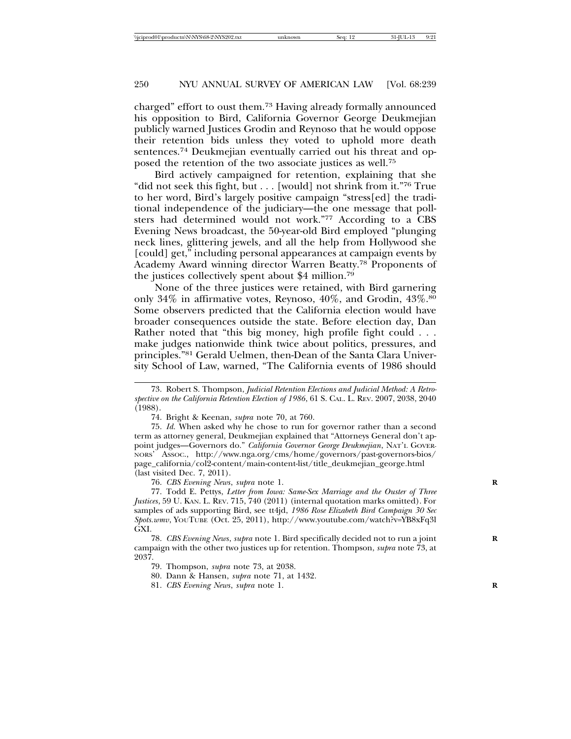charged" effort to oust them.[73] Having already formally announced his opposition to Bird, California Governor George Deukmejian publicly warned Justices Grodin and Reynoso that he would oppose their retention bids unless they voted to uphold more death sentences.[74] Deukmejian eventually carried out his threat and opposed the retention of the two associate justices as well.[75]

Bird actively campaigned for retention, explaining that she "did not seek this fight, but . . . [would] not shrink from it."[76] True to her word, Bird's largely positive campaign "stress[ed] the traditional independence of the judiciary—the one message that pollsters had determined would not work."[77] According to a CBS Evening News broadcast, the 50-year-old Bird employed "plunging neck lines, glittering jewels, and all the help from Hollywood she [could] get," including personal appearances at campaign events by Academy Award winning director Warren Beatty.[78] Proponents of the justices collectively spent about $4 million.[79]

None of the three justices were retained, with Bird garnering only 34% in affirmative votes, Reynoso, 40%, and Grodin, 43%.[80] Some observers predicted that the California election would have broader consequences outside the state. Before election day, Dan Rather noted that "this big money, high profile fight could . . . make judges nationwide think twice about politics, pressures, and principles."[81] Gerald Uelmen, then-Dean of the Santa Clara University School of Law, warned, "The California events of 1986 should

---

73. Robert S. Thompson, *Judicial Retention Elections and Judicial Method: A Retrospective on the California Retention Election of 1986*, 61 S. CAL. L. REV. 2007, 2038, 2040 (1988).

74. Bright & Keenan, *supra* note 70, at 760.

75. *Id.* When asked why he chose to run for governor rather than a second term as attorney general, Deukmejian explained that "Attorneys General don't appoint judges—Governors do." *California Governor George Deukmejian*, NAT'L GOVERNORS' ASSOC., http://www.nga.org/cms/home/governors/past-governors-bios/page_california/col2-content/main-content-list/title_deukmejian_george.html (last visited Dec. 7, 2011).

76. *CBS Evening News*, *supra* note 1.

77. Todd E. Pettys, *Letter from Iowa: Same-Sex Marriage and the Ouster of Three Justices*, 59 U. KAN. L. REV. 715, 740 (2011) (internal quotation marks omitted). For samples of ads supporting Bird, see tt4jd, *1986 Rose Elizabeth Bird Campaign 30 Sec Spots.wmv*, YOUTUBE (Oct. 25, 2011), http://www.youtube.com/watch?v=YB8xFq3lGXI.

78. *CBS Evening News*, *supra* note 1. Bird specifically decided not to run a joint campaign with the other two justices up for retention. Thompson, *supra* note 73, at 2037.

79. Thompson, *supra* note 73, at 2038.

80. Dann & Hansen, *supra* note 71, at 1432.

81. *CBS Evening News*, *supra* note 1.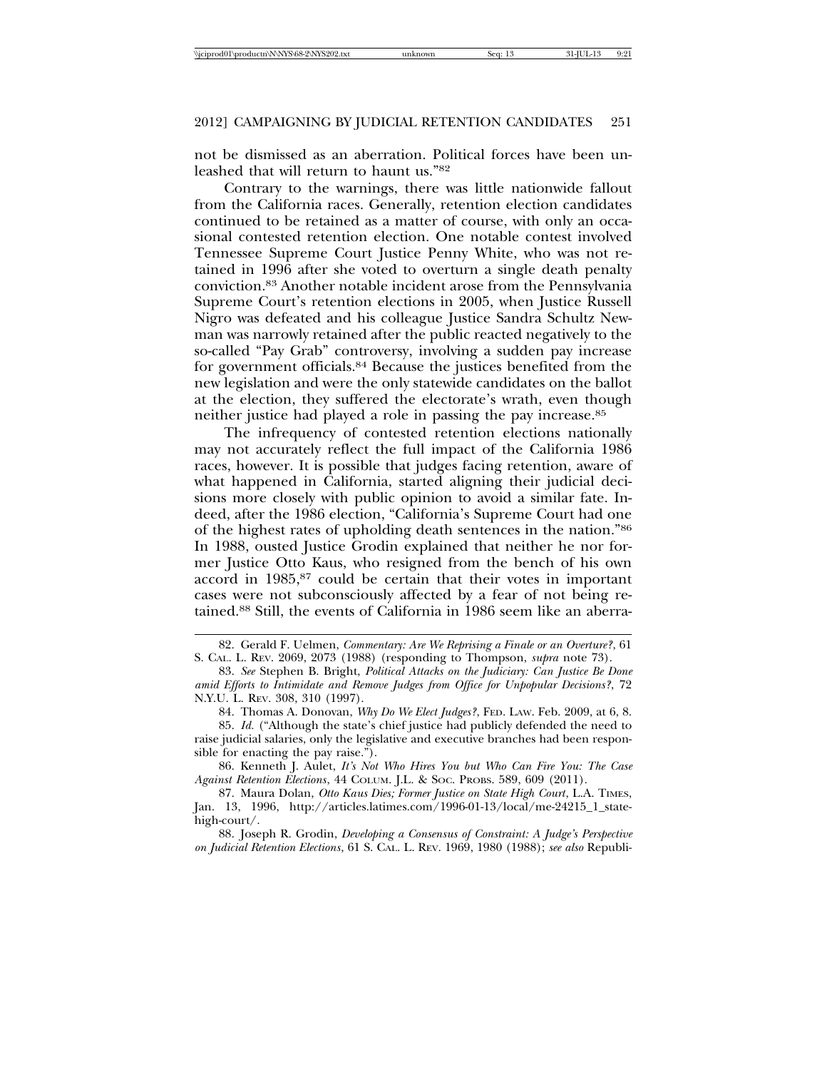not be dismissed as an aberration. Political forces have been unleashed that will return to haunt us."[82]

Contrary to the warnings, there was little nationwide fallout from the California races. Generally, retention election candidates continued to be retained as a matter of course, with only an occasional contested retention election. One notable contest involved Tennessee Supreme Court Justice Penny White, who was not retained in 1996 after she voted to overturn a single death penalty conviction.[83] Another notable incident arose from the Pennsylvania Supreme Court's retention elections in 2005, when Justice Russell Nigro was defeated and his colleague Justice Sandra Schultz Newman was narrowly retained after the public reacted negatively to the so-called "Pay Grab" controversy, involving a sudden pay increase for government officials.[84] Because the justices benefited from the new legislation and were the only statewide candidates on the ballot at the election, they suffered the electorate's wrath, even though neither justice had played a role in passing the pay increase.[85]

The infrequency of contested retention elections nationally may not accurately reflect the full impact of the California 1986 races, however. It is possible that judges facing retention, aware of what happened in California, started aligning their judicial decisions more closely with public opinion to avoid a similar fate. Indeed, after the 1986 election, "California's Supreme Court had one of the highest rates of upholding death sentences in the nation."[86] In 1988, ousted Justice Grodin explained that neither he nor former Justice Otto Kaus, who resigned from the bench of his own accord in 1985,[87] could be certain that their votes in important cases were not subconsciously affected by a fear of not being retained.[88] Still, the events of California in 1986 seem like an aberra-

---

82. Gerald F. Uelmen, *Commentary: Are We Reprising a Finale or an Overture?*, 61 S. CAL. L. REV. 2069, 2073 (1988) (responding to Thompson, *supra* note 73).

83. *See* Stephen B. Bright, *Political Attacks on the Judiciary: Can Justice Be Done amid Efforts to Intimidate and Remove Judges from Office for Unpopular Decisions?*, 72 N.Y.U. L. REV. 308, 310 (1997).

84. Thomas A. Donovan, *Why Do We Elect Judges?*, FED. LAW. Feb. 2009, at 6, 8.

85. *Id.* ("Although the state's chief justice had publicly defended the need to raise judicial salaries, only the legislative and executive branches had been responsible for enacting the pay raise.").

86. Kenneth J. Aulet, *It's Not Who Hires You but Who Can Fire You: The Case Against Retention Elections*, 44 COLUM. J.L. & SOC. PROBS. 589, 609 (2011).

87. Maura Dolan, *Otto Kaus Dies; Former Justice on State High Court*, L.A. TIMES, Jan. 13, 1996, http://articles.latimes.com/1996-01-13/local/me-24215_1_state-high-court/.

88. Joseph R. Grodin, *Developing a Consensus of Constraint: A Judge's Perspective on Judicial Retention Elections*, 61 S. CAL. L. REV. 1969, 1980 (1988); *see also* Republi-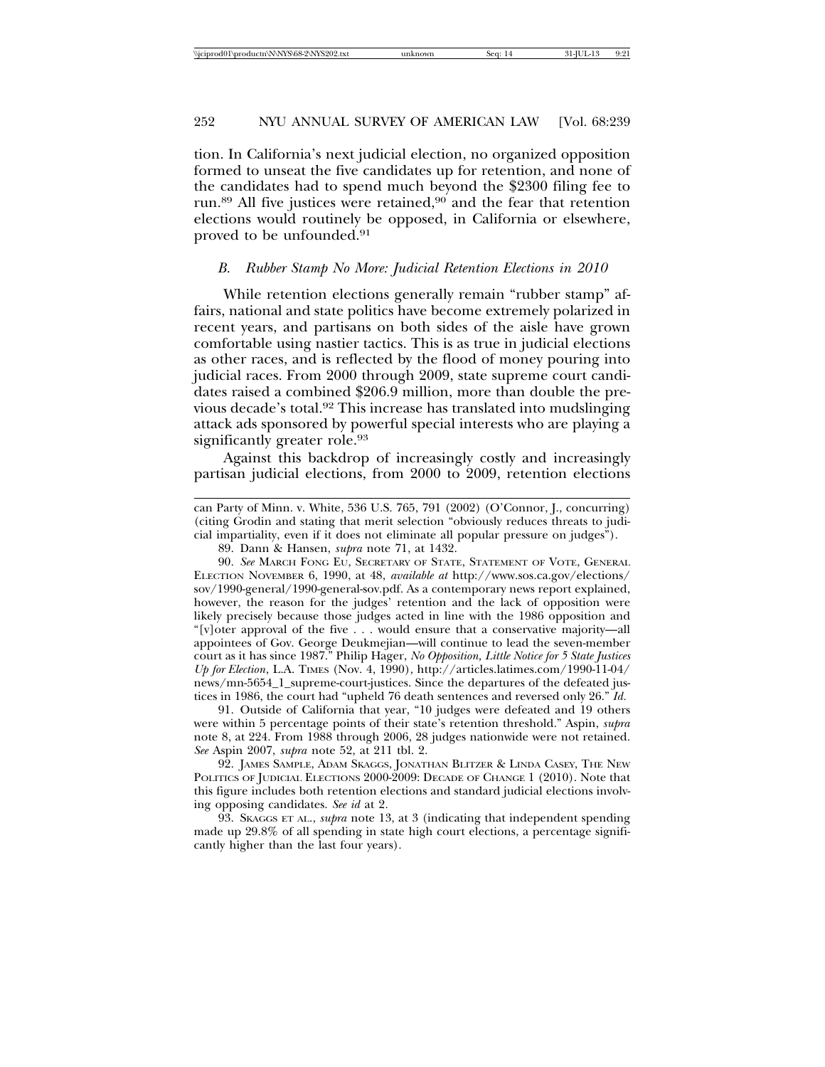tion. In California's next judicial election, no organized opposition formed to unseat the five candidates up for retention, and none of the candidates had to spend much beyond the $2300 filing fee to run.[89] All five justices were retained,[90] and the fear that retention elections would routinely be opposed, in California or elsewhere, proved to be unfounded.[91]

### *B. Rubber Stamp No More: Judicial Retention Elections in 2010*

While retention elections generally remain "rubber stamp" affairs, national and state politics have become extremely polarized in recent years, and partisans on both sides of the aisle have grown comfortable using nastier tactics. This is as true in judicial elections as other races, and is reflected by the flood of money pouring into judicial races. From 2000 through 2009, state supreme court candidates raised a combined $206.9 million, more than double the previous decade's total.[92] This increase has translated into mudslinging attack ads sponsored by powerful special interests who are playing a significantly greater role.[93]

Against this backdrop of increasingly costly and increasingly partisan judicial elections, from 2000 to 2009, retention elections

---

can Party of Minn. v. White, 536 U.S. 765, 791 (2002) (O'Connor, J., concurring) (citing Grodin and stating that merit selection "obviously reduces threats to judicial impartiality, even if it does not eliminate all popular pressure on judges").

89. Dann & Hansen, *supra* note 71, at 1432.

90. *See* MARCH FONG EU, SECRETARY OF STATE, STATEMENT OF VOTE, GENERAL ELECTION NOVEMBER 6, 1990, at 48, *available at* http://www.sos.ca.gov/elections/sov/1990-general/1990-general-sov.pdf. As a contemporary news report explained, however, the reason for the judges' retention and the lack of opposition were likely precisely because those judges acted in line with the 1986 opposition and "[v]oter approval of the five . . . would ensure that a conservative majority—all appointees of Gov. George Deukmejian—will continue to lead the seven-member court as it has since 1987." Philip Hager, *No Opposition, Little Notice for 5 State Justices Up for Election*, L.A. TIMES (Nov. 4, 1990), http://articles.latimes.com/1990-11-04/news/mn-5654_1_supreme-court-justices. Since the departures of the defeated justices in 1986, the court had "upheld 76 death sentences and reversed only 26." *Id.*

91. Outside of California that year, "10 judges were defeated and 19 others were within 5 percentage points of their state's retention threshold." Aspin, *supra* note 8, at 224. From 1988 through 2006, 28 judges nationwide were not retained. *See* Aspin 2007, *supra* note 52, at 211 tbl. 2.

92. JAMES SAMPLE, ADAM SKAGGS, JONATHAN BLITZER & LINDA CASEY, THE NEW POLITICS OF JUDICIAL ELECTIONS 2000-2009: DECADE OF CHANGE 1 (2010). Note that this figure includes both retention elections and standard judicial elections involving opposing candidates. *See id* at 2.

93. SKAGGS ET AL., *supra* note 13, at 3 (indicating that independent spending made up 29.8% of all spending in state high court elections, a percentage significantly higher than the last four years).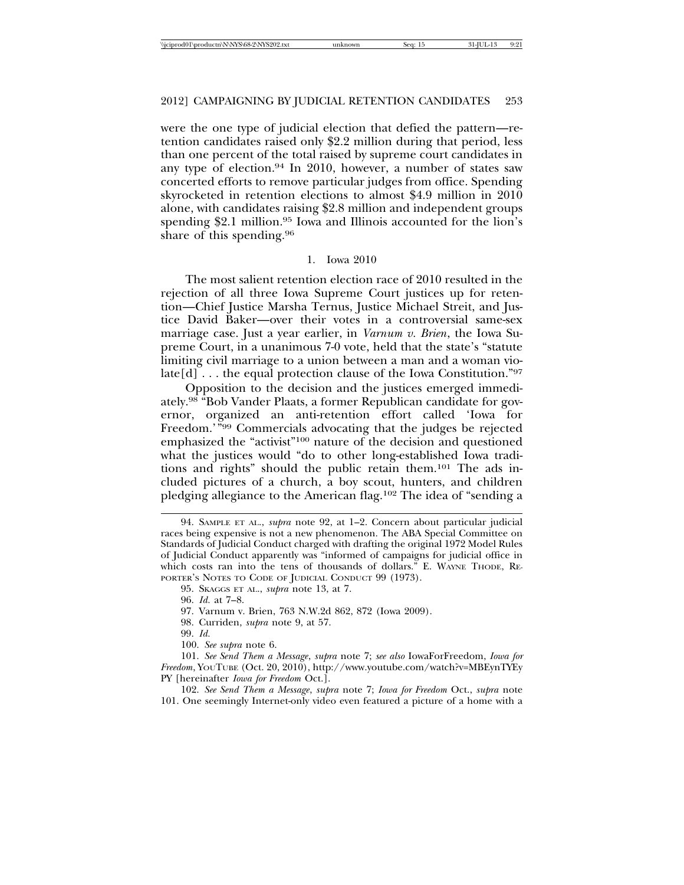were the one type of judicial election that defied the pattern—retention candidates raised only $2.2 million during that period, less than one percent of the total raised by supreme court candidates in any type of election.[94] In 2010, however, a number of states saw concerted efforts to remove particular judges from office. Spending skyrocketed in retention elections to almost $4.9 million in 2010 alone, with candidates raising $2.8 million and independent groups spending $2.1 million.[95] Iowa and Illinois accounted for the lion's share of this spending.[96]

### 1. Iowa 2010

The most salient retention election race of 2010 resulted in the rejection of all three Iowa Supreme Court justices up for retention—Chief Justice Marsha Ternus, Justice Michael Streit, and Justice David Baker—over their votes in a controversial same-sex marriage case. Just a year earlier, in *Varnum v. Brien*, the Iowa Supreme Court, in a unanimous 7-0 vote, held that the state's "statute limiting civil marriage to a union between a man and a woman violate[d] . . . the equal protection clause of the Iowa Constitution."[97]

Opposition to the decision and the justices emerged immediately.[98] "Bob Vander Plaats, a former Republican candidate for governor, organized an anti-retention effort called 'Iowa for Freedom.'"[99] Commercials advocating that the judges be rejected emphasized the "activist"[100] nature of the decision and questioned what the justices would "do to other long-established Iowa traditions and rights" should the public retain them.[101] The ads included pictures of a church, a boy scout, hunters, and children pledging allegiance to the American flag.[102] The idea of "sending a

---

94. SAMPLE ET AL., *supra* note 92, at 1–2. Concern about particular judicial races being expensive is not a new phenomenon. The ABA Special Committee on Standards of Judicial Conduct charged with drafting the original 1972 Model Rules of Judicial Conduct apparently was "informed of campaigns for judicial office in which costs ran into the tens of thousands of dollars." E. WAYNE THODE, REPORTER'S NOTES TO CODE OF JUDICIAL CONDUCT 99 (1973).

95. SKAGGS ET AL., *supra* note 13, at 7.

96. *Id.* at 7–8.

97. Varnum v. Brien, 763 N.W.2d 862, 872 (Iowa 2009).

98. Curriden, *supra* note 9, at 57.

99. *Id.*

100. *See supra* note 6.

101. *See Send Them a Message*, *supra* note 7; *see also* IowaForFreedom, *Iowa for Freedom*, YOUTUBE (Oct. 20, 2010), http://www.youtube.com/watch?v=MBEynTYEyPY [hereinafter *Iowa for Freedom* Oct.].

102. *See Send Them a Message*, *supra* note 7; *Iowa for Freedom* Oct., *supra* note 101. One seemingly Internet-only video even featured a picture of a home with a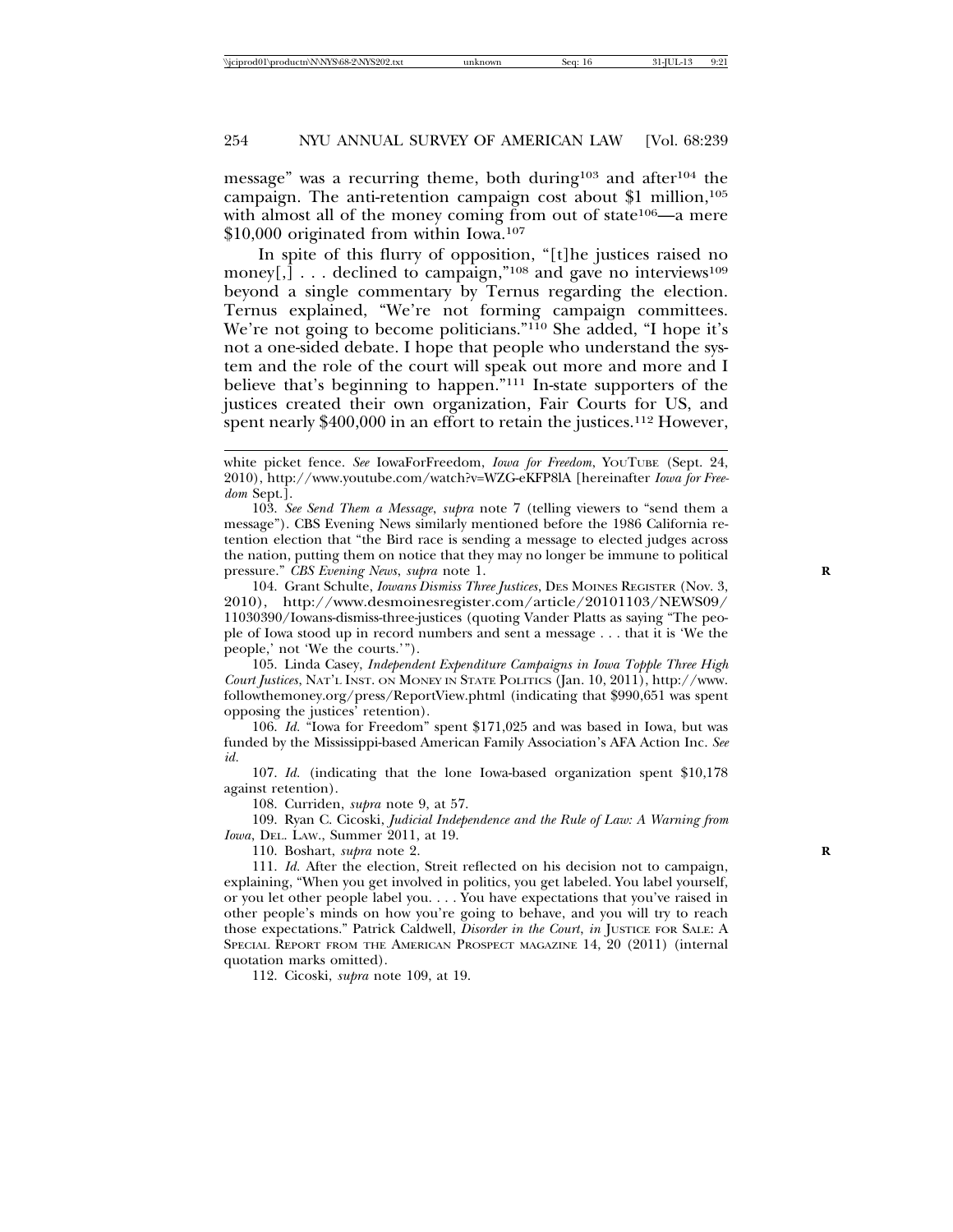message" was a recurring theme, both during[103] and after[104] the campaign. The anti-retention campaign cost about $1 million,[105] with almost all of the money coming from out of state[106]—a mere $10,000 originated from within Iowa.[107]

In spite of this flurry of opposition, "[t]he justices raised no money[,] . . . declined to campaign,"[108] and gave no interviews[109] beyond a single commentary by Ternus regarding the election. Ternus explained, "We're not forming campaign committees. We're not going to become politicians."[110] She added, "I hope it's not a one-sided debate. I hope that people who understand the system and the role of the court will speak out more and more and I believe that's beginning to happen."[111] In-state supporters of the justices created their own organization, Fair Courts for US, and spent nearly $400,000 in an effort to retain the justices.[112] However,

---

white picket fence. *See* IowaForFreedom, *Iowa for Freedom*, YOUTUBE (Sept. 24, 2010), http://www.youtube.com/watch?v=WZG-eKFP8lA [hereinafter *Iowa for Freedom* Sept.].

103. *See Send Them a Message*, *supra* note 7 (telling viewers to "send them a message"). CBS Evening News similarly mentioned before the 1986 California retention election that "the Bird race is sending a message to elected judges across the nation, putting them on notice that they may no longer be immune to political pressure." *CBS Evening News*, *supra* note 1.

104. Grant Schulte, *Iowans Dismiss Three Justices*, DES MOINES REGISTER (Nov. 3, 2010), http://www.desmoinesregister.com/article/20101103/NEWS09/11030390/Iowans-dismiss-three-justices (quoting Vander Platts as saying "The people of Iowa stood up in record numbers and sent a message . . . that it is 'We the people,' not 'We the courts.'").

105. Linda Casey, *Independent Expenditure Campaigns in Iowa Topple Three High Court Justices*, NAT'L INST. ON MONEY IN STATE POLITICS (Jan. 10, 2011), http://www.followthemoney.org/press/ReportView.phtml (indicating that $990,651 was spent opposing the justices' retention).

106. *Id.* "Iowa for Freedom" spent $171,025 and was based in Iowa, but was funded by the Mississippi-based American Family Association's AFA Action Inc. *See id.*

107. *Id.* (indicating that the lone Iowa-based organization spent $10,178 against retention).

108. Curriden, *supra* note 9, at 57.

109. Ryan C. Cicoski, *Judicial Independence and the Rule of Law: A Warning from Iowa*, DEL. LAW., Summer 2011, at 19.

110. Boshart, *supra* note 2.

111. *Id.* After the election, Streit reflected on his decision not to campaign, explaining, "When you get involved in politics, you get labeled. You label yourself, or you let other people label you. . . . You have expectations that you've raised in other people's minds on how you're going to behave, and you will try to reach those expectations." Patrick Caldwell, *Disorder in the Court*, *in* JUSTICE FOR SALE: A SPECIAL REPORT FROM THE AMERICAN PROSPECT MAGAZINE 14, 20 (2011) (internal quotation marks omitted).

112. Cicoski, *supra* note 109, at 19.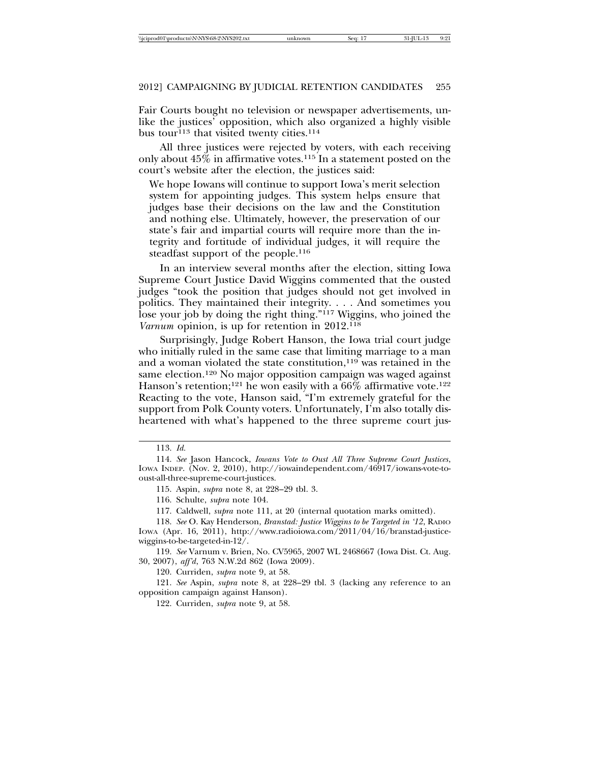Fair Courts bought no television or newspaper advertisements, unlike the justices' opposition, which also organized a highly visible bus tour[113] that visited twenty cities.[114]

All three justices were rejected by voters, with each receiving only about 45% in affirmative votes.[115] In a statement posted on the court's website after the election, the justices said:

> We hope Iowans will continue to support Iowa's merit selection system for appointing judges. This system helps ensure that judges base their decisions on the law and the Constitution and nothing else. Ultimately, however, the preservation of our state's fair and impartial courts will require more than the integrity and fortitude of individual judges, it will require the steadfast support of the people.[116]

In an interview several months after the election, sitting Iowa Supreme Court Justice David Wiggins commented that the ousted judges "took the position that judges should not get involved in politics. They maintained their integrity. . . . And sometimes you lose your job by doing the right thing."[117] Wiggins, who joined the *Varnum* opinion, is up for retention in 2012.[118]

Surprisingly, Judge Robert Hanson, the Iowa trial court judge who initially ruled in the same case that limiting marriage to a man and a woman violated the state constitution,[119] was retained in the same election.[120] No major opposition campaign was waged against Hanson's retention;[121] he won easily with a 66% affirmative vote.[122] Reacting to the vote, Hanson said, "I'm extremely grateful for the support from Polk County voters. Unfortunately, I'm also totally disheartened with what's happened to the three supreme court jus-

---

113. *Id.*

114. *See* Jason Hancock, *Iowans Vote to Oust All Three Supreme Court Justices*, IOWA INDEP. (Nov. 2, 2010), http://iowaindependent.com/46917/iowans-vote-to-oust-all-three-supreme-court-justices.

115. Aspin, *supra* note 8, at 228–29 tbl. 3.

116. Schulte, *supra* note 104.

117. Caldwell, *supra* note 111, at 20 (internal quotation marks omitted).

118. *See* O. Kay Henderson, *Branstad: Justice Wiggins to be Targeted in '12*, RADIO IOWA (Apr. 16, 2011), http://www.radioiowa.com/2011/04/16/branstad-justice-wiggins-to-be-targeted-in-12/.

119. *See* Varnum v. Brien, No. CV5965, 2007 WL 2468667 (Iowa Dist. Ct. Aug. 30, 2007), *aff'd*, 763 N.W.2d 862 (Iowa 2009).

120. Curriden, *supra* note 9, at 58.

121. *See* Aspin, *supra* note 8, at 228–29 tbl. 3 (lacking any reference to an opposition campaign against Hanson).

122. Curriden, *supra* note 9, at 58.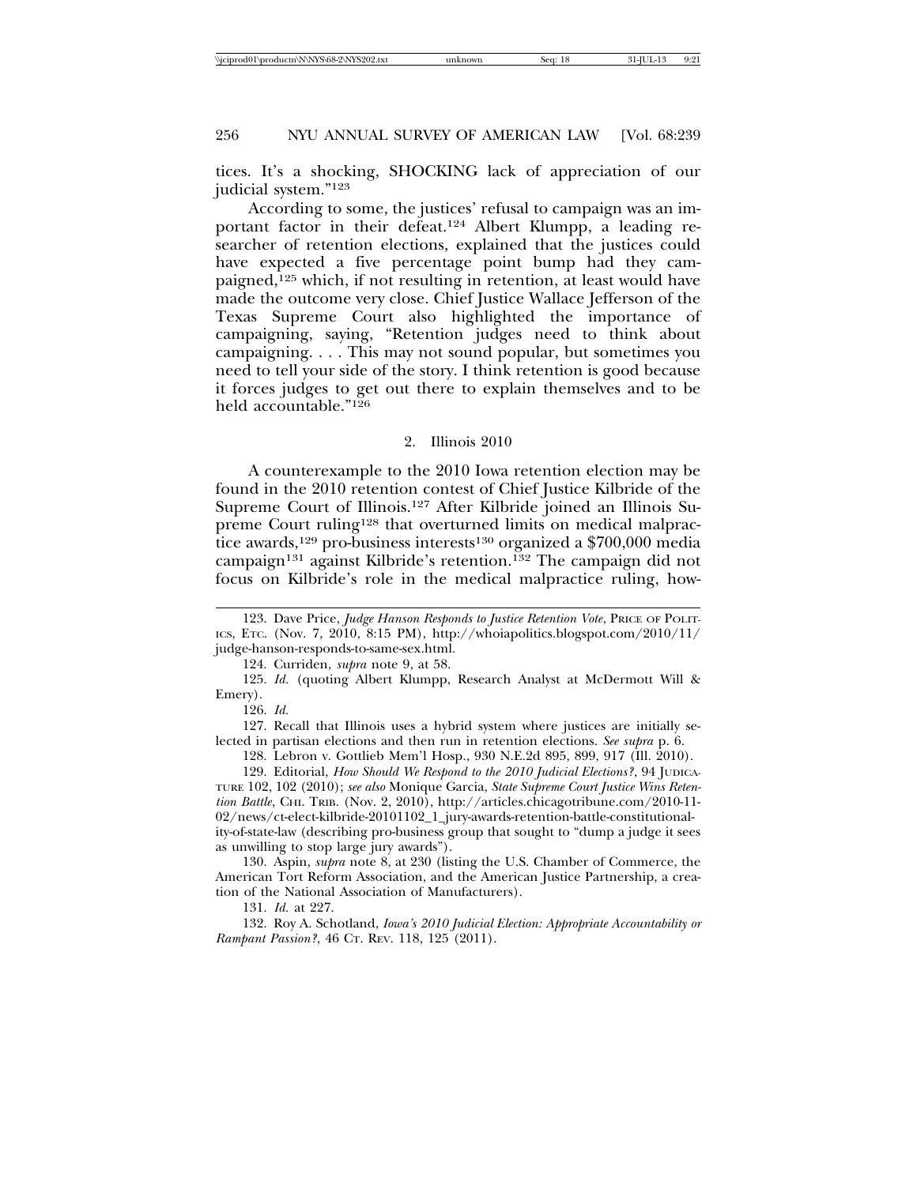tices. It's a shocking, SHOCKING lack of appreciation of our judicial system."[123]

According to some, the justices' refusal to campaign was an important factor in their defeat.[124] Albert Klumpp, a leading researcher of retention elections, explained that the justices could have expected a five percentage point bump had they campaigned,[125] which, if not resulting in retention, at least would have made the outcome very close. Chief Justice Wallace Jefferson of the Texas Supreme Court also highlighted the importance of campaigning, saying, "Retention judges need to think about campaigning. . . . This may not sound popular, but sometimes you need to tell your side of the story. I think retention is good because it forces judges to get out there to explain themselves and to be held accountable."[126]

### 2. Illinois 2010

A counterexample to the 2010 Iowa retention election may be found in the 2010 retention contest of Chief Justice Kilbride of the Supreme Court of Illinois.[127] After Kilbride joined an Illinois Supreme Court ruling[128] that overturned limits on medical malpractice awards,[129] pro-business interests[130] organized a $700,000 media campaign[131] against Kilbride's retention.[132] The campaign did not focus on Kilbride's role in the medical malpractice ruling, how-

---

123. Dave Price, *Judge Hanson Responds to Justice Retention Vote*, PRICE OF POLITICS, ETC. (Nov. 7, 2010, 8:15 PM), http://whoiapolitics.blogspot.com/2010/11/judge-hanson-responds-to-same-sex.html.

124. Curriden, *supra* note 9, at 58.

125. *Id.* (quoting Albert Klumpp, Research Analyst at McDermott Will & Emery).

126. *Id.*

127. Recall that Illinois uses a hybrid system where justices are initially selected in partisan elections and then run in retention elections. *See supra* p. 6.

128. Lebron v. Gottlieb Mem'l Hosp., 930 N.E.2d 895, 899, 917 (Ill. 2010).

129. Editorial, *How Should We Respond to the 2010 Judicial Elections?*, 94 JUDICATURE 102, 102 (2010); *see also* Monique Garcia, *State Supreme Court Justice Wins Retention Battle*, CHI. TRIB. (Nov. 2, 2010), http://articles.chicagotribune.com/2010-11-02/news/ct-elect-kilbride-20101102_1_jury-awards-retention-battle-constitutionality-of-state-law (describing pro-business group that sought to "dump a judge it sees as unwilling to stop large jury awards").

130. Aspin, *supra* note 8, at 230 (listing the U.S. Chamber of Commerce, the American Tort Reform Association, and the American Justice Partnership, a creation of the National Association of Manufacturers).

131. *Id.* at 227.

132. Roy A. Schotland, *Iowa's 2010 Judicial Election: Appropriate Accountability or Rampant Passion?*, 46 CT. REV. 118, 125 (2011).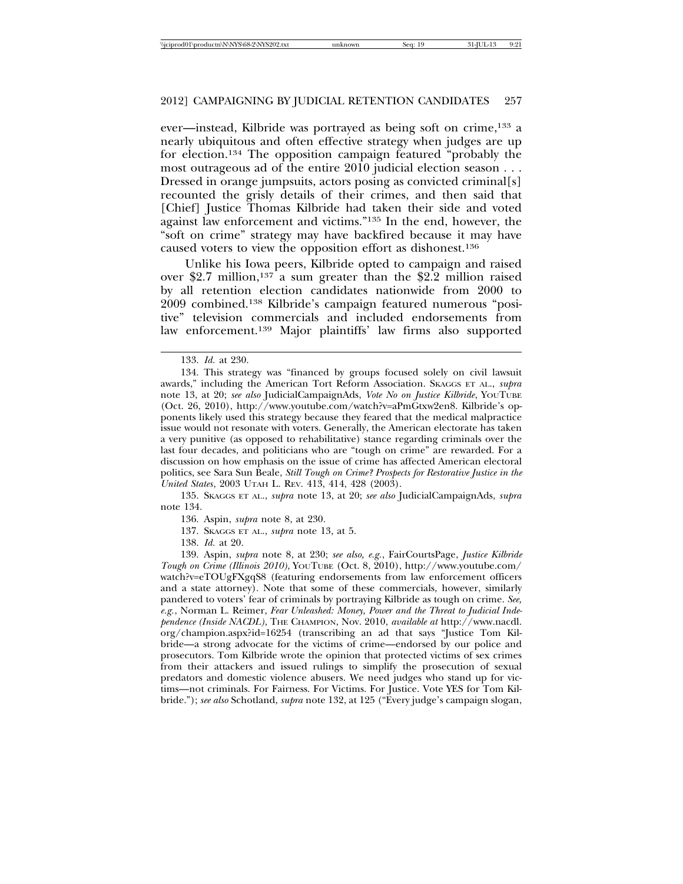ever—instead, Kilbride was portrayed as being soft on crime,[133] a nearly ubiquitous and often effective strategy when judges are up for election.[134] The opposition campaign featured "probably the most outrageous ad of the entire 2010 judicial election season . . . Dressed in orange jumpsuits, actors posing as convicted criminal[s] recounted the grisly details of their crimes, and then said that [Chief] Justice Thomas Kilbride had taken their side and voted against law enforcement and victims."[135] In the end, however, the "soft on crime" strategy may have backfired because it may have caused voters to view the opposition effort as dishonest.[136]

Unlike his Iowa peers, Kilbride opted to campaign and raised over $2.7 million,[137] a sum greater than the $2.2 million raised by all retention election candidates nationwide from 2000 to 2009 combined.[138] Kilbride's campaign featured numerous "positive" television commercials and included endorsements from law enforcement.[139] Major plaintiffs' law firms also supported

---

133. *Id.* at 230.

134. This strategy was "financed by groups focused solely on civil lawsuit awards," including the American Tort Reform Association. SKAGGS ET AL., *supra* note 13, at 20; *see also* JudicialCampaignAds, *Vote No on Justice Kilbride*, YOUTUBE (Oct. 26, 2010), http://www.youtube.com/watch?v=aPmGtxw2en8. Kilbride's opponents likely used this strategy because they feared that the medical malpractice issue would not resonate with voters. Generally, the American electorate has taken a very punitive (as opposed to rehabilitative) stance regarding criminals over the last four decades, and politicians who are "tough on crime" are rewarded. For a discussion on how emphasis on the issue of crime has affected American electoral politics, see Sara Sun Beale, *Still Tough on Crime? Prospects for Restorative Justice in the United States*, 2003 UTAH L. REV. 413, 414, 428 (2003).

135. SKAGGS ET AL., *supra* note 13, at 20; *see also* JudicialCampaignAds, *supra* note 134.

136. Aspin, *supra* note 8, at 230.

137. SKAGGS ET AL., *supra* note 13, at 5.

138. *Id.* at 20.

139. Aspin, *supra* note 8, at 230; *see also, e.g.*, FairCourtsPage, *Justice Kilbride Tough on Crime (Illinois 2010)*, YOUTUBE (Oct. 8, 2010), http://www.youtube.com/watch?v=eTOUgFXgqS8 (featuring endorsements from law enforcement officers and a state attorney). Note that some of these commercials, however, similarly pandered to voters' fear of criminals by portraying Kilbride as tough on crime. *See, e.g.*, Norman L. Reimer, *Fear Unleashed: Money, Power and the Threat to Judicial Independence (Inside NACDL)*, THE CHAMPION, Nov. 2010, *available at* http://www.nacdl.org/champion.aspx?id=16254 (transcribing an ad that says "Justice Tom Kilbride—a strong advocate for the victims of crime—endorsed by our police and prosecutors. Tom Kilbride wrote the opinion that protected victims of sex crimes from their attackers and issued rulings to simplify the prosecution of sexual predators and domestic violence abusers. We need judges who stand up for victims—not criminals. For Fairness. For Victims. For Justice. Vote YES for Tom Kilbride."); *see also* Schotland, *supra* note 132, at 125 ("Every judge's campaign slogan,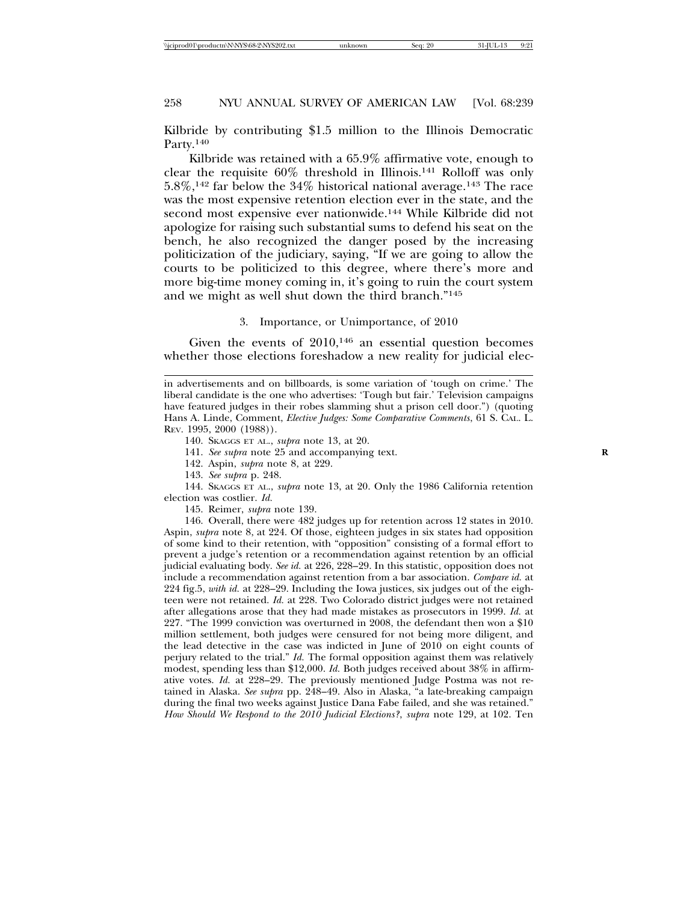Kilbride by contributing $1.5 million to the Illinois Democratic Party.[140]

Kilbride was retained with a 65.9% affirmative vote, enough to clear the requisite 60% threshold in Illinois.[141] Rolloff was only 5.8%,[142] far below the 34% historical national average.[143] The race was the most expensive retention election ever in the state, and the second most expensive ever nationwide.[144] While Kilbride did not apologize for raising such substantial sums to defend his seat on the bench, he also recognized the danger posed by the increasing politicization of the judiciary, saying, "If we are going to allow the courts to be politicized to this degree, where there's more and more big-time money coming in, it's going to ruin the court system and we might as well shut down the third branch."[145]

### 3. Importance, or Unimportance, of 2010

Given the events of 2010,[146] an essential question becomes whether those elections foreshadow a new reality for judicial elec-

---

in advertisements and on billboards, is some variation of 'tough on crime.' The liberal candidate is the one who advertises: 'Tough but fair.' Television campaigns have featured judges in their robes slamming shut a prison cell door.") (quoting Hans A. Linde, Comment, *Elective Judges: Some Comparative Comments*, 61 S. CAL. L. REV. 1995, 2000 (1988)).

140. SKAGGS ET AL., *supra* note 13, at 20.

141. *See supra* note 25 and accompanying text.

142. Aspin, *supra* note 8, at 229.

143. *See supra* p. 248.

144. SKAGGS ET AL., *supra* note 13, at 20. Only the 1986 California retention election was costlier. *Id.*

145. Reimer, *supra* note 139.

146. Overall, there were 482 judges up for retention across 12 states in 2010. Aspin, *supra* note 8, at 224. Of those, eighteen judges in six states had opposition of some kind to their retention, with "opposition" consisting of a formal effort to prevent a judge's retention or a recommendation against retention by an official judicial evaluating body. *See id.* at 226, 228–29. In this statistic, opposition does not include a recommendation against retention from a bar association. *Compare id.* at 224 fig.5, *with id.* at 228–29. Including the Iowa justices, six judges out of the eighteen were not retained. *Id.* at 228. Two Colorado district judges were not retained after allegations arose that they had made mistakes as prosecutors in 1999. *Id.* at 227. "The 1999 conviction was overturned in 2008, the defendant then won a $10 million settlement, both judges were censured for not being more diligent, and the lead detective in the case was indicted in June of 2010 on eight counts of perjury related to the trial." *Id.* The formal opposition against them was relatively modest, spending less than $12,000. *Id.* Both judges received about 38% in affirmative votes. *Id.* at 228–29. The previously mentioned Judge Postma was not retained in Alaska. *See supra* pp. 248–49. Also in Alaska, "a late-breaking campaign during the final two weeks against Justice Dana Fabe failed, and she was retained." *How Should We Respond to the 2010 Judicial Elections?*, *supra* note 129, at 102. Ten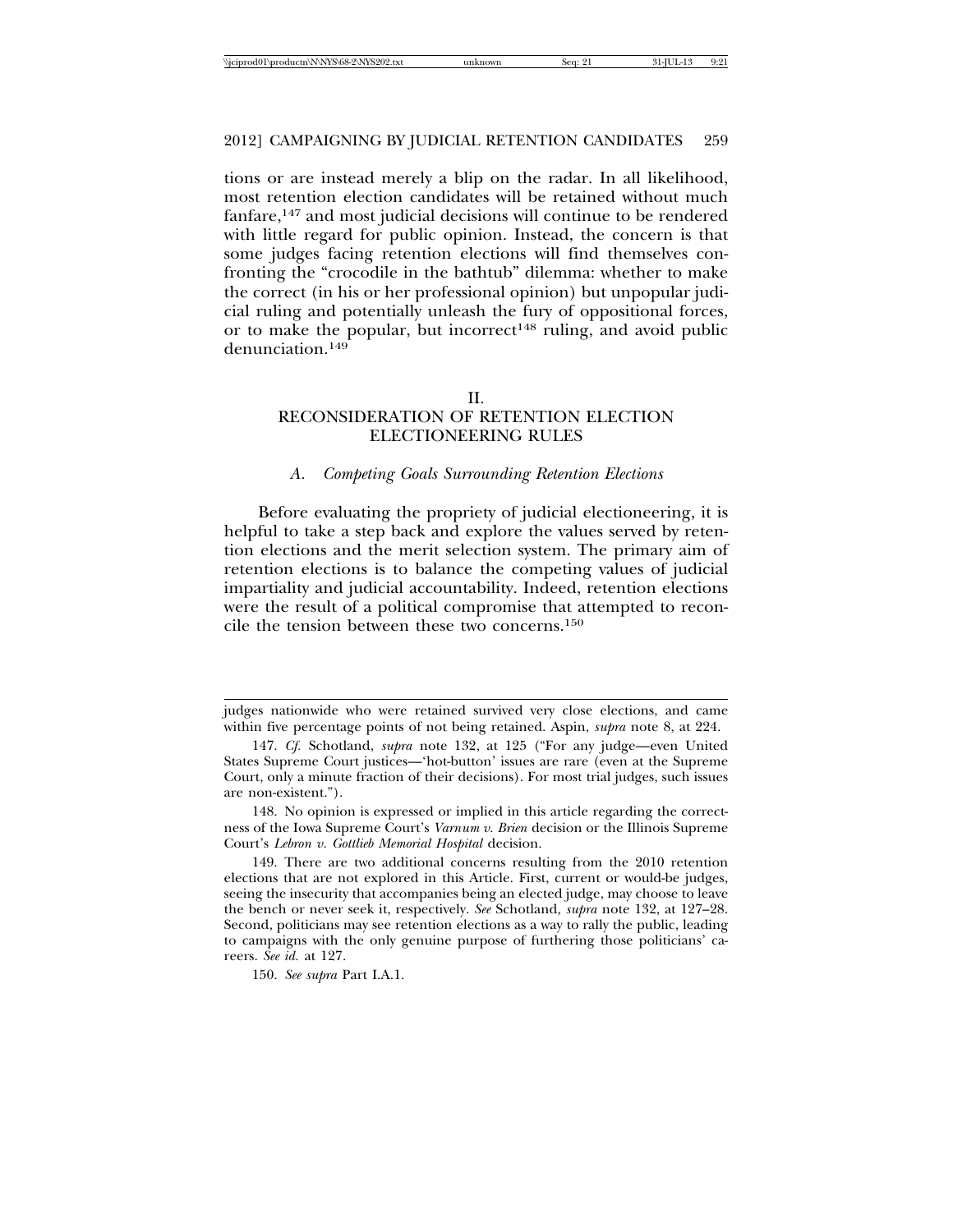tions or are instead merely a blip on the radar. In all likelihood, most retention election candidates will be retained without much fanfare,[147] and most judicial decisions will continue to be rendered with little regard for public opinion. Instead, the concern is that some judges facing retention elections will find themselves confronting the "crocodile in the bathtub" dilemma: whether to make the correct (in his or her professional opinion) but unpopular judicial ruling and potentially unleash the fury of oppositional forces, or to make the popular, but incorrect[148] ruling, and avoid public denunciation.[149]

## II. RECONSIDERATION OF RETENTION ELECTION ELECTIONEERING RULES

### *A. Competing Goals Surrounding Retention Elections*

Before evaluating the propriety of judicial electioneering, it is helpful to take a step back and explore the values served by retention elections and the merit selection system. The primary aim of retention elections is to balance the competing values of judicial impartiality and judicial accountability. Indeed, retention elections were the result of a political compromise that attempted to reconcile the tension between these two concerns.[150]

---

judges nationwide who were retained survived very close elections, and came within five percentage points of not being retained. Aspin, *supra* note 8, at 224.

147. *Cf.* Schotland, *supra* note 132, at 125 ("For any judge—even United States Supreme Court justices—'hot-button' issues are rare (even at the Supreme Court, only a minute fraction of their decisions). For most trial judges, such issues are non-existent.").

148. No opinion is expressed or implied in this article regarding the correctness of the Iowa Supreme Court's *Varnum v. Brien* decision or the Illinois Supreme Court's *Lebron v. Gottlieb Memorial Hospital* decision.

149. There are two additional concerns resulting from the 2010 retention elections that are not explored in this Article. First, current or would-be judges, seeing the insecurity that accompanies being an elected judge, may choose to leave the bench or never seek it, respectively. *See* Schotland, *supra* note 132, at 127–28. Second, politicians may see retention elections as a way to rally the public, leading to campaigns with the only genuine purpose of furthering those politicians' careers. *See id.* at 127.

150. *See supra* Part I.A.1.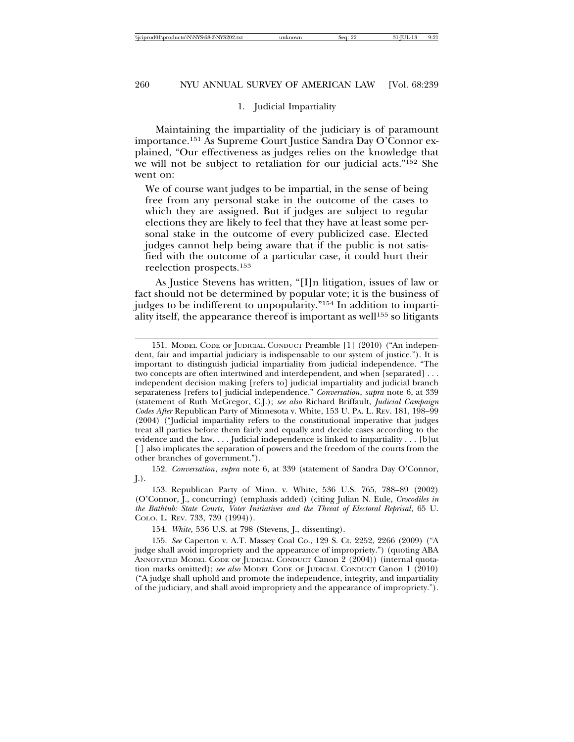### 1. Judicial Impartiality

Maintaining the impartiality of the judiciary is of paramount importance.[151] As Supreme Court Justice Sandra Day O'Connor explained, "Our effectiveness as judges relies on the knowledge that we will not be subject to retaliation for our judicial acts."[152] She went on:

> We of course want judges to be impartial, in the sense of being free from any personal stake in the outcome of the cases to which they are assigned. But if judges are subject to regular elections they are likely to feel that they have at least some personal stake in the outcome of every publicized case. Elected judges cannot help being aware that if the public is not satisfied with the outcome of a particular case, it could hurt their reelection prospects.[153]

As Justice Stevens has written, "[I]n litigation, issues of law or fact should not be determined by popular vote; it is the business of judges to be indifferent to unpopularity."[154] In addition to impartiality itself, the appearance thereof is important as well[155] so litigants

---

151. MODEL CODE OF JUDICIAL CONDUCT Preamble [1] (2010) ("An independent, fair and impartial judiciary is indispensable to our system of justice."). It is important to distinguish judicial impartiality from judicial independence. "The two concepts are often intertwined and interdependent, and when [separated] . . . independent decision making [refers to] judicial impartiality and judicial branch separateness [refers to] judicial independence." *Conversation*, *supra* note 6, at 339 (statement of Ruth McGregor, C.J.); *see also* Richard Briffault, *Judicial Campaign Codes After* Republican Party of Minnesota v. White, 153 U. PA. L. REV. 181, 198–99 (2004) ("Judicial impartiality refers to the constitutional imperative that judges treat all parties before them fairly and equally and decide cases according to the evidence and the law. . . . Judicial independence is linked to impartiality . . . [b]ut [ ] also implicates the separation of powers and the freedom of the courts from the other branches of government.").

152. *Conversation*, *supra* note 6, at 339 (statement of Sandra Day O'Connor, J.).

153. Republican Party of Minn. v. White, 536 U.S. 765, 788–89 (2002) (O'Connor, J., concurring) (emphasis added) (citing Julian N. Eule, *Crocodiles in the Bathtub: State Courts, Voter Initiatives and the Threat of Electoral Reprisal*, 65 U. COLO. L. REV. 733, 739 (1994)).

154. *White*, 536 U.S. at 798 (Stevens, J., dissenting).

155. *See* Caperton v. A.T. Massey Coal Co., 129 S. Ct. 2252, 2266 (2009) ("A judge shall avoid impropriety and the appearance of impropriety.") (quoting ABA ANNOTATED MODEL CODE OF JUDICIAL CONDUCT Canon 2 (2004)) (internal quotation marks omitted); *see also* MODEL CODE OF JUDICIAL CONDUCT Canon 1 (2010) ("A judge shall uphold and promote the independence, integrity, and impartiality of the judiciary, and shall avoid impropriety and the appearance of impropriety.").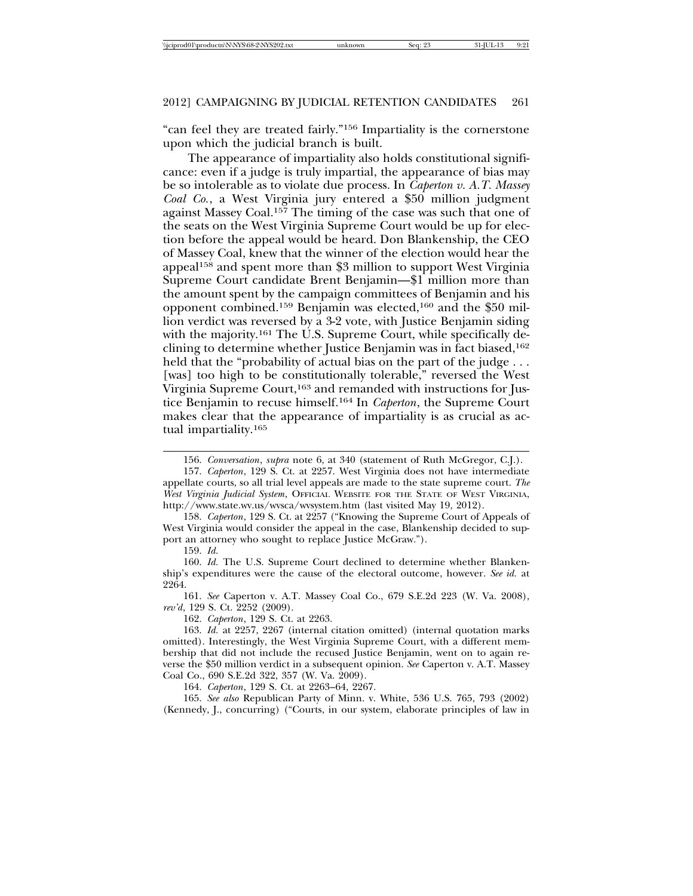"can feel they are treated fairly."[156] Impartiality is the cornerstone upon which the judicial branch is built.

The appearance of impartiality also holds constitutional significance: even if a judge is truly impartial, the appearance of bias may be so intolerable as to violate due process. In *Caperton v. A.T. Massey Coal Co.*, a West Virginia jury entered a $50 million judgment against Massey Coal.[157] The timing of the case was such that one of the seats on the West Virginia Supreme Court would be up for election before the appeal would be heard. Don Blankenship, the CEO of Massey Coal, knew that the winner of the election would hear the appeal[158] and spent more than $3 million to support West Virginia Supreme Court candidate Brent Benjamin—$1 million more than the amount spent by the campaign committees of Benjamin and his opponent combined.[159] Benjamin was elected,[160] and the $50 million verdict was reversed by a 3-2 vote, with Justice Benjamin siding with the majority.[161] The U.S. Supreme Court, while specifically declining to determine whether Justice Benjamin was in fact biased,[162] held that the "probability of actual bias on the part of the judge . . . [was] too high to be constitutionally tolerable," reversed the West Virginia Supreme Court,[163] and remanded with instructions for Justice Benjamin to recuse himself.[164] In *Caperton*, the Supreme Court makes clear that the appearance of impartiality is as crucial as actual impartiality.[165]

---

156. *Conversation*, *supra* note 6, at 340 (statement of Ruth McGregor, C.J.).

157. *Caperton*, 129 S. Ct. at 2257. West Virginia does not have intermediate appellate courts, so all trial level appeals are made to the state supreme court. *The West Virginia Judicial System*, OFFICIAL WEBSITE FOR THE STATE OF WEST VIRGINIA, http://www.state.wv.us/wvsca/wvsystem.htm (last visited May 19, 2012).

158. *Caperton*, 129 S. Ct. at 2257 ("Knowing the Supreme Court of Appeals of West Virginia would consider the appeal in the case, Blankenship decided to support an attorney who sought to replace Justice McGraw.").

159. *Id.*

160. *Id.* The U.S. Supreme Court declined to determine whether Blankenship's expenditures were the cause of the electoral outcome, however. *See id.* at 2264.

161. *See* Caperton v. A.T. Massey Coal Co., 679 S.E.2d 223 (W. Va. 2008), *rev'd*, 129 S. Ct. 2252 (2009).

162. *Caperton*, 129 S. Ct. at 2263.

163. *Id.* at 2257, 2267 (internal citation omitted) (internal quotation marks omitted). Interestingly, the West Virginia Supreme Court, with a different membership that did not include the recused Justice Benjamin, went on to again reverse the $50 million verdict in a subsequent opinion. *See* Caperton v. A.T. Massey Coal Co., 690 S.E.2d 322, 357 (W. Va. 2009).

164. *Caperton*, 129 S. Ct. at 2263–64, 2267.

165. *See also* Republican Party of Minn. v. White, 536 U.S. 765, 793 (2002) (Kennedy, J., concurring) ("Courts, in our system, elaborate principles of law in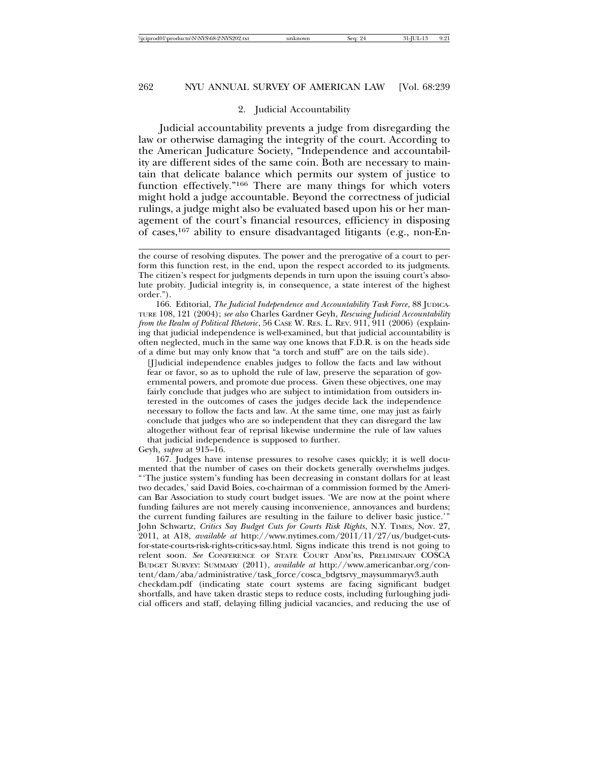### 2. Judicial Accountability

Judicial accountability prevents a judge from disregarding the law or otherwise damaging the integrity of the court. According to the American Judicature Society, "Independence and accountability are different sides of the same coin. Both are necessary to maintain that delicate balance which permits our system of justice to function effectively."[166] There are many things for which voters might hold a judge accountable. Beyond the correctness of judicial rulings, a judge might also be evaluated based upon his or her management of the court's financial resources, efficiency in disposing of cases,[167] ability to ensure disadvantaged litigants (e.g., non-En-

---

the course of resolving disputes. The power and the prerogative of a court to perform this function rest, in the end, upon the respect accorded to its judgments. The citizen's respect for judgments depends in turn upon the issuing court's absolute probity. Judicial integrity is, in consequence, a state interest of the highest order.").

166. Editorial, *The Judicial Independence and Accountability Task Force*, 88 JUDICATURE 108, 121 (2004); *see also* Charles Gardner Geyh, *Rescuing Judicial Accountability from the Realm of Political Rhetoric*, 56 CASE W. RES. L. REV. 911, 911 (2006) (explaining that judicial independence is well-examined, but that judicial accountability is often neglected, much in the same way one knows that F.D.R. is on the heads side of a dime but may only know that "a torch and stuff" are on the tails side).

> [J]udicial independence enables judges to follow the facts and law without fear or favor, so as to uphold the rule of law, preserve the separation of governmental powers, and promote due process. Given these objectives, one may fairly conclude that judges who are subject to intimidation from outsiders interested in the outcomes of cases the judges decide lack the independence necessary to follow the facts and law. At the same time, one may just as fairly conclude that judges who are so independent that they can disregard the law altogether without fear of reprisal likewise undermine the rule of law values that judicial independence is supposed to further.

Geyh, *supra* at 915–16.

167. Judges have intense pressures to resolve cases quickly; it is well documented that the number of cases on their dockets generally overwhelms judges. "'The justice system's funding has been decreasing in constant dollars for at least two decades,' said David Boies, co-chairman of a commission formed by the American Bar Association to study court budget issues. 'We are now at the point where funding failures are not merely causing inconvenience, annoyances and burdens; the current funding failures are resulting in the failure to deliver basic justice.'" John Schwartz, *Critics Say Budget Cuts for Courts Risk Rights*, N.Y. TIMES, Nov. 27, 2011, at A18, *available at* http://www.nytimes.com/2011/11/27/us/budget-cuts-for-state-courts-risk-rights-critics-say.html. Signs indicate this trend is not going to relent soon. *See* CONFERENCE OF STATE COURT ADM'RS, PRELIMINARY COSCA BUDGET SURVEY: SUMMARY (2011), *available at* http://www.americanbar.org/content/dam/aba/administrative/task_force/cosca_bdgtsrvy_maysummaryv3.authcheckdam.pdf (indicating state court systems are facing significant budget shortfalls, and have taken drastic steps to reduce costs, including furloughing judicial officers and staff, delaying filling judicial vacancies, and reducing the use of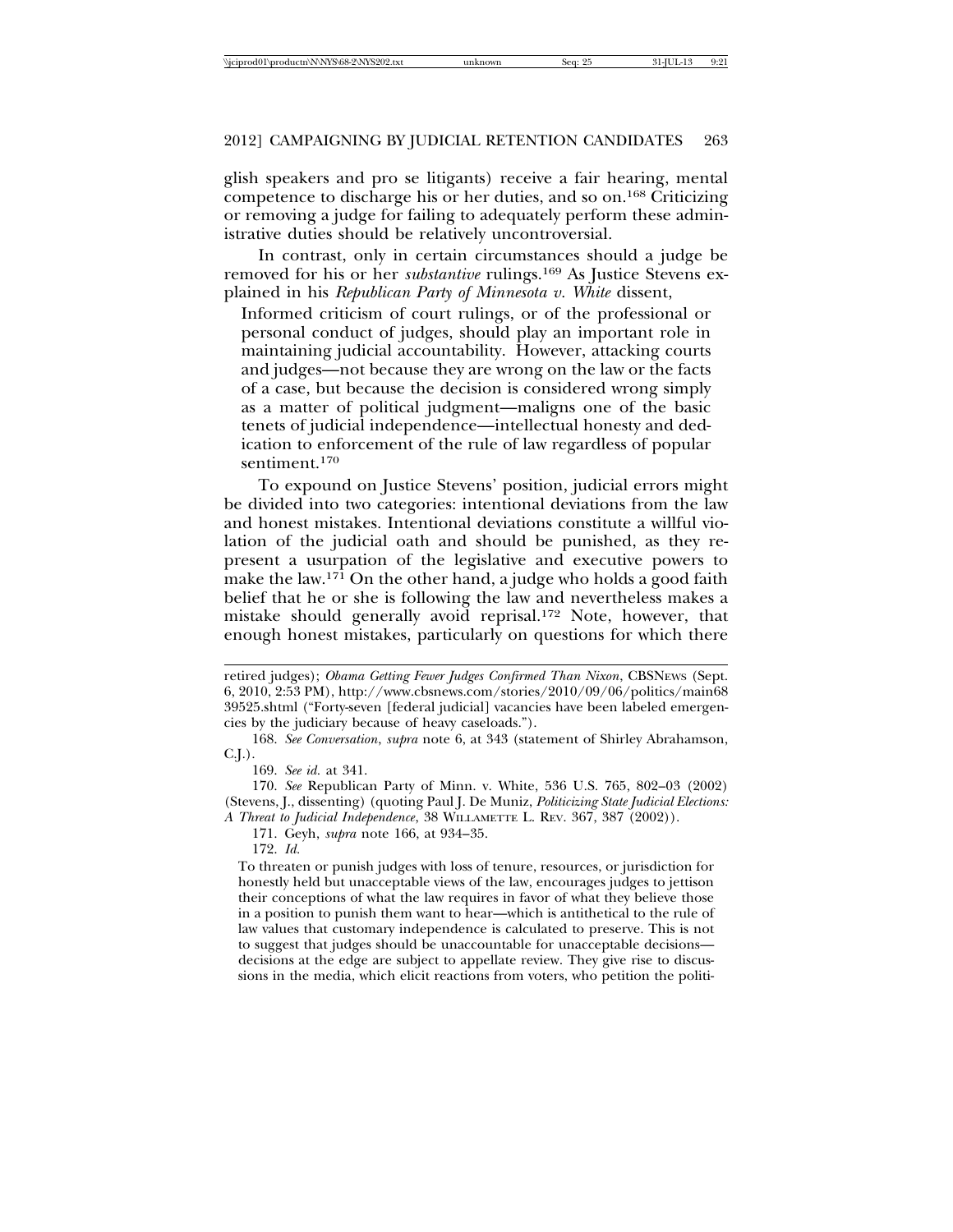glish speakers and pro se litigants) receive a fair hearing, mental competence to discharge his or her duties, and so on.[168] Criticizing or removing a judge for failing to adequately perform these administrative duties should be relatively uncontroversial.

In contrast, only in certain circumstances should a judge be removed for his or her *substantive* rulings.[169] As Justice Stevens explained in his *Republican Party of Minnesota v. White* dissent,

> Informed criticism of court rulings, or of the professional or personal conduct of judges, should play an important role in maintaining judicial accountability. However, attacking courts and judges—not because they are wrong on the law or the facts of a case, but because the decision is considered wrong simply as a matter of political judgment—maligns one of the basic tenets of judicial independence—intellectual honesty and dedication to enforcement of the rule of law regardless of popular sentiment.[170]

To expound on Justice Stevens' position, judicial errors might be divided into two categories: intentional deviations from the law and honest mistakes. Intentional deviations constitute a willful violation of the judicial oath and should be punished, as they represent a usurpation of the legislative and executive powers to make the law.[171] On the other hand, a judge who holds a good faith belief that he or she is following the law and nevertheless makes a mistake should generally avoid reprisal.[172] Note, however, that enough honest mistakes, particularly on questions for which there

---

retired judges); *Obama Getting Fewer Judges Confirmed Than Nixon*, CBSNEWS (Sept. 6, 2010, 2:53 PM), http://www.cbsnews.com/stories/2010/09/06/politics/main6839525.shtml ("Forty-seven [federal judicial] vacancies have been labeled emergencies by the judiciary because of heavy caseloads.").

168. *See Conversation*, *supra* note 6, at 343 (statement of Shirley Abrahamson, C.J.).

169. *See id.* at 341.

170. *See* Republican Party of Minn. v. White, 536 U.S. 765, 802–03 (2002) (Stevens, J., dissenting) (quoting Paul J. De Muniz, *Politicizing State Judicial Elections: A Threat to Judicial Independence*, 38 WILLAMETTE L. REV. 367, 387 (2002)).

171. Geyh, *supra* note 166, at 934–35.

172. *Id.*

> To threaten or punish judges with loss of tenure, resources, or jurisdiction for honestly held but unacceptable views of the law, encourages judges to jettison their conceptions of what the law requires in favor of what they believe those in a position to punish them want to hear—which is antithetical to the rule of law values that customary independence is calculated to preserve. This is not to suggest that judges should be unaccountable for unacceptable decisions—decisions at the edge are subject to appellate review. They give rise to discussions in the media, which elicit reactions from voters, who petition the politi-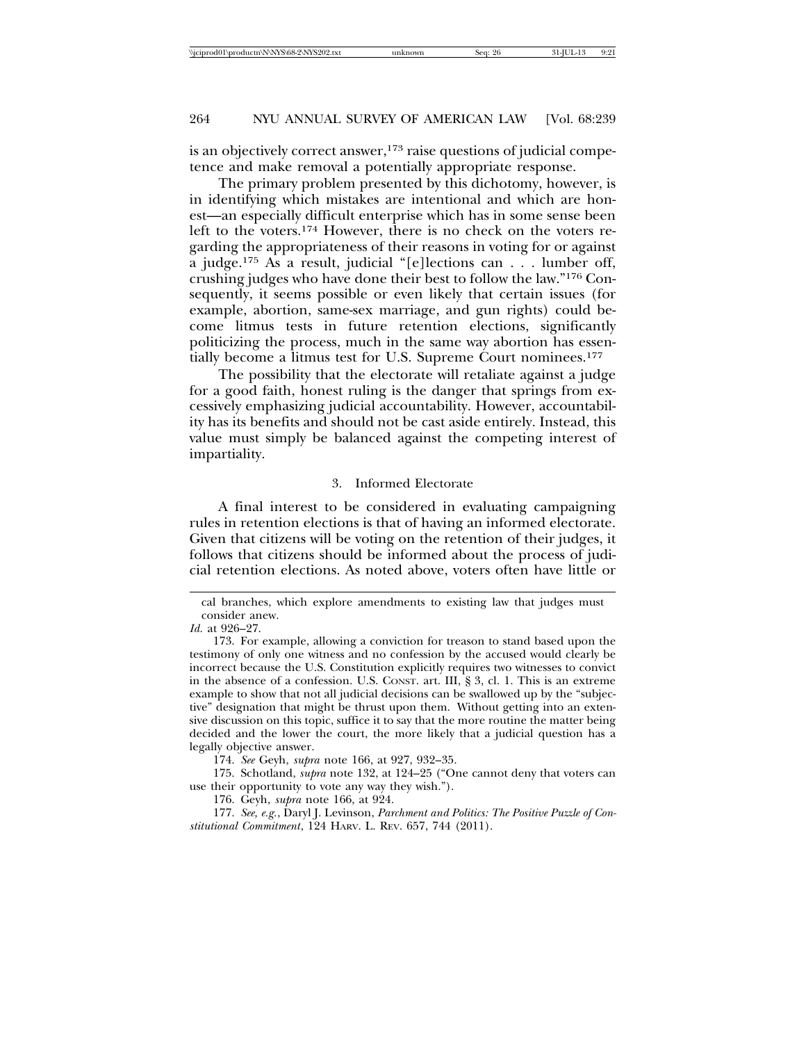is an objectively correct answer,[173] raise questions of judicial competence and make removal a potentially appropriate response.

The primary problem presented by this dichotomy, however, is in identifying which mistakes are intentional and which are honest—an especially difficult enterprise which has in some sense been left to the voters.[174] However, there is no check on the voters regarding the appropriateness of their reasons in voting for or against a judge.[175] As a result, judicial "[e]lections can . . . lumber off, crushing judges who have done their best to follow the law."[176] Consequently, it seems possible or even likely that certain issues (for example, abortion, same-sex marriage, and gun rights) could become litmus tests in future retention elections, significantly politicizing the process, much in the same way abortion has essentially become a litmus test for U.S. Supreme Court nominees.[177]

The possibility that the electorate will retaliate against a judge for a good faith, honest ruling is the danger that springs from excessively emphasizing judicial accountability. However, accountability has its benefits and should not be cast aside entirely. Instead, this value must simply be balanced against the competing interest of impartiality.

### 3. Informed Electorate

A final interest to be considered in evaluating campaigning rules in retention elections is that of having an informed electorate. Given that citizens will be voting on the retention of their judges, it follows that citizens should be informed about the process of judicial retention elections. As noted above, voters often have little or

---

cal branches, which explore amendments to existing law that judges must consider anew.

*Id.* at 926–27.

173. For example, allowing a conviction for treason to stand based upon the testimony of only one witness and no confession by the accused would clearly be incorrect because the U.S. Constitution explicitly requires two witnesses to convict in the absence of a confession. U.S. CONST. art. III, § 3, cl. 1. This is an extreme example to show that not all judicial decisions can be swallowed up by the "subjective" designation that might be thrust upon them. Without getting into an extensive discussion on this topic, suffice it to say that the more routine the matter being decided and the lower the court, the more likely that a judicial question has a legally objective answer.

174. *See* Geyh, *supra* note 166, at 927, 932–35.

175. Schotland, *supra* note 132, at 124–25 ("One cannot deny that voters can use their opportunity to vote any way they wish.").

176. Geyh, *supra* note 166, at 924.

177. *See, e.g.*, Daryl J. Levinson, *Parchment and Politics: The Positive Puzzle of Constitutional Commitment*, 124 HARV. L. REV. 657, 744 (2011).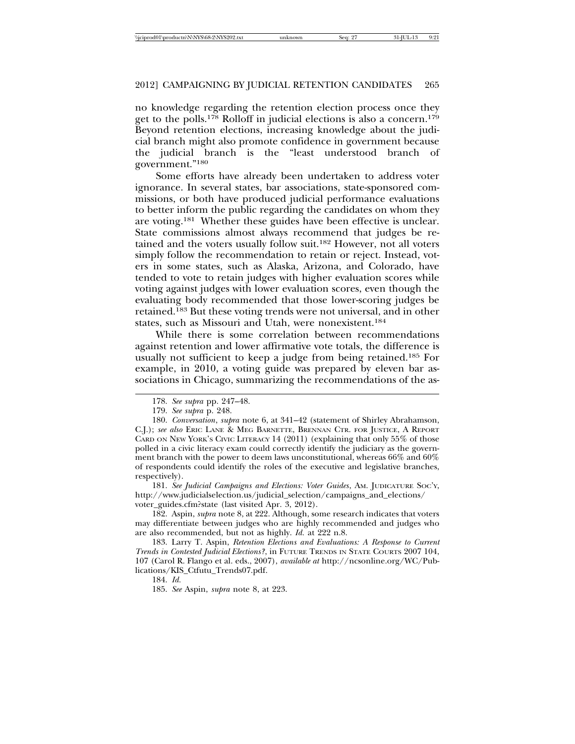no knowledge regarding the retention election process once they get to the polls.[178] Rolloff in judicial elections is also a concern.[179] Beyond retention elections, increasing knowledge about the judicial branch might also promote confidence in government because the judicial branch is the "least understood branch of government."[180]

Some efforts have already been undertaken to address voter ignorance. In several states, bar associations, state-sponsored commissions, or both have produced judicial performance evaluations to better inform the public regarding the candidates on whom they are voting.[181] Whether these guides have been effective is unclear. State commissions almost always recommend that judges be retained and the voters usually follow suit.[182] However, not all voters simply follow the recommendation to retain or reject. Instead, voters in some states, such as Alaska, Arizona, and Colorado, have tended to vote to retain judges with higher evaluation scores while voting against judges with lower evaluation scores, even though the evaluating body recommended that those lower-scoring judges be retained.[183] But these voting trends were not universal, and in other states, such as Missouri and Utah, were nonexistent.[184]

While there is some correlation between recommendations against retention and lower affirmative vote totals, the difference is usually not sufficient to keep a judge from being retained.[185] For example, in 2010, a voting guide was prepared by eleven bar associations in Chicago, summarizing the recommendations of the as-

---

178. *See supra* pp. 247–48.

179. *See supra* p. 248.

180. *Conversation*, *supra* note 6, at 341–42 (statement of Shirley Abrahamson, C.J.); *see also* ERIC LANE & MEG BARNETTE, BRENNAN CTR. FOR JUSTICE, A REPORT CARD ON NEW YORK'S CIVIC LITERACY 14 (2011) (explaining that only 55% of those polled in a civic literacy exam could correctly identify the judiciary as the government branch with the power to deem laws unconstitutional, whereas 66% and 60% of respondents could identify the roles of the executive and legislative branches, respectively).

181. *See Judicial Campaigns and Elections: Voter Guides*, AM. JUDICATURE SOC'Y, http://www.judicialselection.us/judicial_selection/campaigns_and_elections/voter_guides.cfm?state (last visited Apr. 3, 2012).

182. Aspin, *supra* note 8, at 222. Although, some research indicates that voters may differentiate between judges who are highly recommended and judges who are also recommended, but not as highly. *Id.* at 222 n.8.

183. Larry T. Aspin, *Retention Elections and Evaluations: A Response to Current Trends in Contested Judicial Elections?*, in FUTURE TRENDS IN STATE COURTS 2007 104, 107 (Carol R. Flango et al. eds., 2007), *available at* http://ncsonline.org/WC/Publications/KIS_Ctfutu_Trends07.pdf.

184. *Id.*

185. *See* Aspin, *supra* note 8, at 223.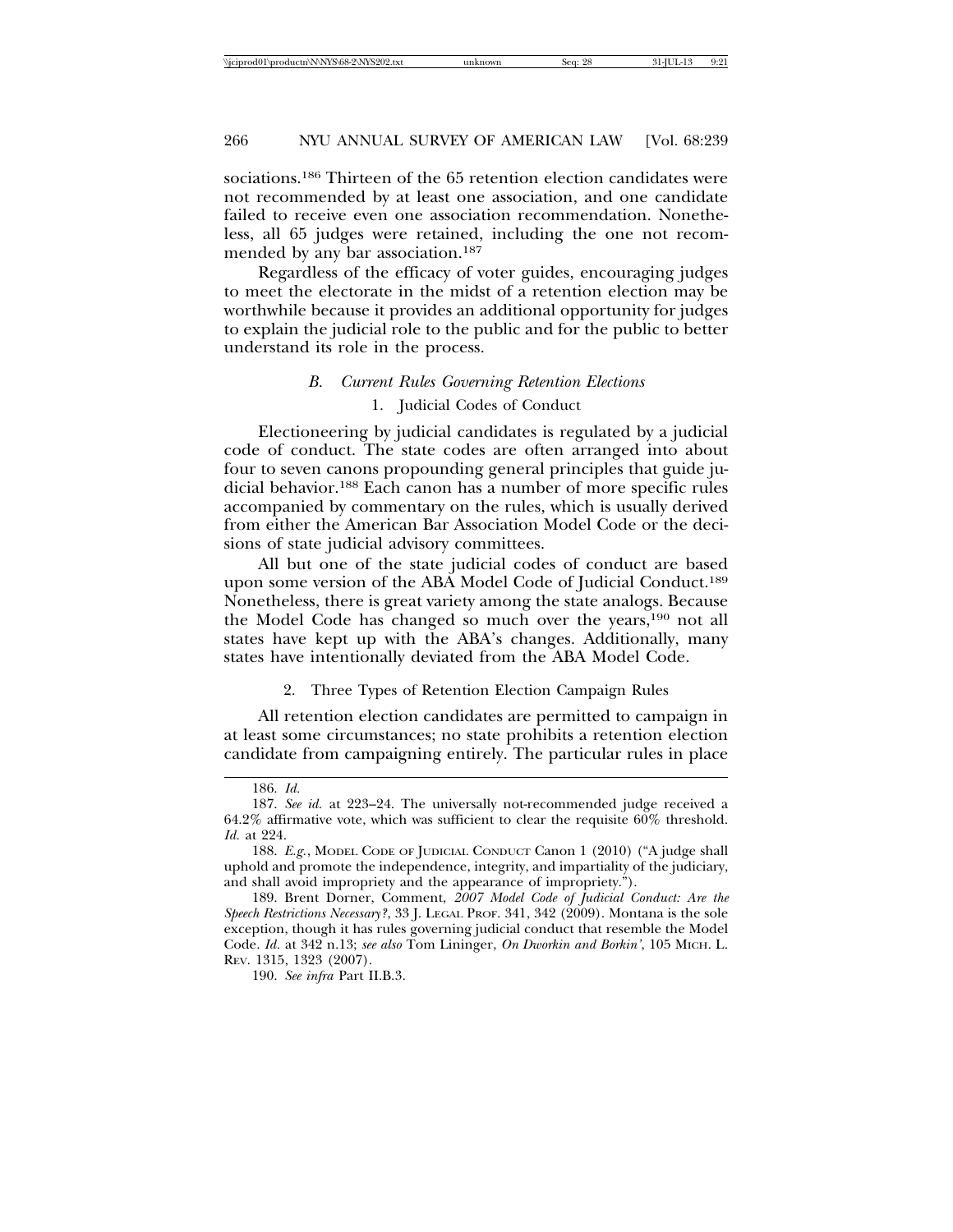sociations.[186] Thirteen of the 65 retention election candidates were not recommended by at least one association, and one candidate failed to receive even one association recommendation. Nonetheless, all 65 judges were retained, including the one not recommended by any bar association.[187]

Regardless of the efficacy of voter guides, encouraging judges to meet the electorate in the midst of a retention election may be worthwhile because it provides an additional opportunity for judges to explain the judicial role to the public and for the public to better understand its role in the process.

### *B. Current Rules Governing Retention Elections*

#### 1. Judicial Codes of Conduct

Electioneering by judicial candidates is regulated by a judicial code of conduct. The state codes are often arranged into about four to seven canons propounding general principles that guide judicial behavior.[188] Each canon has a number of more specific rules accompanied by commentary on the rules, which is usually derived from either the American Bar Association Model Code or the decisions of state judicial advisory committees.

All but one of the state judicial codes of conduct are based upon some version of the ABA Model Code of Judicial Conduct.[189] Nonetheless, there is great variety among the state analogs. Because the Model Code has changed so much over the years,[190] not all states have kept up with the ABA's changes. Additionally, many states have intentionally deviated from the ABA Model Code.

#### 2. Three Types of Retention Election Campaign Rules

All retention election candidates are permitted to campaign in at least some circumstances; no state prohibits a retention election candidate from campaigning entirely. The particular rules in place

---

186. *Id.*

187. *See id.* at 223–24. The universally not-recommended judge received a 64.2% affirmative vote, which was sufficient to clear the requisite 60% threshold. *Id.* at 224.

188. *E.g.*, MODEL CODE OF JUDICIAL CONDUCT Canon 1 (2010) ("A judge shall uphold and promote the independence, integrity, and impartiality of the judiciary, and shall avoid impropriety and the appearance of impropriety.").

189. Brent Dorner, Comment, *2007 Model Code of Judicial Conduct: Are the Speech Restrictions Necessary?*, 33 J. LEGAL PROF. 341, 342 (2009). Montana is the sole exception, though it has rules governing judicial conduct that resemble the Model Code. *Id.* at 342 n.13; *see also* Tom Lininger, *On Dworkin and Borkin'*, 105 MICH. L. REV. 1315, 1323 (2007).

190. *See infra* Part II.B.3.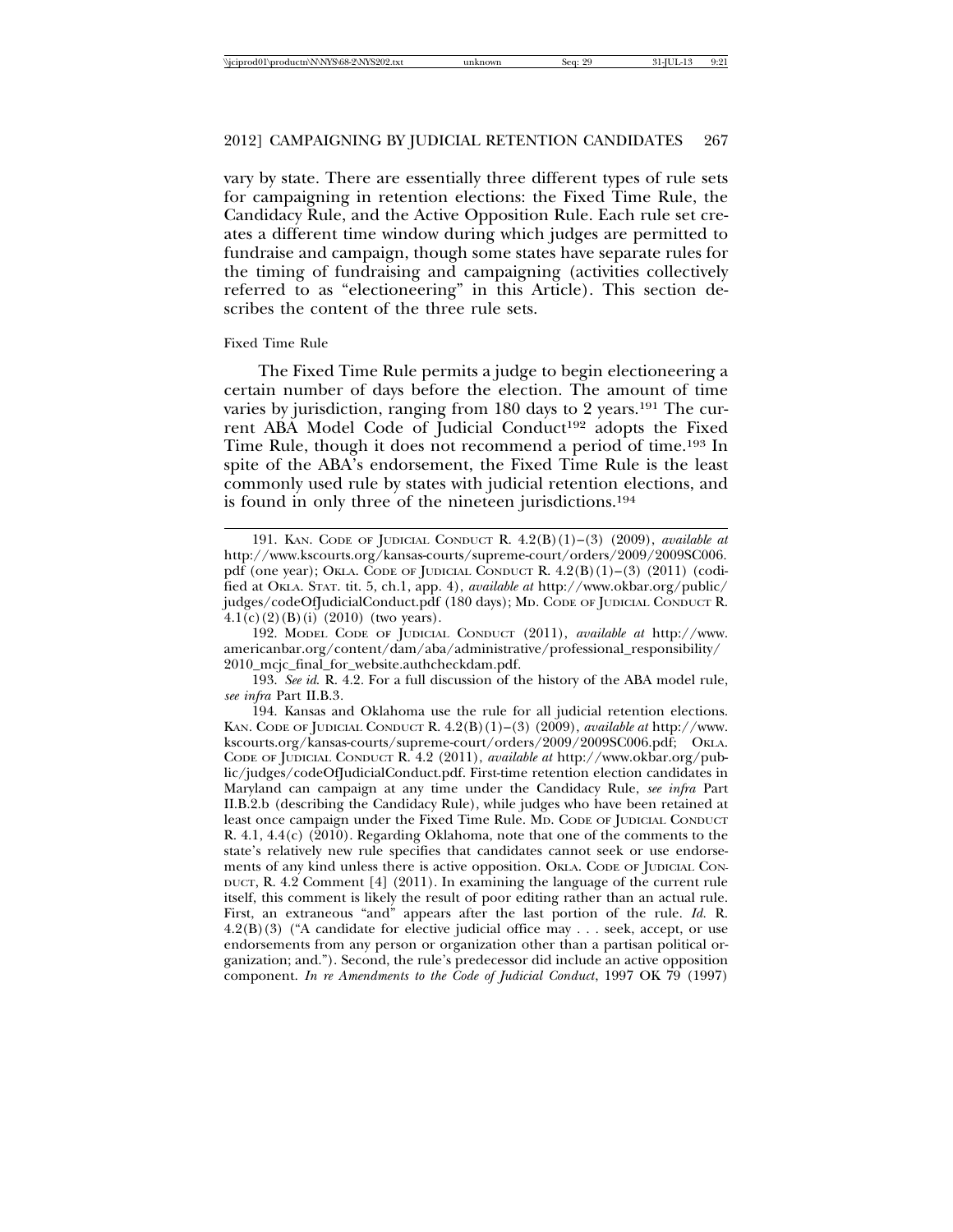vary by state. There are essentially three different types of rule sets for campaigning in retention elections: the Fixed Time Rule, the Candidacy Rule, and the Active Opposition Rule. Each rule set creates a different time window during which judges are permitted to fundraise and campaign, though some states have separate rules for the timing of fundraising and campaigning (activities collectively referred to as "electioneering" in this Article). This section describes the content of the three rule sets.

### Fixed Time Rule

The Fixed Time Rule permits a judge to begin electioneering a certain number of days before the election. The amount of time varies by jurisdiction, ranging from 180 days to 2 years.[191] The current ABA Model Code of Judicial Conduct[192] adopts the Fixed Time Rule, though it does not recommend a period of time.[193] In spite of the ABA's endorsement, the Fixed Time Rule is the least commonly used rule by states with judicial retention elections, and is found in only three of the nineteen jurisdictions.[194]

---

191. KAN. CODE OF JUDICIAL CONDUCT R. 4.2(B)(1)–(3) (2009), *available at* http://www.kscourts.org/kansas-courts/supreme-court/orders/2009/2009SC006.pdf (one year); OKLA. CODE OF JUDICIAL CONDUCT R. 4.2(B)(1)–(3) (2011) (codified at OKLA. STAT. tit. 5, ch.1, app. 4), *available at* http://www.okbar.org/public/judges/codeOfJudicialConduct.pdf (180 days); MD. CODE OF JUDICIAL CONDUCT R. 4.1(c)(2)(B)(i) (2010) (two years).

192. MODEL CODE OF JUDICIAL CONDUCT (2011), *available at* http://www.americanbar.org/content/dam/aba/administrative/professional_responsibility/2010_mcjc_final_for_website.authcheckdam.pdf.

193. *See id.* R. 4.2. For a full discussion of the history of the ABA model rule, *see infra* Part II.B.3.

194. Kansas and Oklahoma use the rule for all judicial retention elections. KAN. CODE OF JUDICIAL CONDUCT R. 4.2(B)(1)–(3) (2009), *available at* http://www.kscourts.org/kansas-courts/supreme-court/orders/2009/2009SC006.pdf; OKLA. CODE OF JUDICIAL CONDUCT R. 4.2 (2011), *available at* http://www.okbar.org/public/judges/codeOfJudicialConduct.pdf. First-time retention election candidates in Maryland can campaign at any time under the Candidacy Rule, *see infra* Part II.B.2.b (describing the Candidacy Rule), while judges who have been retained at least once campaign under the Fixed Time Rule. MD. CODE OF JUDICIAL CONDUCT R. 4.1, 4.4(c) (2010). Regarding Oklahoma, note that one of the comments to the state's relatively new rule specifies that candidates cannot seek or use endorsements of any kind unless there is active opposition. OKLA. CODE OF JUDICIAL CONDUCT, R. 4.2 Comment [4] (2011). In examining the language of the current rule itself, this comment is likely the result of poor editing rather than an actual rule. First, an extraneous "and" appears after the last portion of the rule. *Id.* R. 4.2(B)(3) ("A candidate for elective judicial office may . . . seek, accept, or use endorsements from any person or organization other than a partisan political organization; and."). Second, the rule's predecessor did include an active opposition component. *In re Amendments to the Code of Judicial Conduct*, 1997 OK 79 (1997)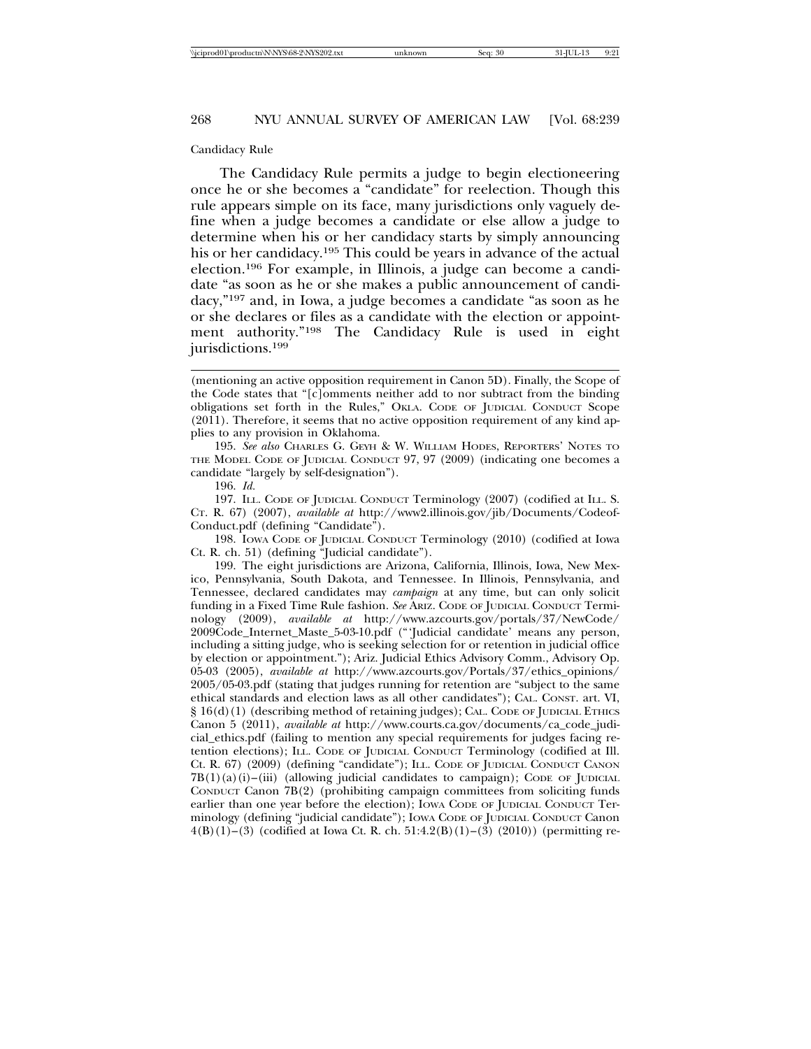Candidacy Rule

The Candidacy Rule permits a judge to begin electioneering once he or she becomes a "candidate" for reelection. Though this rule appears simple on its face, many jurisdictions only vaguely define when a judge becomes a candidate or else allow a judge to determine when his or her candidacy starts by simply announcing his or her candidacy.[195] This could be years in advance of the actual election.[196] For example, in Illinois, a judge can become a candidate "as soon as he or she makes a public announcement of candidacy,"[197] and, in Iowa, a judge becomes a candidate "as soon as he or she declares or files as a candidate with the election or appointment authority."[198] The Candidacy Rule is used in eight jurisdictions.[199]

---

(mentioning an active opposition requirement in Canon 5D). Finally, the Scope of the Code states that "[c]omments neither add to nor subtract from the binding obligations set forth in the Rules," OKLA. CODE OF JUDICIAL CONDUCT Scope (2011). Therefore, it seems that no active opposition requirement of any kind applies to any provision in Oklahoma.

195. *See also* CHARLES G. GEYH & W. WILLIAM HODES, REPORTERS' NOTES TO THE MODEL CODE OF JUDICIAL CONDUCT 97, 97 (2009) (indicating one becomes a candidate "largely by self-designation").

196. *Id.*

197. ILL. CODE OF JUDICIAL CONDUCT Terminology (2007) (codified at ILL. S. CT. R. 67) (2007), *available at* http://www2.illinois.gov/jib/Documents/Codeof-Conduct.pdf (defining "Candidate").

198. IOWA CODE OF JUDICIAL CONDUCT Terminology (2010) (codified at Iowa Ct. R. ch. 51) (defining "Judicial candidate").

199. The eight jurisdictions are Arizona, California, Illinois, Iowa, New Mexico, Pennsylvania, South Dakota, and Tennessee. In Illinois, Pennsylvania, and Tennessee, declared candidates may *campaign* at any time, but can only solicit funding in a Fixed Time Rule fashion. *See* ARIZ. CODE OF JUDICIAL CONDUCT Terminology (2009), *available at* http://www.azcourts.gov/portals/37/NewCode/2009Code_Internet_Maste_5-03-10.pdf ("'Judicial candidate' means any person, including a sitting judge, who is seeking selection for or retention in judicial office by election or appointment."); Ariz. Judicial Ethics Advisory Comm., Advisory Op. 05-03 (2005), *available at* http://www.azcourts.gov/Portals/37/ethics_opinions/2005/05-03.pdf (stating that judges running for retention are "subject to the same ethical standards and election laws as all other candidates"); CAL. CONST. art. VI, § 16(d)(1) (describing method of retaining judges); CAL. CODE OF JUDICIAL ETHICS Canon 5 (2011), *available at* http://www.courts.ca.gov/documents/ca_code_judicial_ethics.pdf (failing to mention any special requirements for judges facing retention elections); ILL. CODE OF JUDICIAL CONDUCT Terminology (codified at Ill. Ct. R. 67) (2009) (defining "candidate"); ILL. CODE OF JUDICIAL CONDUCT CANON 7B(1)(a)(i)–(iii) (allowing judicial candidates to campaign); CODE OF JUDICIAL CONDUCT Canon 7B(2) (prohibiting campaign committees from soliciting funds earlier than one year before the election); IOWA CODE OF JUDICIAL CONDUCT Terminology (defining "judicial candidate"); IOWA CODE OF JUDICIAL CONDUCT Canon 4(B)(1)–(3) (codified at Iowa Ct. R. ch. 51:4.2(B)(1)–(3) (2010)) (permitting re-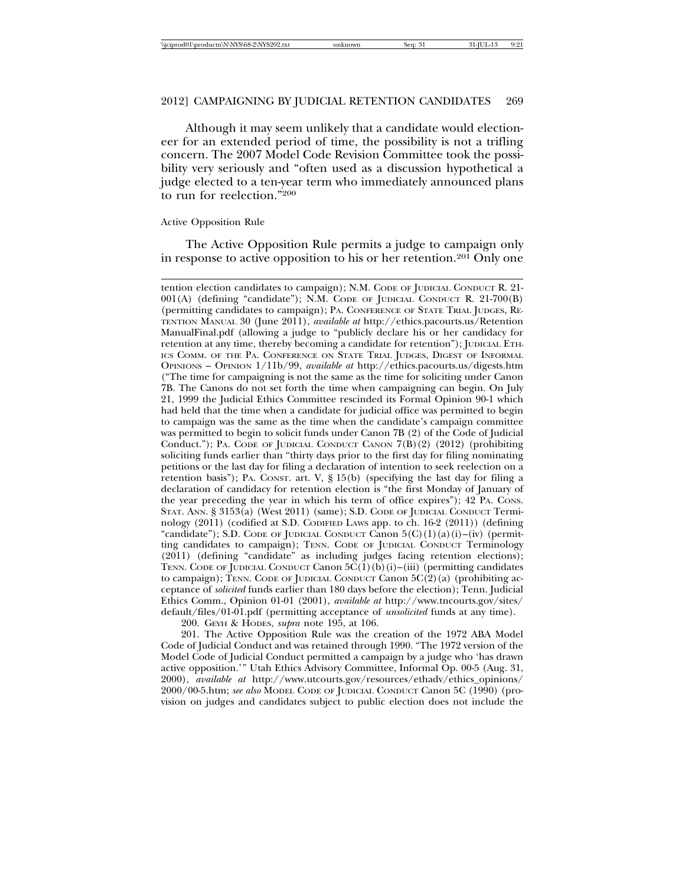Although it may seem unlikely that a candidate would electioneer for an extended period of time, the possibility is not a trifling concern. The 2007 Model Code Revision Committee took the possibility very seriously and "often used as a discussion hypothetical a judge elected to a ten-year term who immediately announced plans to run for reelection."[200]

Active Opposition Rule

The Active Opposition Rule permits a judge to campaign only in response to active opposition to his or her retention.[201] Only one

---

tention election candidates to campaign); N.M. CODE OF JUDICIAL CONDUCT R. 21-001(A) (defining "candidate"); N.M. CODE OF JUDICIAL CONDUCT R. 21-700(B) (permitting candidates to campaign); PA. CONFERENCE OF STATE TRIAL JUDGES, RETENTION MANUAL 30 (June 2011), *available at* http://ethics.pacourts.us/RetentionManualFinal.pdf (allowing a judge to "publicly declare his or her candidacy for retention at any time, thereby becoming a candidate for retention"); JUDICIAL ETHICS COMM. OF THE PA. CONFERENCE ON STATE TRIAL JUDGES, DIGEST OF INFORMAL OPINIONS – OPINION 1/11b/99, *available at* http://ethics.pacourts.us/digests.htm ("The time for campaigning is not the same as the time for soliciting under Canon 7B. The Canons do not set forth the time when campaigning can begin. On July 21, 1999 the Judicial Ethics Committee rescinded its Formal Opinion 90-1 which had held that the time when a candidate for judicial office was permitted to begin to campaign was the same as the time when the candidate's campaign committee was permitted to begin to solicit funds under Canon 7B (2) of the Code of Judicial Conduct."); PA. CODE OF JUDICIAL CONDUCT CANON 7(B)(2) (2012) (prohibiting soliciting funds earlier than "thirty days prior to the first day for filing nominating petitions or the last day for filing a declaration of intention to seek reelection on a retention basis"); PA. CONST. art. V, § 15(b) (specifying the last day for filing a declaration of candidacy for retention election is "the first Monday of January of the year preceding the year in which his term of office expires"); 42 PA. CONS. STAT. ANN. § 3153(a) (West 2011) (same); S.D. CODE OF JUDICIAL CONDUCT Terminology (2011) (codified at S.D. CODIFIED LAWS app. to ch. 16-2 (2011)) (defining "candidate"); S.D. CODE OF JUDICIAL CONDUCT Canon 5(C)(1)(a)(i)–(iv) (permitting candidates to campaign); TENN. CODE OF JUDICIAL CONDUCT Terminology (2011) (defining "candidate" as including judges facing retention elections); TENN. CODE OF JUDICIAL CONDUCT Canon 5C(1)(b)(i)–(iii) (permitting candidates to campaign); TENN. CODE OF JUDICIAL CONDUCT Canon 5C(2)(a) (prohibiting acceptance of *solicited* funds earlier than 180 days before the election); Tenn. Judicial Ethics Comm., Opinion 01-01 (2001), *available at* http://www.tncourts.gov/sites/default/files/01-01.pdf (permitting acceptance of *unsolicited* funds at any time).

200. GEYH & HODES, *supra* note 195, at 106.

201. The Active Opposition Rule was the creation of the 1972 ABA Model Code of Judicial Conduct and was retained through 1990. "The 1972 version of the Model Code of Judicial Conduct permitted a campaign by a judge who 'has drawn active opposition.'" Utah Ethics Advisory Committee, Informal Op. 00-5 (Aug. 31, 2000), *available at* http://www.utcourts.gov/resources/ethadv/ethics_opinions/2000/00-5.htm; *see also* MODEL CODE OF JUDICIAL CONDUCT Canon 5C (1990) (provision on judges and candidates subject to public election does not include the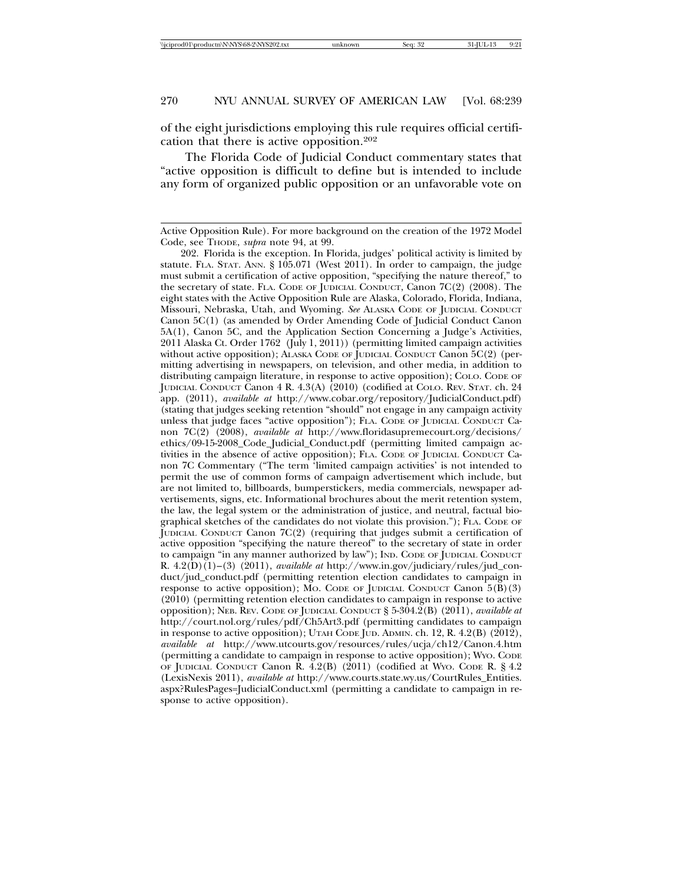of the eight jurisdictions employing this rule requires official certification that there is active opposition.[202]

The Florida Code of Judicial Conduct commentary states that "active opposition is difficult to define but is intended to include any form of organized public opposition or an unfavorable vote on

---

Active Opposition Rule). For more background on the creation of the 1972 Model Code, see THODE, *supra* note 94, at 99.

202. Florida is the exception. In Florida, judges' political activity is limited by statute. FLA. STAT. ANN. § 105.071 (West 2011). In order to campaign, the judge must submit a certification of active opposition, "specifying the nature thereof," to the secretary of state. FLA. CODE OF JUDICIAL CONDUCT, Canon 7C(2) (2008). The eight states with the Active Opposition Rule are Alaska, Colorado, Florida, Indiana, Missouri, Nebraska, Utah, and Wyoming. *See* ALASKA CODE OF JUDICIAL CONDUCT Canon 5C(1) (as amended by Order Amending Code of Judicial Conduct Canon 5A(1), Canon 5C, and the Application Section Concerning a Judge's Activities, 2011 Alaska Ct. Order 1762 (July 1, 2011)) (permitting limited campaign activities without active opposition); ALASKA CODE OF JUDICIAL CONDUCT Canon 5C(2) (permitting advertising in newspapers, on television, and other media, in addition to distributing campaign literature, in response to active opposition); COLO. CODE OF JUDICIAL CONDUCT Canon 4 R. 4.3(A) (2010) (codified at COLO. REV. STAT. ch. 24 app. (2011), *available at* http://www.cobar.org/repository/JudicialConduct.pdf) (stating that judges seeking retention "should" not engage in any campaign activity unless that judge faces "active opposition"); FLA. CODE OF JUDICIAL CONDUCT Canon 7C(2) (2008), *available at* http://www.floridasupremecourt.org/decisions/ethics/09-15-2008_Code_Judicial_Conduct.pdf (permitting limited campaign activities in the absence of active opposition); FLA. CODE OF JUDICIAL CONDUCT Canon 7C Commentary ("The term 'limited campaign activities' is not intended to permit the use of common forms of campaign advertisement which include, but are not limited to, billboards, bumperstickers, media commercials, newspaper advertisements, signs, etc. Informational brochures about the merit retention system, the law, the legal system or the administration of justice, and neutral, factual biographical sketches of the candidates do not violate this provision."); FLA. CODE OF JUDICIAL CONDUCT Canon 7C(2) (requiring that judges submit a certification of active opposition "specifying the nature thereof" to the secretary of state in order to campaign "in any manner authorized by law"); IND. CODE OF JUDICIAL CONDUCT R. 4.2(D)(1)–(3) (2011), *available at* http://www.in.gov/judiciary/rules/jud_conduct/jud_conduct.pdf (permitting retention election candidates to campaign in response to active opposition); MO. CODE OF JUDICIAL CONDUCT Canon 5(B)(3) (2010) (permitting retention election candidates to campaign in response to active opposition); NEB. REV. CODE OF JUDICIAL CONDUCT § 5-304.2(B) (2011), *available at* http://court.nol.org/rules/pdf/Ch5Art3.pdf (permitting candidates to campaign in response to active opposition); UTAH CODE JUD. ADMIN. ch. 12, R. 4.2(B) (2012), *available at* http://www.utcourts.gov/resources/rules/ucja/ch12/Canon.4.htm (permitting a candidate to campaign in response to active opposition); WYO. CODE OF JUDICIAL CONDUCT Canon R. 4.2(B) (2011) (codified at WYO. CODE R. § 4.2 (LexisNexis 2011), *available at* http://www.courts.state.wy.us/CourtRules_Entities.aspx?RulesPages=JudicialConduct.xml (permitting a candidate to campaign in response to active opposition).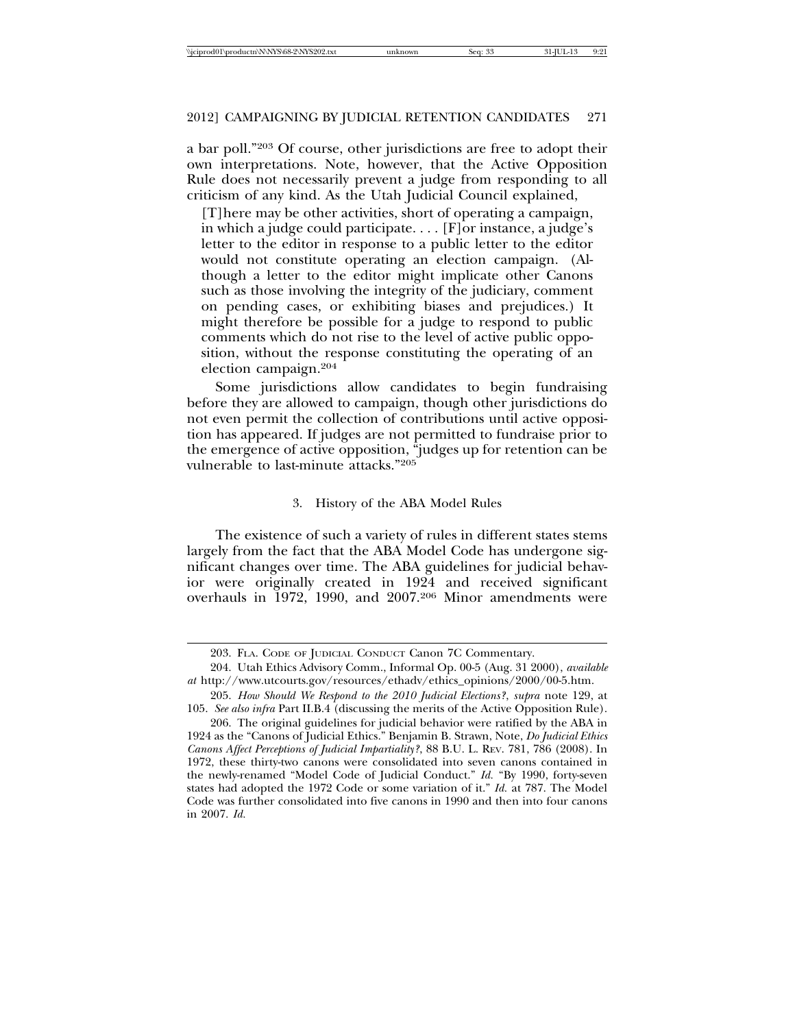a bar poll."[203] Of course, other jurisdictions are free to adopt their own interpretations. Note, however, that the Active Opposition Rule does not necessarily prevent a judge from responding to all criticism of any kind. As the Utah Judicial Council explained,

> [T]here may be other activities, short of operating a campaign, in which a judge could participate. . . . [F]or instance, a judge's letter to the editor in response to a public letter to the editor would not constitute operating an election campaign. (Although a letter to the editor might implicate other Canons such as those involving the integrity of the judiciary, comment on pending cases, or exhibiting biases and prejudices.) It might therefore be possible for a judge to respond to public comments which do not rise to the level of active public opposition, without the response constituting the operating of an election campaign.[204]

Some jurisdictions allow candidates to begin fundraising before they are allowed to campaign, though other jurisdictions do not even permit the collection of contributions until active opposition has appeared. If judges are not permitted to fundraise prior to the emergence of active opposition, "judges up for retention can be vulnerable to last-minute attacks."[205]

### 3. History of the ABA Model Rules

The existence of such a variety of rules in different states stems largely from the fact that the ABA Model Code has undergone significant changes over time. The ABA guidelines for judicial behavior were originally created in 1924 and received significant overhauls in 1972, 1990, and 2007.[206] Minor amendments were

---

203. FLA. CODE OF JUDICIAL CONDUCT Canon 7C Commentary.

204. Utah Ethics Advisory Comm., Informal Op. 00-5 (Aug. 31 2000), *available at* http://www.utcourts.gov/resources/ethadv/ethics_opinions/2000/00-5.htm.

205. *How Should We Respond to the 2010 Judicial Elections?*, *supra* note 129, at 105. *See also infra* Part II.B.4 (discussing the merits of the Active Opposition Rule).

206. The original guidelines for judicial behavior were ratified by the ABA in 1924 as the "Canons of Judicial Ethics." Benjamin B. Strawn, Note, *Do Judicial Ethics Canons Affect Perceptions of Judicial Impartiality?*, 88 B.U. L. REV. 781, 786 (2008). In 1972, these thirty-two canons were consolidated into seven canons contained in the newly-renamed "Model Code of Judicial Conduct." *Id.* "By 1990, forty-seven states had adopted the 1972 Code or some variation of it." *Id.* at 787. The Model Code was further consolidated into five canons in 1990 and then into four canons in 2007. *Id.*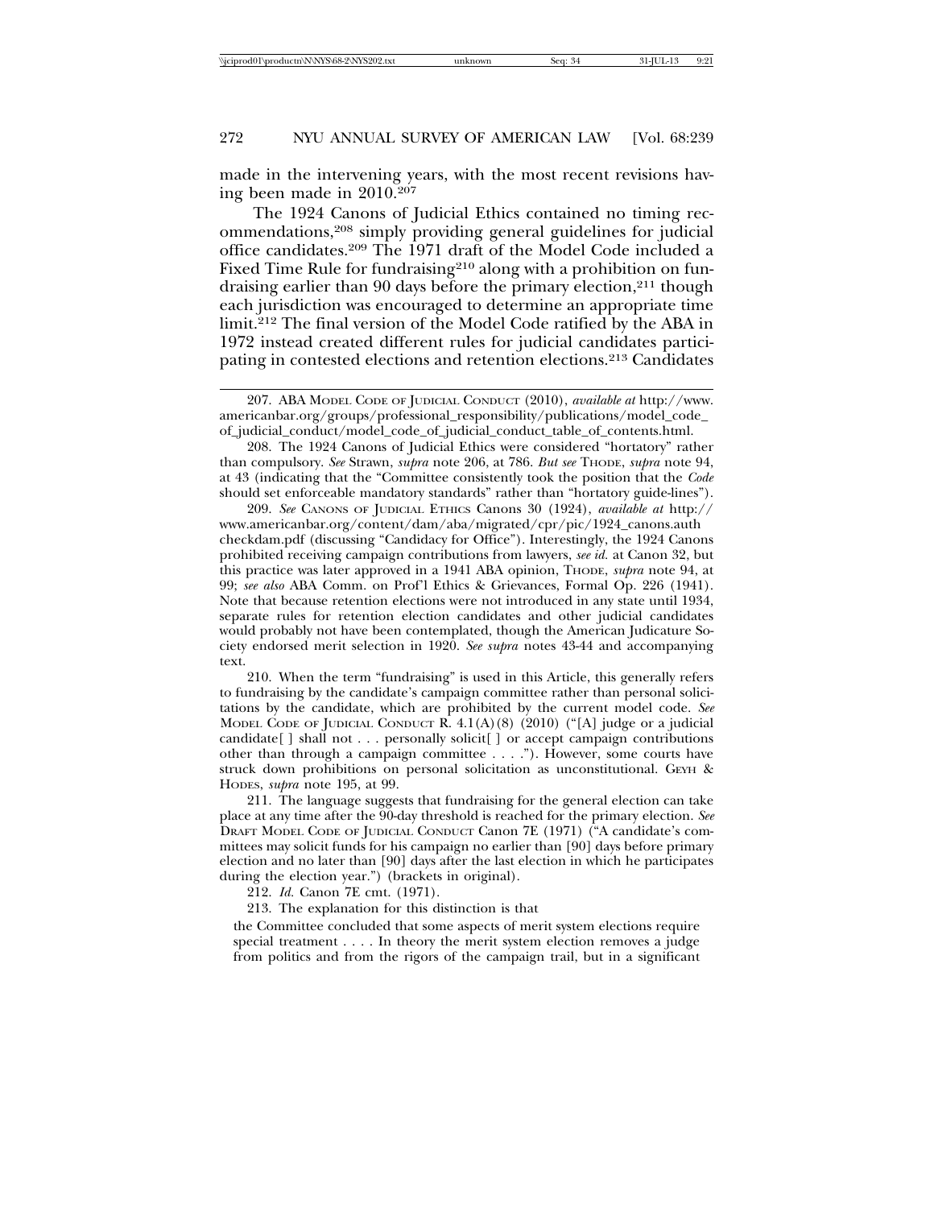made in the intervening years, with the most recent revisions having been made in 2010.[207]

The 1924 Canons of Judicial Ethics contained no timing recommendations,[208] simply providing general guidelines for judicial office candidates.[209] The 1971 draft of the Model Code included a Fixed Time Rule for fundraising[210] along with a prohibition on fundraising earlier than 90 days before the primary election,[211] though each jurisdiction was encouraged to determine an appropriate time limit.[212] The final version of the Model Code ratified by the ABA in 1972 instead created different rules for judicial candidates participating in contested elections and retention elections.[213] Candidates

---

207. ABA MODEL CODE OF JUDICIAL CONDUCT (2010), *available at* http://www.americanbar.org/groups/professional_responsibility/publications/model_code_of_judicial_conduct/model_code_of_judicial_conduct_table_of_contents.html.

208. The 1924 Canons of Judicial Ethics were considered "hortatory" rather than compulsory. *See* Strawn, *supra* note 206, at 786. *But see* THODE, *supra* note 94, at 43 (indicating that the "Committee consistently took the position that the *Code* should set enforceable mandatory standards" rather than "hortatory guide-lines").

209. *See* CANONS OF JUDICIAL ETHICS Canons 30 (1924), *available at* http://www.americanbar.org/content/dam/aba/migrated/cpr/pic/1924_canons.authcheckdam.pdf (discussing "Candidacy for Office"). Interestingly, the 1924 Canons prohibited receiving campaign contributions from lawyers, *see id.* at Canon 32, but this practice was later approved in a 1941 ABA opinion, THODE, *supra* note 94, at 99; *see also* ABA Comm. on Prof'l Ethics & Grievances, Formal Op. 226 (1941). Note that because retention elections were not introduced in any state until 1934, separate rules for retention election candidates and other judicial candidates would probably not have been contemplated, though the American Judicature Society endorsed merit selection in 1920. *See supra* notes 43-44 and accompanying text.

210. When the term "fundraising" is used in this Article, this generally refers to fundraising by the candidate's campaign committee rather than personal solicitations by the candidate, which are prohibited by the current model code. *See* MODEL CODE OF JUDICIAL CONDUCT R. 4.1(A)(8) (2010) ("[A] judge or a judicial candidate[ ] shall not . . . personally solicit[ ] or accept campaign contributions other than through a campaign committee . . . ."). However, some courts have struck down prohibitions on personal solicitation as unconstitutional. GEYH & HODES, *supra* note 195, at 99.

211. The language suggests that fundraising for the general election can take place at any time after the 90-day threshold is reached for the primary election. *See* DRAFT MODEL CODE OF JUDICIAL CONDUCT Canon 7E (1971) ("A candidate's committees may solicit funds for his campaign no earlier than [90] days before primary election and no later than [90] days after the last election in which he participates during the election year.") (brackets in original).

212. *Id.* Canon 7E cmt. (1971).

213. The explanation for this distinction is that

> the Committee concluded that some aspects of merit system elections require special treatment . . . . In theory the merit system election removes a judge from politics and from the rigors of the campaign trail, but in a significant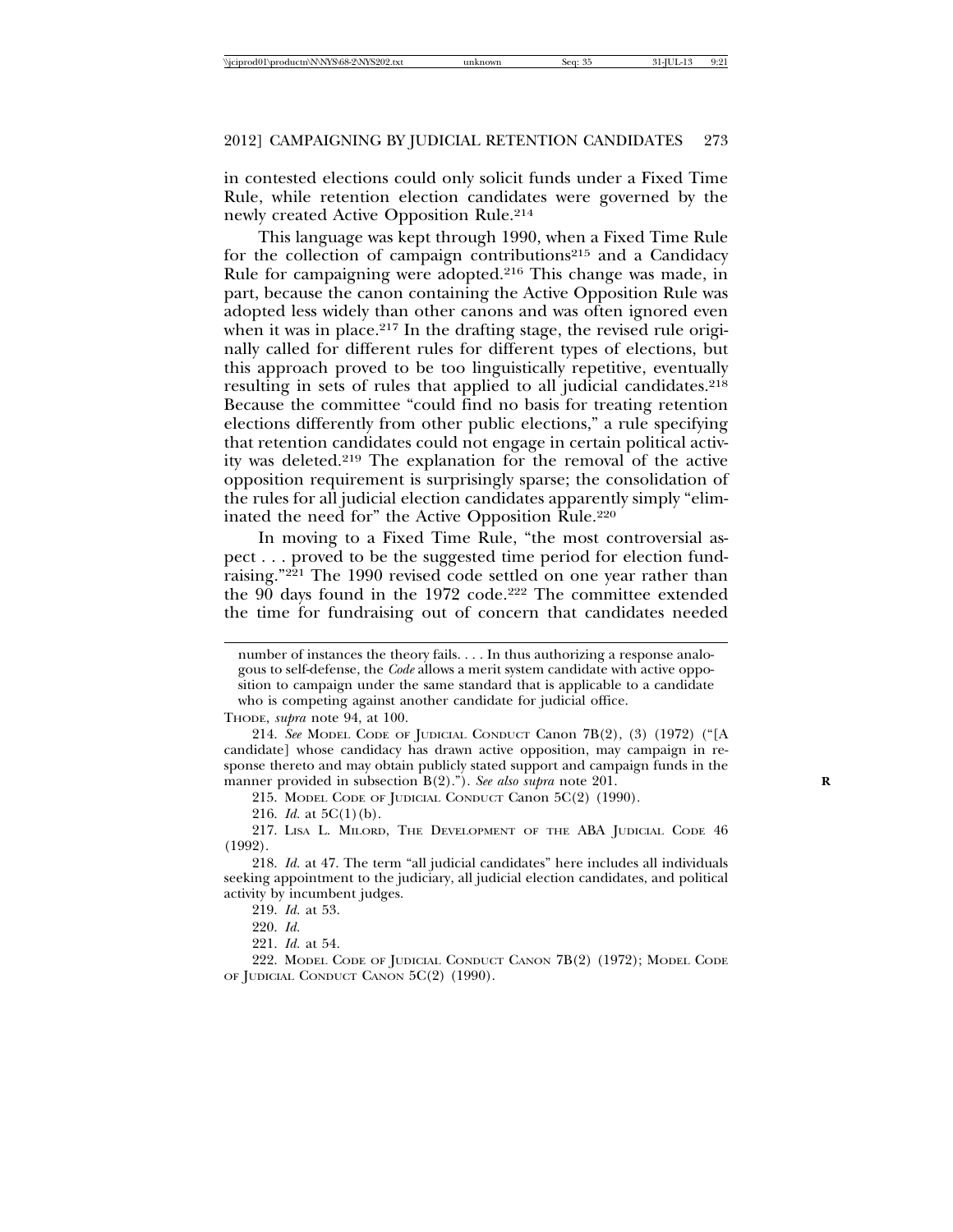in contested elections could only solicit funds under a Fixed Time Rule, while retention election candidates were governed by the newly created Active Opposition Rule.[214]

This language was kept through 1990, when a Fixed Time Rule for the collection of campaign contributions[215] and a Candidacy Rule for campaigning were adopted.[216] This change was made, in part, because the canon containing the Active Opposition Rule was adopted less widely than other canons and was often ignored even when it was in place.[217] In the drafting stage, the revised rule originally called for different rules for different types of elections, but this approach proved to be too linguistically repetitive, eventually resulting in sets of rules that applied to all judicial candidates.[218] Because the committee "could find no basis for treating retention elections differently from other public elections," a rule specifying that retention candidates could not engage in certain political activity was deleted.[219] The explanation for the removal of the active opposition requirement is surprisingly sparse; the consolidation of the rules for all judicial election candidates apparently simply "eliminated the need for" the Active Opposition Rule.[220]

In moving to a Fixed Time Rule, "the most controversial aspect . . . proved to be the suggested time period for election fundraising."[221] The 1990 revised code settled on one year rather than the 90 days found in the 1972 code.[222] The committee extended the time for fundraising out of concern that candidates needed

---

number of instances the theory fails. . . . In thus authorizing a response analogous to self-defense, the *Code* allows a merit system candidate with active opposition to campaign under the same standard that is applicable to a candidate who is competing against another candidate for judicial office.

THODE, *supra* note 94, at 100.

214. *See* MODEL CODE OF JUDICIAL CONDUCT Canon 7B(2), (3) (1972) ("[A candidate] whose candidacy has drawn active opposition, may campaign in response thereto and may obtain publicly stated support and campaign funds in the manner provided in subsection B(2)."). *See also supra* note 201.

215. MODEL CODE OF JUDICIAL CONDUCT Canon 5C(2) (1990).

216. *Id.* at 5C(1)(b).

217. LISA L. MILORD, THE DEVELOPMENT OF THE ABA JUDICIAL CODE 46 (1992).

218. *Id.* at 47. The term "all judicial candidates" here includes all individuals seeking appointment to the judiciary, all judicial election candidates, and political activity by incumbent judges.

219. *Id.* at 53.

220. *Id.*

221. *Id.* at 54.

222. MODEL CODE OF JUDICIAL CONDUCT CANON 7B(2) (1972); MODEL CODE OF JUDICIAL CONDUCT CANON 5C(2) (1990).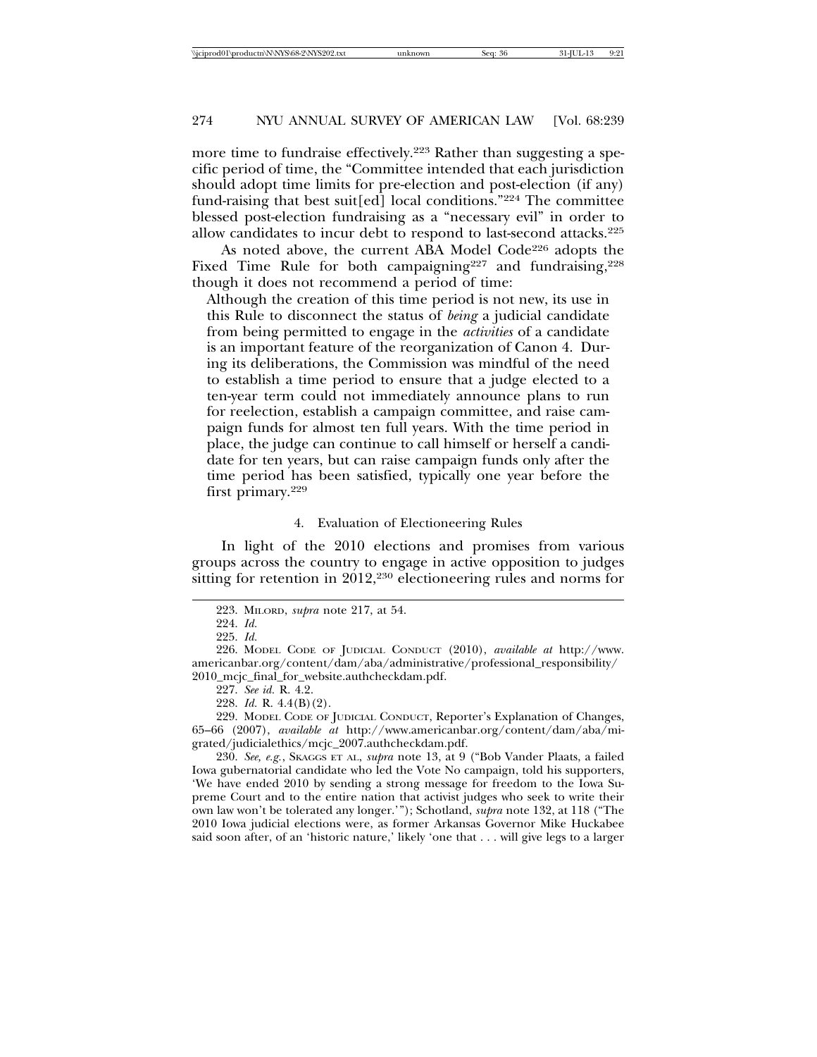more time to fundraise effectively.[223] Rather than suggesting a specific period of time, the "Committee intended that each jurisdiction should adopt time limits for pre-election and post-election (if any) fund-raising that best suit[ed] local conditions."[224] The committee blessed post-election fundraising as a "necessary evil" in order to allow candidates to incur debt to respond to last-second attacks.[225]

As noted above, the current ABA Model Code[226] adopts the Fixed Time Rule for both campaigning[227] and fundraising,[228] though it does not recommend a period of time:

> Although the creation of this time period is not new, its use in this Rule to disconnect the status of *being* a judicial candidate from being permitted to engage in the *activities* of a candidate is an important feature of the reorganization of Canon 4. During its deliberations, the Commission was mindful of the need to establish a time period to ensure that a judge elected to a ten-year term could not immediately announce plans to run for reelection, establish a campaign committee, and raise campaign funds for almost ten full years. With the time period in place, the judge can continue to call himself or herself a candidate for ten years, but can raise campaign funds only after the time period has been satisfied, typically one year before the first primary.[229]

#### 4. Evaluation of Electioneering Rules

In light of the 2010 elections and promises from various groups across the country to engage in active opposition to judges sitting for retention in 2012,[230] electioneering rules and norms for

---

223. MILORD, *supra* note 217, at 54.

224. *Id.*

225. *Id.*

226. MODEL CODE OF JUDICIAL CONDUCT (2010), *available at* http://www.americanbar.org/content/dam/aba/administrative/professional_responsibility/2010_mcjc_final_for_website.authcheckdam.pdf.

227. *See id.* R. 4.2.

228. *Id.* R. 4.4(B)(2).

229. MODEL CODE OF JUDICIAL CONDUCT, Reporter's Explanation of Changes, 65–66 (2007), *available at* http://www.americanbar.org/content/dam/aba/migrated/judicialethics/mcjc_2007.authcheckdam.pdf.

230. *See, e.g.*, SKAGGS ET AL, *supra* note 13, at 9 ("Bob Vander Plaats, a failed Iowa gubernatorial candidate who led the Vote No campaign, told his supporters, 'We have ended 2010 by sending a strong message for freedom to the Iowa Supreme Court and to the entire nation that activist judges who seek to write their own law won't be tolerated any longer.'"); Schotland, *supra* note 132, at 118 ("The 2010 Iowa judicial elections were, as former Arkansas Governor Mike Huckabee said soon after, of an 'historic nature,' likely 'one that . . . will give legs to a larger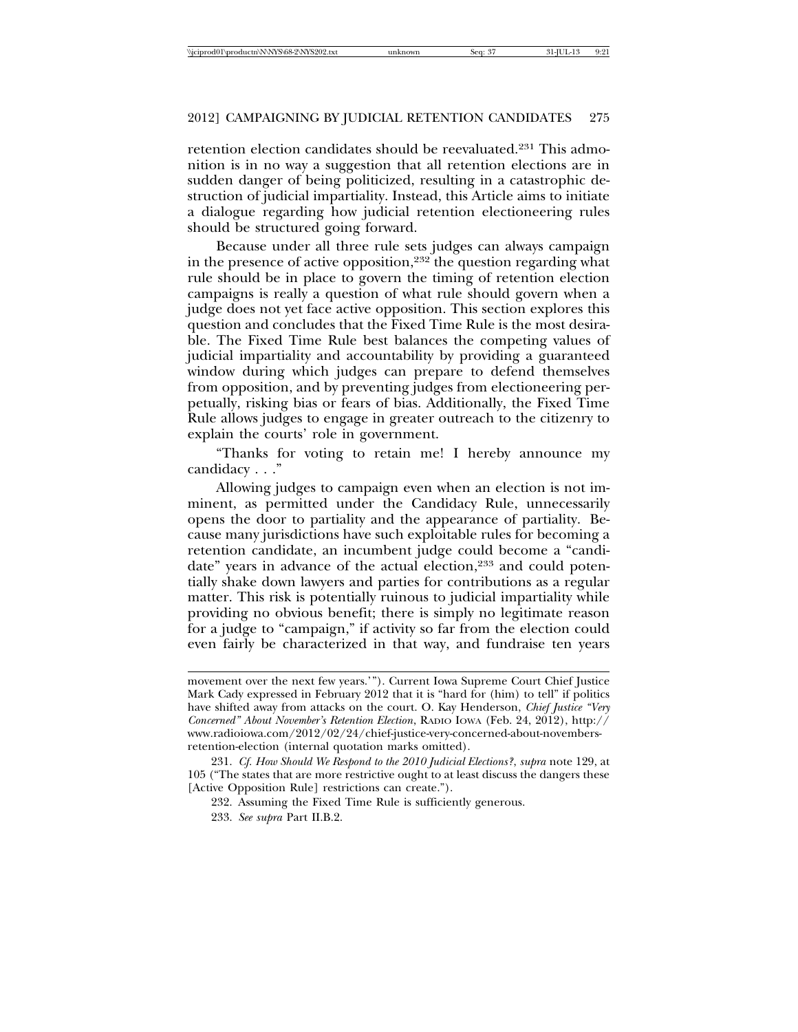retention election candidates should be reevaluated.[231] This admonition is in no way a suggestion that all retention elections are in sudden danger of being politicized, resulting in a catastrophic destruction of judicial impartiality. Instead, this Article aims to initiate a dialogue regarding how judicial retention electioneering rules should be structured going forward.

Because under all three rule sets judges can always campaign in the presence of active opposition,[232] the question regarding what rule should be in place to govern the timing of retention election campaigns is really a question of what rule should govern when a judge does not yet face active opposition. This section explores this question and concludes that the Fixed Time Rule is the most desirable. The Fixed Time Rule best balances the competing values of judicial impartiality and accountability by providing a guaranteed window during which judges can prepare to defend themselves from opposition, and by preventing judges from electioneering perpetually, risking bias or fears of bias. Additionally, the Fixed Time Rule allows judges to engage in greater outreach to the citizenry to explain the courts' role in government.

"Thanks for voting to retain me! I hereby announce my candidacy . . ."

Allowing judges to campaign even when an election is not imminent, as permitted under the Candidacy Rule, unnecessarily opens the door to partiality and the appearance of partiality. Because many jurisdictions have such exploitable rules for becoming a retention candidate, an incumbent judge could become a "candidate" years in advance of the actual election,[233] and could potentially shake down lawyers and parties for contributions as a regular matter. This risk is potentially ruinous to judicial impartiality while providing no obvious benefit; there is simply no legitimate reason for a judge to "campaign," if activity so far from the election could even fairly be characterized in that way, and fundraise ten years

---

movement over the next few years.'"). Current Iowa Supreme Court Chief Justice Mark Cady expressed in February 2012 that it is "hard for (him) to tell" if politics have shifted away from attacks on the court. O. Kay Henderson, *Chief Justice "Very Concerned" About November's Retention Election*, RADIO IOWA (Feb. 24, 2012), http://www.radioiowa.com/2012/02/24/chief-justice-very-concerned-about-novembers-retention-election (internal quotation marks omitted).

231. *Cf. How Should We Respond to the 2010 Judicial Elections?*, *supra* note 129, at 105 ("The states that are more restrictive ought to at least discuss the dangers these [Active Opposition Rule] restrictions can create.").

232. Assuming the Fixed Time Rule is sufficiently generous.

233. *See supra* Part II.B.2.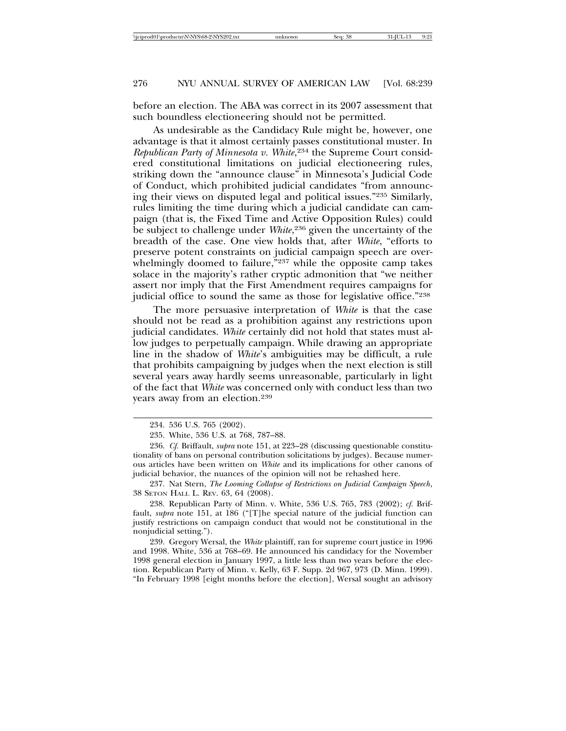before an election. The ABA was correct in its 2007 assessment that such boundless electioneering should not be permitted.

As undesirable as the Candidacy Rule might be, however, one advantage is that it almost certainly passes constitutional muster. In *Republican Party of Minnesota v. White*,[234] the Supreme Court considered constitutional limitations on judicial electioneering rules, striking down the "announce clause" in Minnesota's Judicial Code of Conduct, which prohibited judicial candidates "from announcing their views on disputed legal and political issues."[235] Similarly, rules limiting the time during which a judicial candidate can campaign (that is, the Fixed Time and Active Opposition Rules) could be subject to challenge under *White*,[236] given the uncertainty of the breadth of the case. One view holds that, after *White*, "efforts to preserve potent constraints on judicial campaign speech are overwhelmingly doomed to failure,"[237] while the opposite camp takes solace in the majority's rather cryptic admonition that "we neither assert nor imply that the First Amendment requires campaigns for judicial office to sound the same as those for legislative office."[238]

The more persuasive interpretation of *White* is that the case should not be read as a prohibition against any restrictions upon judicial candidates. *White* certainly did not hold that states must allow judges to perpetually campaign. While drawing an appropriate line in the shadow of *White*'s ambiguities may be difficult, a rule that prohibits campaigning by judges when the next election is still several years away hardly seems unreasonable, particularly in light of the fact that *White* was concerned only with conduct less than two years away from an election.[239]

---

234. 536 U.S. 765 (2002).

235. White, 536 U.S. at 768, 787–88.

236. *Cf.* Briffault, *supra* note 151, at 223–28 (discussing questionable constitutionality of bans on personal contribution solicitations by judges). Because numerous articles have been written on *White* and its implications for other canons of judicial behavior, the nuances of the opinion will not be rehashed here.

237. Nat Stern, *The Looming Collapse of Restrictions on Judicial Campaign Speech*, 38 SETON HALL L. REV. 63, 64 (2008).

238. Republican Party of Minn. v. White, 536 U.S. 765, 783 (2002); *cf.* Briffault, *supra* note 151, at 186 ("[T]he special nature of the judicial function can justify restrictions on campaign conduct that would not be constitutional in the nonjudicial setting.").

239. Gregory Wersal, the *White* plaintiff, ran for supreme court justice in 1996 and 1998. White, 536 at 768–69. He announced his candidacy for the November 1998 general election in January 1997, a little less than two years before the election. Republican Party of Minn. v. Kelly, 63 F. Supp. 2d 967, 973 (D. Minn. 1999). "In February 1998 [eight months before the election], Wersal sought an advisory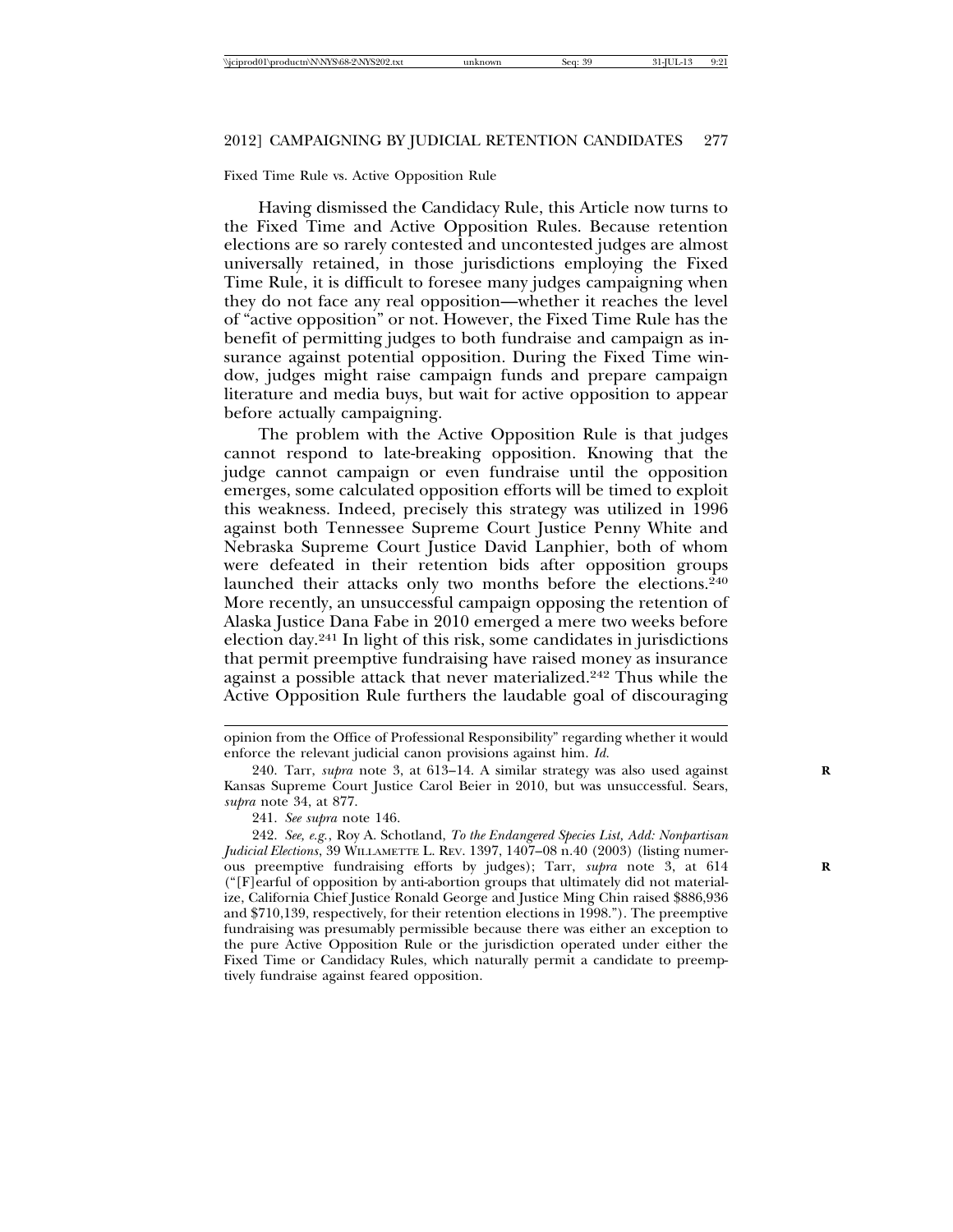Fixed Time Rule vs. Active Opposition Rule

Having dismissed the Candidacy Rule, this Article now turns to the Fixed Time and Active Opposition Rules. Because retention elections are so rarely contested and uncontested judges are almost universally retained, in those jurisdictions employing the Fixed Time Rule, it is difficult to foresee many judges campaigning when they do not face any real opposition—whether it reaches the level of "active opposition" or not. However, the Fixed Time Rule has the benefit of permitting judges to both fundraise and campaign as insurance against potential opposition. During the Fixed Time window, judges might raise campaign funds and prepare campaign literature and media buys, but wait for active opposition to appear before actually campaigning.

The problem with the Active Opposition Rule is that judges cannot respond to late-breaking opposition. Knowing that the judge cannot campaign or even fundraise until the opposition emerges, some calculated opposition efforts will be timed to exploit this weakness. Indeed, precisely this strategy was utilized in 1996 against both Tennessee Supreme Court Justice Penny White and Nebraska Supreme Court Justice David Lanphier, both of whom were defeated in their retention bids after opposition groups launched their attacks only two months before the elections.[240] More recently, an unsuccessful campaign opposing the retention of Alaska Justice Dana Fabe in 2010 emerged a mere two weeks before election day.[241] In light of this risk, some candidates in jurisdictions that permit preemptive fundraising have raised money as insurance against a possible attack that never materialized.[242] Thus while the Active Opposition Rule furthers the laudable goal of discouraging

---

opinion from the Office of Professional Responsibility" regarding whether it would enforce the relevant judicial canon provisions against him. *Id.*

240. Tarr, *supra* note 3, at 613–14. A similar strategy was also used against Kansas Supreme Court Justice Carol Beier in 2010, but was unsuccessful. Sears, *supra* note 34, at 877.

241. *See supra* note 146.

242. *See, e.g.*, Roy A. Schotland, *To the Endangered Species List, Add: Nonpartisan Judicial Elections*, 39 WILLAMETTE L. REV. 1397, 1407–08 n.40 (2003) (listing numerous preemptive fundraising efforts by judges); Tarr, *supra* note 3, at 614 ("[F]earful of opposition by anti-abortion groups that ultimately did not materialize, California Chief Justice Ronald George and Justice Ming Chin raised $886,936 and $710,139, respectively, for their retention elections in 1998."). The preemptive fundraising was presumably permissible because there was either an exception to the pure Active Opposition Rule or the jurisdiction operated under either the Fixed Time or Candidacy Rules, which naturally permit a candidate to preemptively fundraise against feared opposition.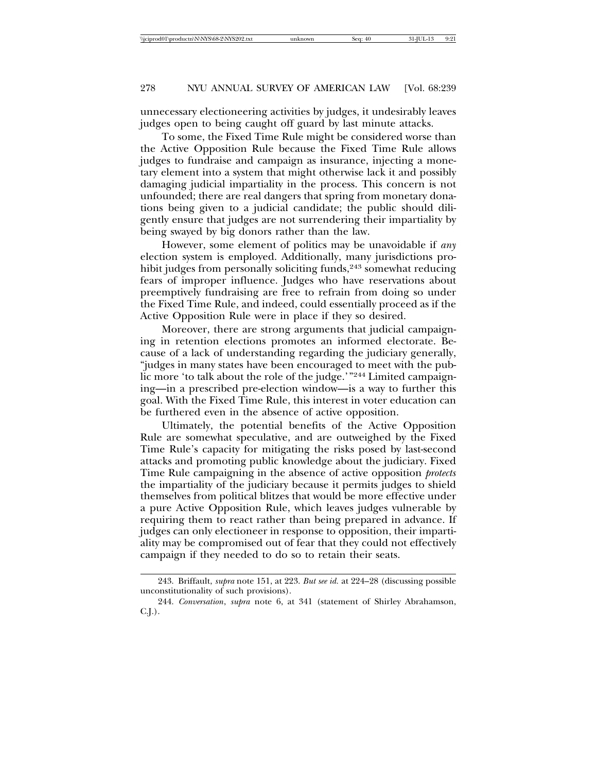unnecessary electioneering activities by judges, it undesirably leaves judges open to being caught off guard by last minute attacks.

To some, the Fixed Time Rule might be considered worse than the Active Opposition Rule because the Fixed Time Rule allows judges to fundraise and campaign as insurance, injecting a monetary element into a system that might otherwise lack it and possibly damaging judicial impartiality in the process. This concern is not unfounded; there are real dangers that spring from monetary donations being given to a judicial candidate; the public should diligently ensure that judges are not surrendering their impartiality by being swayed by big donors rather than the law.

However, some element of politics may be unavoidable if *any* election system is employed. Additionally, many jurisdictions prohibit judges from personally soliciting funds,[243] somewhat reducing fears of improper influence. Judges who have reservations about preemptively fundraising are free to refrain from doing so under the Fixed Time Rule, and indeed, could essentially proceed as if the Active Opposition Rule were in place if they so desired.

Moreover, there are strong arguments that judicial campaigning in retention elections promotes an informed electorate. Because of a lack of understanding regarding the judiciary generally, "judges in many states have been encouraged to meet with the public more 'to talk about the role of the judge.'"[244] Limited campaigning—in a prescribed pre-election window—is a way to further this goal. With the Fixed Time Rule, this interest in voter education can be furthered even in the absence of active opposition.

Ultimately, the potential benefits of the Active Opposition Rule are somewhat speculative, and are outweighed by the Fixed Time Rule's capacity for mitigating the risks posed by last-second attacks and promoting public knowledge about the judiciary. Fixed Time Rule campaigning in the absence of active opposition *protects* the impartiality of the judiciary because it permits judges to shield themselves from political blitzes that would be more effective under a pure Active Opposition Rule, which leaves judges vulnerable by requiring them to react rather than being prepared in advance. If judges can only electioneer in response to opposition, their impartiality may be compromised out of fear that they could not effectively campaign if they needed to do so to retain their seats.

---

243. Briffault, *supra* note 151, at 223. *But see id.* at 224–28 (discussing possible unconstitutionality of such provisions).

244. *Conversation*, *supra* note 6, at 341 (statement of Shirley Abrahamson, C.J.).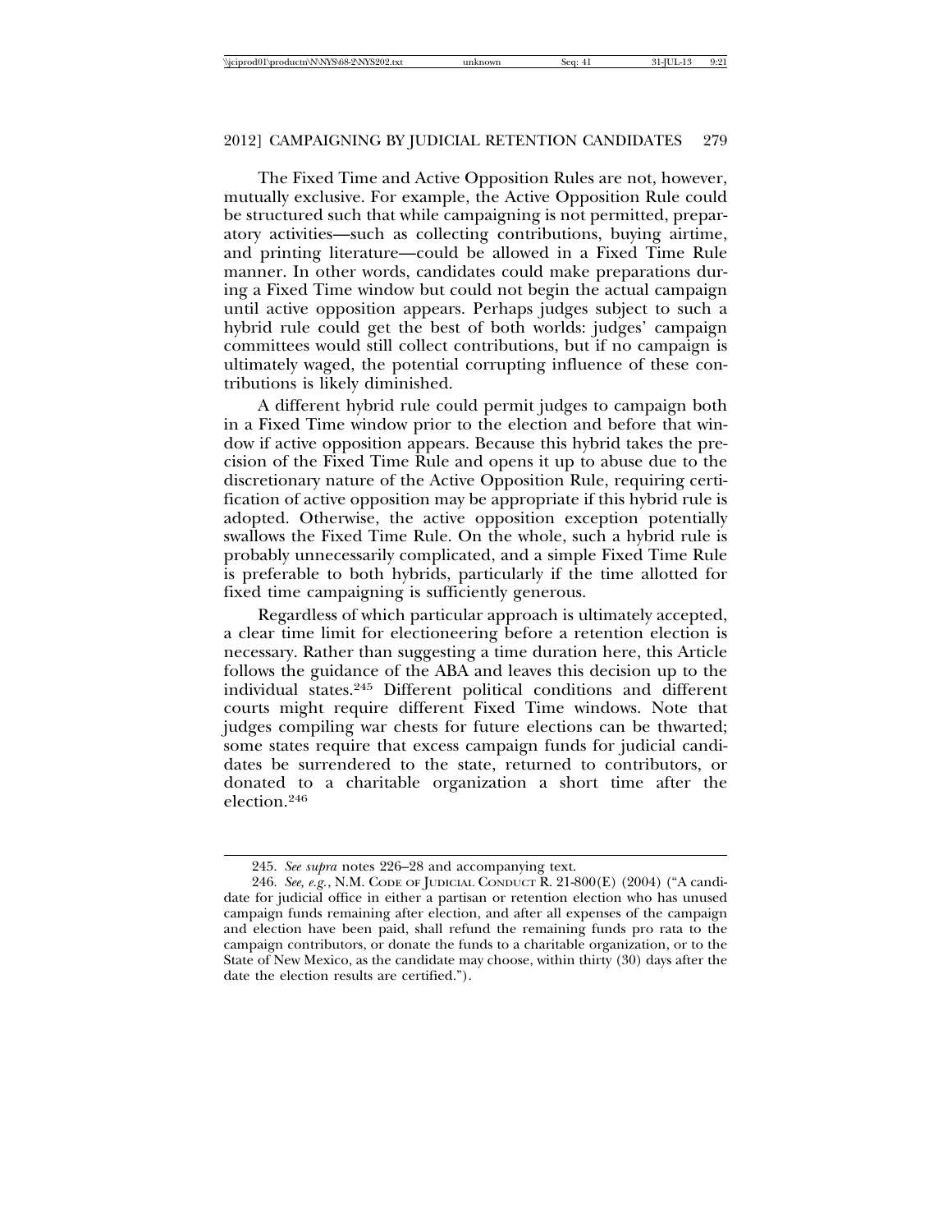The Fixed Time and Active Opposition Rules are not, however, mutually exclusive. For example, the Active Opposition Rule could be structured such that while campaigning is not permitted, preparatory activities—such as collecting contributions, buying airtime, and printing literature—could be allowed in a Fixed Time Rule manner. In other words, candidates could make preparations during a Fixed Time window but could not begin the actual campaign until active opposition appears. Perhaps judges subject to such a hybrid rule could get the best of both worlds: judges' campaign committees would still collect contributions, but if no campaign is ultimately waged, the potential corrupting influence of these contributions is likely diminished.

A different hybrid rule could permit judges to campaign both in a Fixed Time window prior to the election and before that window if active opposition appears. Because this hybrid takes the precision of the Fixed Time Rule and opens it up to abuse due to the discretionary nature of the Active Opposition Rule, requiring certification of active opposition may be appropriate if this hybrid rule is adopted. Otherwise, the active opposition exception potentially swallows the Fixed Time Rule. On the whole, such a hybrid rule is probably unnecessarily complicated, and a simple Fixed Time Rule is preferable to both hybrids, particularly if the time allotted for fixed time campaigning is sufficiently generous.

Regardless of which particular approach is ultimately accepted, a clear time limit for electioneering before a retention election is necessary. Rather than suggesting a time duration here, this Article follows the guidance of the ABA and leaves this decision up to the individual states.[245] Different political conditions and different courts might require different Fixed Time windows. Note that judges compiling war chests for future elections can be thwarted; some states require that excess campaign funds for judicial candidates be surrendered to the state, returned to contributors, or donated to a charitable organization a short time after the election.[246]

---

245. *See supra* notes 226–28 and accompanying text.

246. *See, e.g.*, N.M. Code of Judicial Conduct R. 21-800(E) (2004) ("A candidate for judicial office in either a partisan or retention election who has unused campaign funds remaining after election, and after all expenses of the campaign and election have been paid, shall refund the remaining funds pro rata to the campaign contributors, or donate the funds to a charitable organization, or to the State of New Mexico, as the candidate may choose, within thirty (30) days after the date the election results are certified.").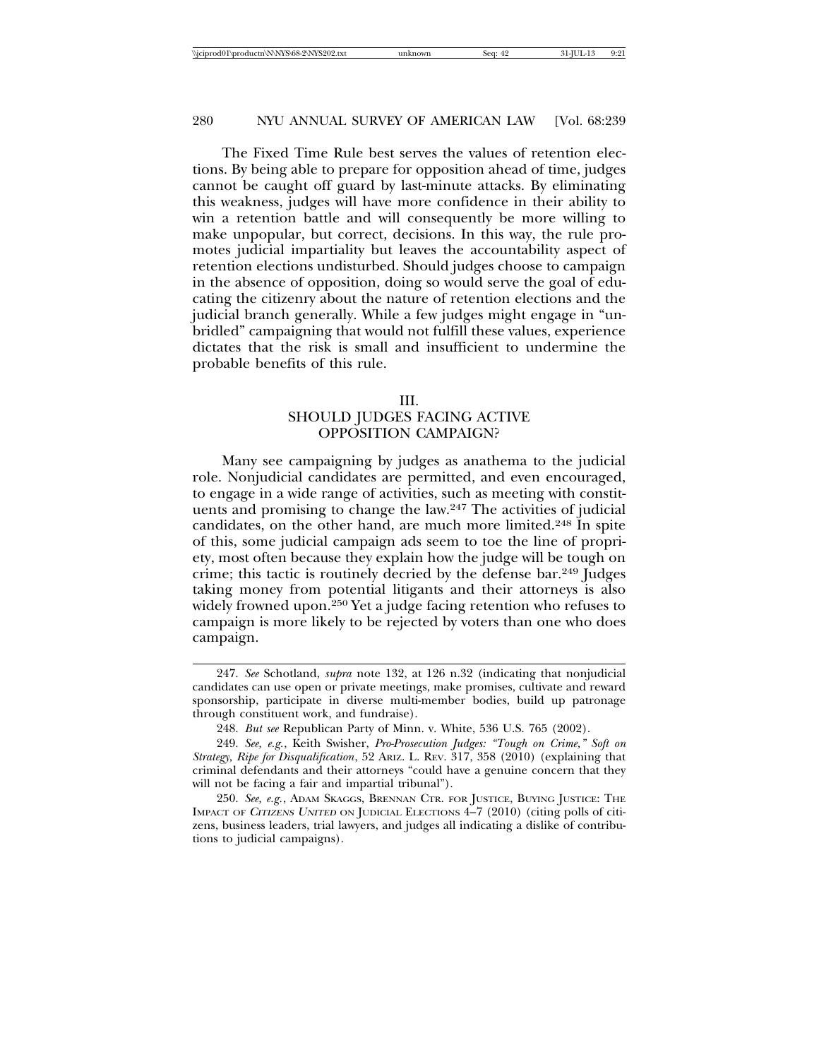The Fixed Time Rule best serves the values of retention elections. By being able to prepare for opposition ahead of time, judges cannot be caught off guard by last-minute attacks. By eliminating this weakness, judges will have more confidence in their ability to win a retention battle and will consequently be more willing to make unpopular, but correct, decisions. In this way, the rule promotes judicial impartiality but leaves the accountability aspect of retention elections undisturbed. Should judges choose to campaign in the absence of opposition, doing so would serve the goal of educating the citizenry about the nature of retention elections and the judicial branch generally. While a few judges might engage in "unbridled" campaigning that would not fulfill these values, experience dictates that the risk is small and insufficient to undermine the probable benefits of this rule.

## III. SHOULD JUDGES FACING ACTIVE OPPOSITION CAMPAIGN?

Many see campaigning by judges as anathema to the judicial role. Nonjudicial candidates are permitted, and even encouraged, to engage in a wide range of activities, such as meeting with constituents and promising to change the law.[247] The activities of judicial candidates, on the other hand, are much more limited.[248] In spite of this, some judicial campaign ads seem to toe the line of propriety, most often because they explain how the judge will be tough on crime; this tactic is routinely decried by the defense bar.[249] Judges taking money from potential litigants and their attorneys is also widely frowned upon.[250] Yet a judge facing retention who refuses to campaign is more likely to be rejected by voters than one who does campaign.

247. *See* Schotland, *supra* note 132, at 126 n.32 (indicating that nonjudicial candidates can use open or private meetings, make promises, cultivate and reward sponsorship, participate in diverse multi-member bodies, build up patronage through constituent work, and fundraise).

248. *But see* Republican Party of Minn. v. White, 536 U.S. 765 (2002).

249. *See, e.g.*, Keith Swisher, *Pro-Prosecution Judges: "Tough on Crime," Soft on Strategy, Ripe for Disqualification*, 52 ARIZ. L. REV. 317, 358 (2010) (explaining that criminal defendants and their attorneys "could have a genuine concern that they will not be facing a fair and impartial tribunal").

250. *See, e.g.*, ADAM SKAGGS, BRENNAN CTR. FOR JUSTICE, BUYING JUSTICE: THE IMPACT OF *CITIZENS UNITED* ON JUDICIAL ELECTIONS 4–7 (2010) (citing polls of citizens, business leaders, trial lawyers, and judges all indicating a dislike of contributions to judicial campaigns).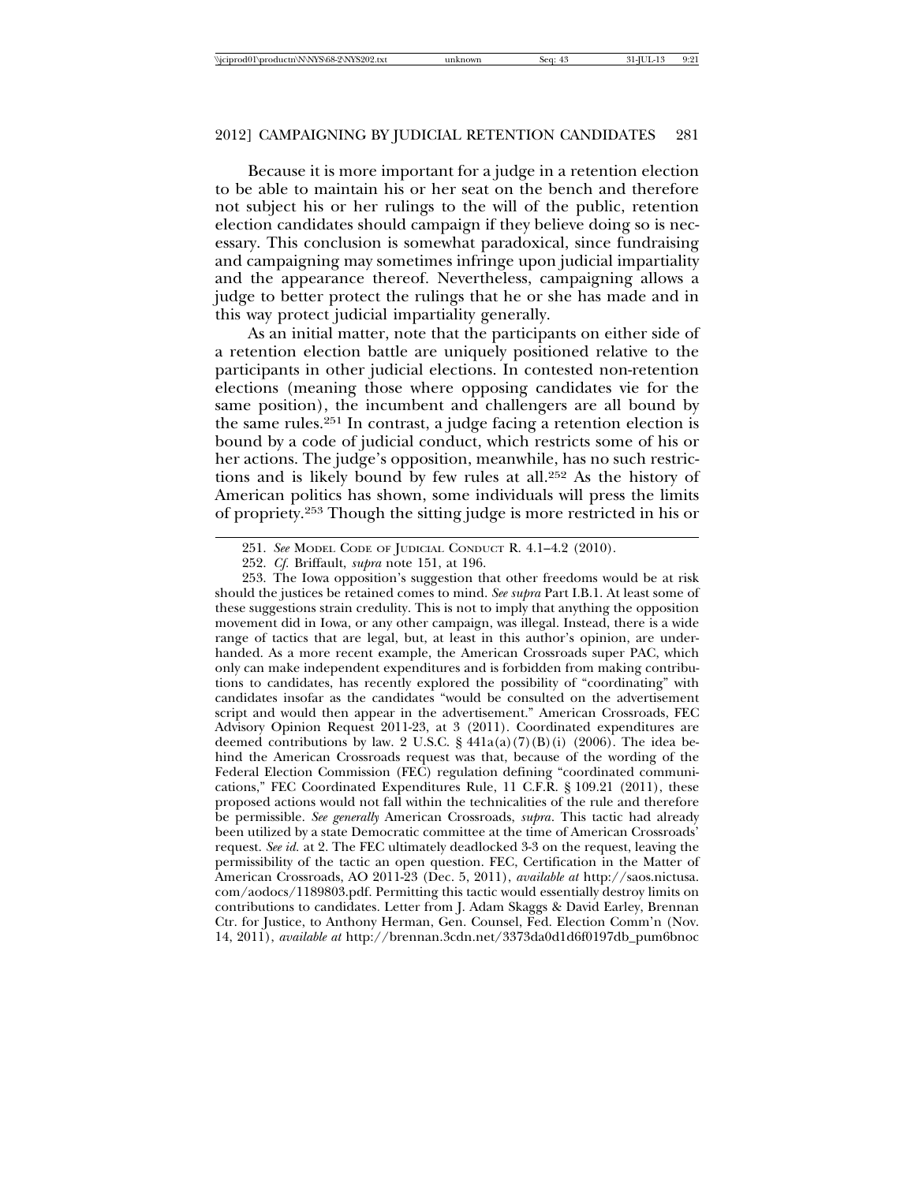Because it is more important for a judge in a retention election to be able to maintain his or her seat on the bench and therefore not subject his or her rulings to the will of the public, retention election candidates should campaign if they believe doing so is necessary. This conclusion is somewhat paradoxical, since fundraising and campaigning may sometimes infringe upon judicial impartiality and the appearance thereof. Nevertheless, campaigning allows a judge to better protect the rulings that he or she has made and in this way protect judicial impartiality generally.

As an initial matter, note that the participants on either side of a retention election battle are uniquely positioned relative to the participants in other judicial elections. In contested non-retention elections (meaning those where opposing candidates vie for the same position), the incumbent and challengers are all bound by the same rules.[251] In contrast, a judge facing a retention election is bound by a code of judicial conduct, which restricts some of his or her actions. The judge's opposition, meanwhile, has no such restrictions and is likely bound by few rules at all.[252] As the history of American politics has shown, some individuals will press the limits of propriety.[253] Though the sitting judge is more restricted in his or

---

251. *See* MODEL CODE OF JUDICIAL CONDUCT R. 4.1–4.2 (2010).

252. *Cf.* Briffault, *supra* note 151, at 196.

253. The Iowa opposition's suggestion that other freedoms would be at risk should the justices be retained comes to mind. *See supra* Part I.B.1. At least some of these suggestions strain credulity. This is not to imply that anything the opposition movement did in Iowa, or any other campaign, was illegal. Instead, there is a wide range of tactics that are legal, but, at least in this author's opinion, are underhanded. As a more recent example, the American Crossroads super PAC, which only can make independent expenditures and is forbidden from making contributions to candidates, has recently explored the possibility of "coordinating" with candidates insofar as the candidates "would be consulted on the advertisement script and would then appear in the advertisement." American Crossroads, FEC Advisory Opinion Request 2011-23, at 3 (2011). Coordinated expenditures are deemed contributions by law. 2 U.S.C. § 441a(a)(7)(B)(i) (2006). The idea behind the American Crossroads request was that, because of the wording of the Federal Election Commission (FEC) regulation defining "coordinated communications," FEC Coordinated Expenditures Rule, 11 C.F.R. § 109.21 (2011), these proposed actions would not fall within the technicalities of the rule and therefore be permissible. *See generally* American Crossroads, *supra*. This tactic had already been utilized by a state Democratic committee at the time of American Crossroads' request. *See id.* at 2. The FEC ultimately deadlocked 3-3 on the request, leaving the permissibility of the tactic an open question. FEC, Certification in the Matter of American Crossroads, AO 2011-23 (Dec. 5, 2011), *available at* http://saos.nictusa.com/aodocs/1189803.pdf. Permitting this tactic would essentially destroy limits on contributions to candidates. Letter from J. Adam Skaggs & David Earley, Brennan Ctr. for Justice, to Anthony Herman, Gen. Counsel, Fed. Election Comm'n (Nov. 14, 2011), *available at* http://brennan.3cdn.net/3373da0d1d6f0197db_pum6bnoc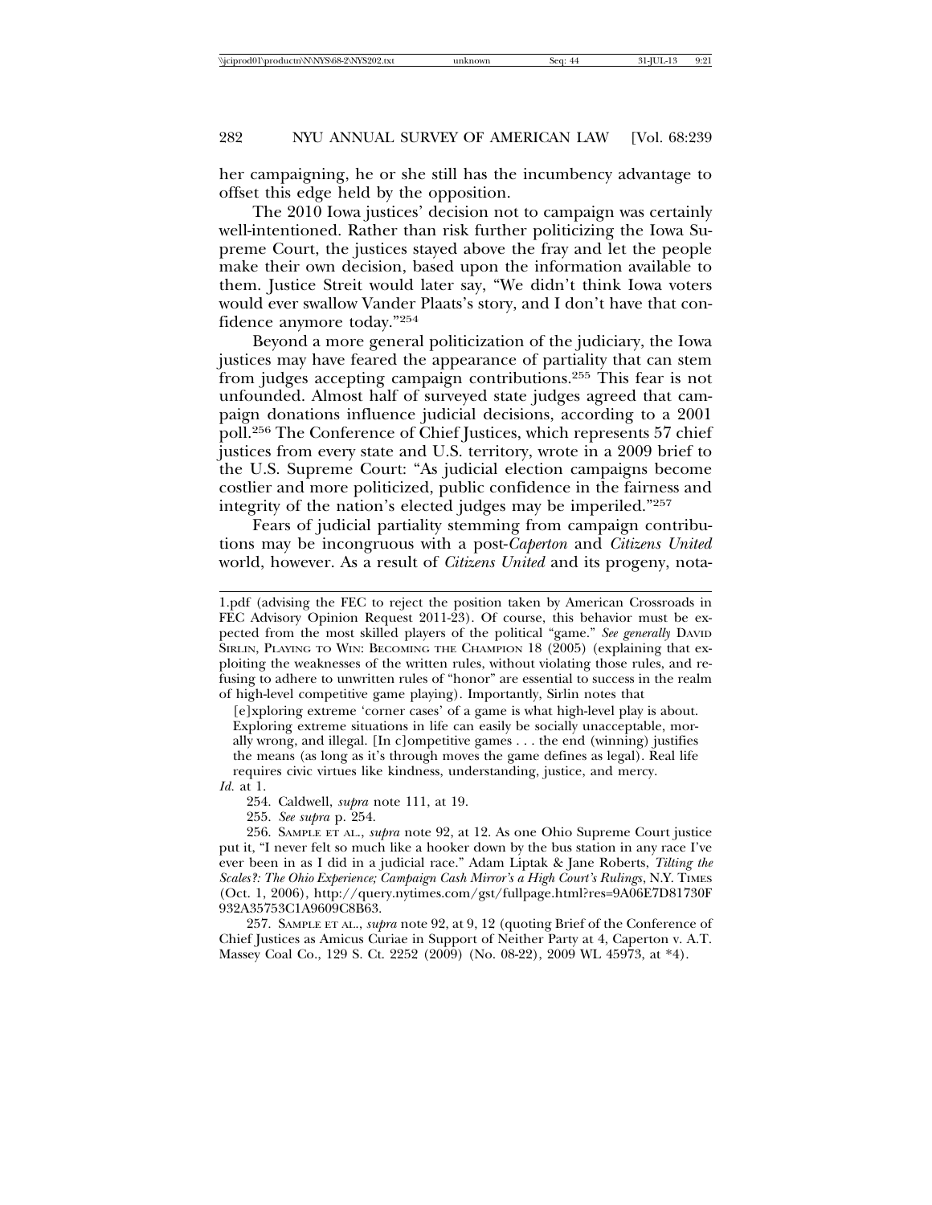her campaigning, he or she still has the incumbency advantage to offset this edge held by the opposition.

The 2010 Iowa justices' decision not to campaign was certainly well-intentioned. Rather than risk further politicizing the Iowa Supreme Court, the justices stayed above the fray and let the people make their own decision, based upon the information available to them. Justice Streit would later say, "We didn't think Iowa voters would ever swallow Vander Plaats's story, and I don't have that confidence anymore today."[254]

Beyond a more general politicization of the judiciary, the Iowa justices may have feared the appearance of partiality that can stem from judges accepting campaign contributions.[255] This fear is not unfounded. Almost half of surveyed state judges agreed that campaign donations influence judicial decisions, according to a 2001 poll.[256] The Conference of Chief Justices, which represents 57 chief justices from every state and U.S. territory, wrote in a 2009 brief to the U.S. Supreme Court: "As judicial election campaigns become costlier and more politicized, public confidence in the fairness and integrity of the nation's elected judges may be imperiled."[257]

Fears of judicial partiality stemming from campaign contributions may be incongruous with a post-*Caperton* and *Citizens United* world, however. As a result of *Citizens United* and its progeny, nota-

---

1.pdf (advising the FEC to reject the position taken by American Crossroads in FEC Advisory Opinion Request 2011-23). Of course, this behavior must be expected from the most skilled players of the political "game." *See generally* DAVID SIRLIN, PLAYING TO WIN: BECOMING THE CHAMPION 18 (2005) (explaining that exploiting the weaknesses of the written rules, without violating those rules, and refusing to adhere to unwritten rules of "honor" are essential to success in the realm of high-level competitive game playing). Importantly, Sirlin notes that

> [e]xploring extreme 'corner cases' of a game is what high-level play is about. Exploring extreme situations in life can easily be socially unacceptable, morally wrong, and illegal. [In c]ompetitive games . . . the end (winning) justifies the means (as long as it's through moves the game defines as legal). Real life requires civic virtues like kindness, understanding, justice, and mercy.

*Id.* at 1.

254. Caldwell, *supra* note 111, at 19.

255. *See supra* p. 254.

256. SAMPLE ET AL., *supra* note 92, at 12. As one Ohio Supreme Court justice put it, "I never felt so much like a hooker down by the bus station in any race I've ever been in as I did in a judicial race." Adam Liptak & Jane Roberts, *Tilting the Scales?: The Ohio Experience; Campaign Cash Mirror's a High Court's Rulings*, N.Y. TIMES (Oct. 1, 2006), http://query.nytimes.com/gst/fullpage.html?res=9A06E7D81730F932A35753C1A9609C8B63.

257. SAMPLE ET AL., *supra* note 92, at 9, 12 (quoting Brief of the Conference of Chief Justices as Amicus Curiae in Support of Neither Party at 4, Caperton v. A.T. Massey Coal Co., 129 S. Ct. 2252 (2009) (No. 08-22), 2009 WL 45973, at *4).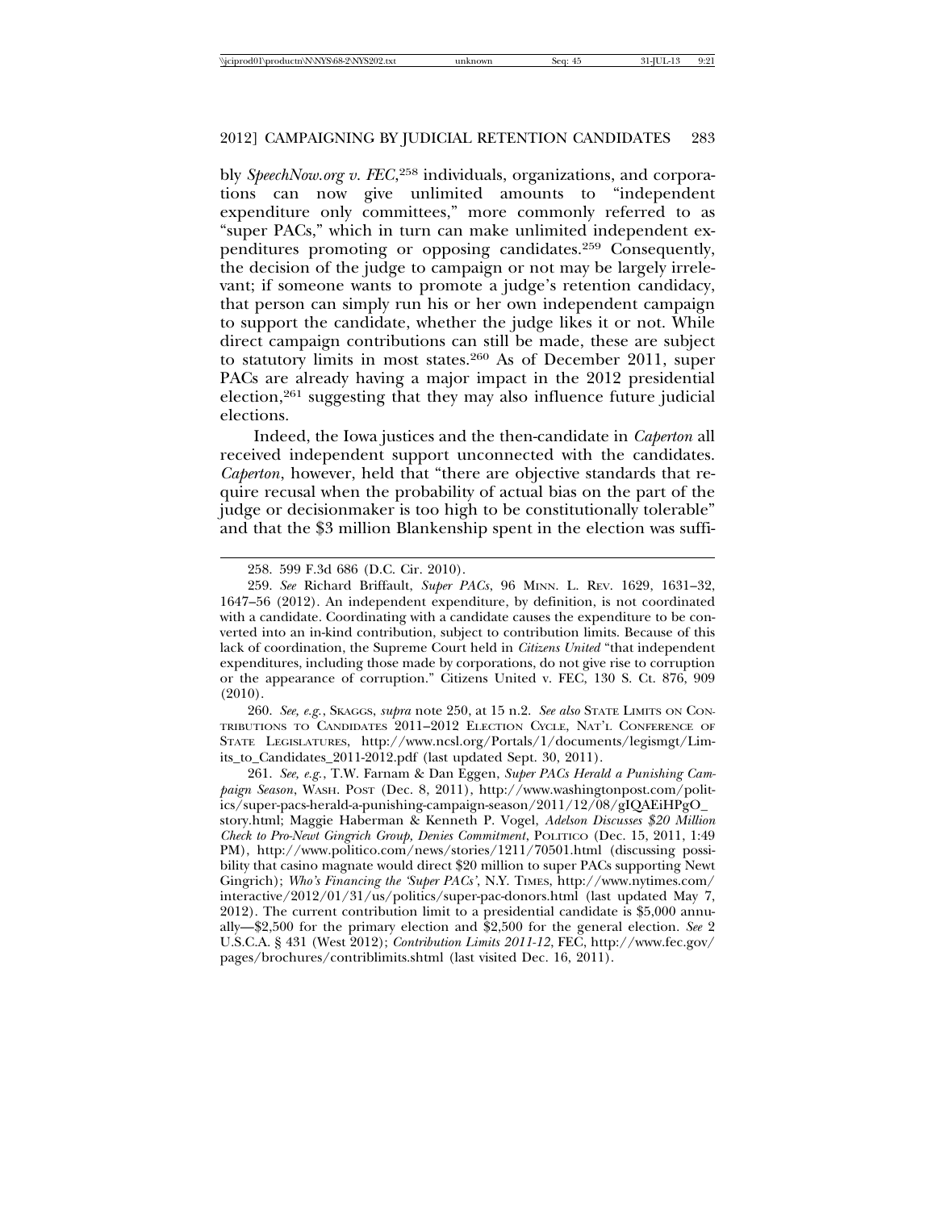bly *SpeechNow.org v. FEC*,[258] individuals, organizations, and corporations can now give unlimited amounts to "independent expenditure only committees," more commonly referred to as "super PACs," which in turn can make unlimited independent expenditures promoting or opposing candidates.[259] Consequently, the decision of the judge to campaign or not may be largely irrelevant; if someone wants to promote a judge's retention candidacy, that person can simply run his or her own independent campaign to support the candidate, whether the judge likes it or not. While direct campaign contributions can still be made, these are subject to statutory limits in most states.[260] As of December 2011, super PACs are already having a major impact in the 2012 presidential election,[261] suggesting that they may also influence future judicial elections.

Indeed, the Iowa justices and the then-candidate in *Caperton* all received independent support unconnected with the candidates. *Caperton*, however, held that "there are objective standards that require recusal when the probability of actual bias on the part of the judge or decisionmaker is too high to be constitutionally tolerable" and that the $3 million Blankenship spent in the election was suffi-

---

258. 599 F.3d 686 (D.C. Cir. 2010).

259. *See* Richard Briffault, *Super PACs*, 96 MINN. L. REV. 1629, 1631–32, 1647–56 (2012). An independent expenditure, by definition, is not coordinated with a candidate. Coordinating with a candidate causes the expenditure to be converted into an in-kind contribution, subject to contribution limits. Because of this lack of coordination, the Supreme Court held in *Citizens United* "that independent expenditures, including those made by corporations, do not give rise to corruption or the appearance of corruption." Citizens United v. FEC, 130 S. Ct. 876, 909 (2010).

260. *See, e.g.*, SKAGGS, *supra* note 250, at 15 n.2. *See also* STATE LIMITS ON CONTRIBUTIONS TO CANDIDATES 2011–2012 ELECTION CYCLE, NAT'L CONFERENCE OF STATE LEGISLATURES, http://www.ncsl.org/Portals/1/documents/legismgt/Limits_to_Candidates_2011-2012.pdf (last updated Sept. 30, 2011).

261. *See, e.g.*, T.W. Farnam & Dan Eggen, *Super PACs Herald a Punishing Campaign Season*, WASH. POST (Dec. 8, 2011), http://www.washingtonpost.com/politics/super-pacs-herald-a-punishing-campaign-season/2011/12/08/gIQAEiHPgO_story.html; Maggie Haberman & Kenneth P. Vogel, *Adelson Discusses $20 Million Check to Pro-Newt Gingrich Group, Denies Commitment*, POLITICO (Dec. 15, 2011, 1:49 PM), http://www.politico.com/news/stories/1211/70501.html (discussing possibility that casino magnate would direct $20 million to super PACs supporting Newt Gingrich); *Who's Financing the 'Super PACs'*, N.Y. TIMES, http://www.nytimes.com/interactive/2012/01/31/us/politics/super-pac-donors.html (last updated May 7, 2012). The current contribution limit to a presidential candidate is $5,000 annually—$2,500 for the primary election and $2,500 for the general election. *See* 2 U.S.C.A. § 431 (West 2012); *Contribution Limits 2011-12*, FEC, http://www.fec.gov/pages/brochures/contriblimits.shtml (last visited Dec. 16, 2011).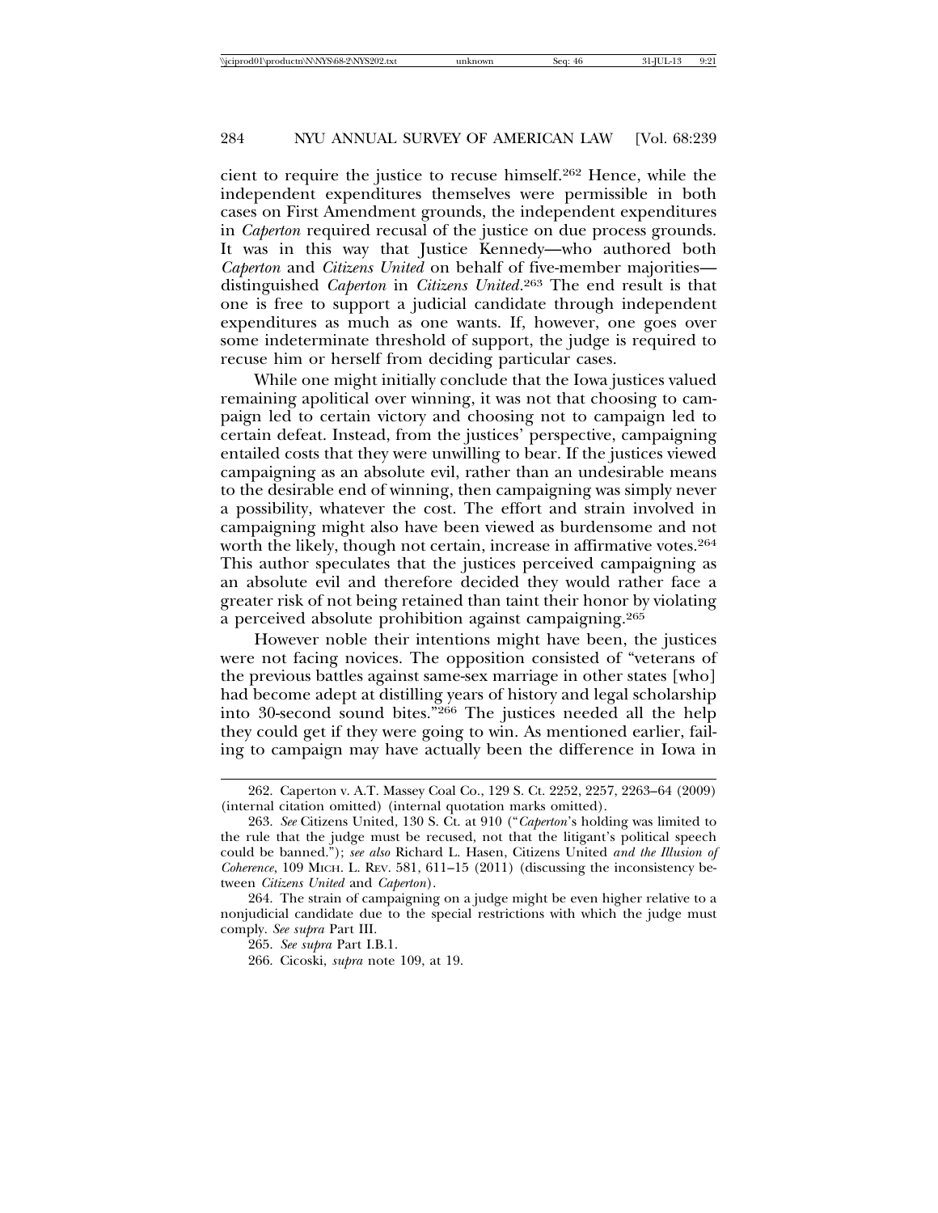cient to require the justice to recuse himself.[262] Hence, while the independent expenditures themselves were permissible in both cases on First Amendment grounds, the independent expenditures in *Caperton* required recusal of the justice on due process grounds. It was in this way that Justice Kennedy—who authored both *Caperton* and *Citizens United* on behalf of five-member majorities—distinguished *Caperton* in *Citizens United*.[263] The end result is that one is free to support a judicial candidate through independent expenditures as much as one wants. If, however, one goes over some indeterminate threshold of support, the judge is required to recuse him or herself from deciding particular cases.

While one might initially conclude that the Iowa justices valued remaining apolitical over winning, it was not that choosing to campaign led to certain victory and choosing not to campaign led to certain defeat. Instead, from the justices' perspective, campaigning entailed costs that they were unwilling to bear. If the justices viewed campaigning as an absolute evil, rather than an undesirable means to the desirable end of winning, then campaigning was simply never a possibility, whatever the cost. The effort and strain involved in campaigning might also have been viewed as burdensome and not worth the likely, though not certain, increase in affirmative votes.[264] This author speculates that the justices perceived campaigning as an absolute evil and therefore decided they would rather face a greater risk of not being retained than taint their honor by violating a perceived absolute prohibition against campaigning.[265]

However noble their intentions might have been, the justices were not facing novices. The opposition consisted of "veterans of the previous battles against same-sex marriage in other states [who] had become adept at distilling years of history and legal scholarship into 30-second sound bites."[266] The justices needed all the help they could get if they were going to win. As mentioned earlier, failing to campaign may have actually been the difference in Iowa in

---

262. Caperton v. A.T. Massey Coal Co., 129 S. Ct. 2252, 2257, 2263–64 (2009) (internal citation omitted) (internal quotation marks omitted).

263. *See* Citizens United, 130 S. Ct. at 910 ("*Caperton*'s holding was limited to the rule that the judge must be recused, not that the litigant's political speech could be banned."); *see also* Richard L. Hasen, Citizens United *and the Illusion of Coherence*, 109 MICH. L. REV. 581, 611–15 (2011) (discussing the inconsistency between *Citizens United* and *Caperton*).

264. The strain of campaigning on a judge might be even higher relative to a nonjudicial candidate due to the special restrictions with which the judge must comply. *See supra* Part III.

265. *See supra* Part I.B.1.

266. Cicoski, *supra* note 109, at 19.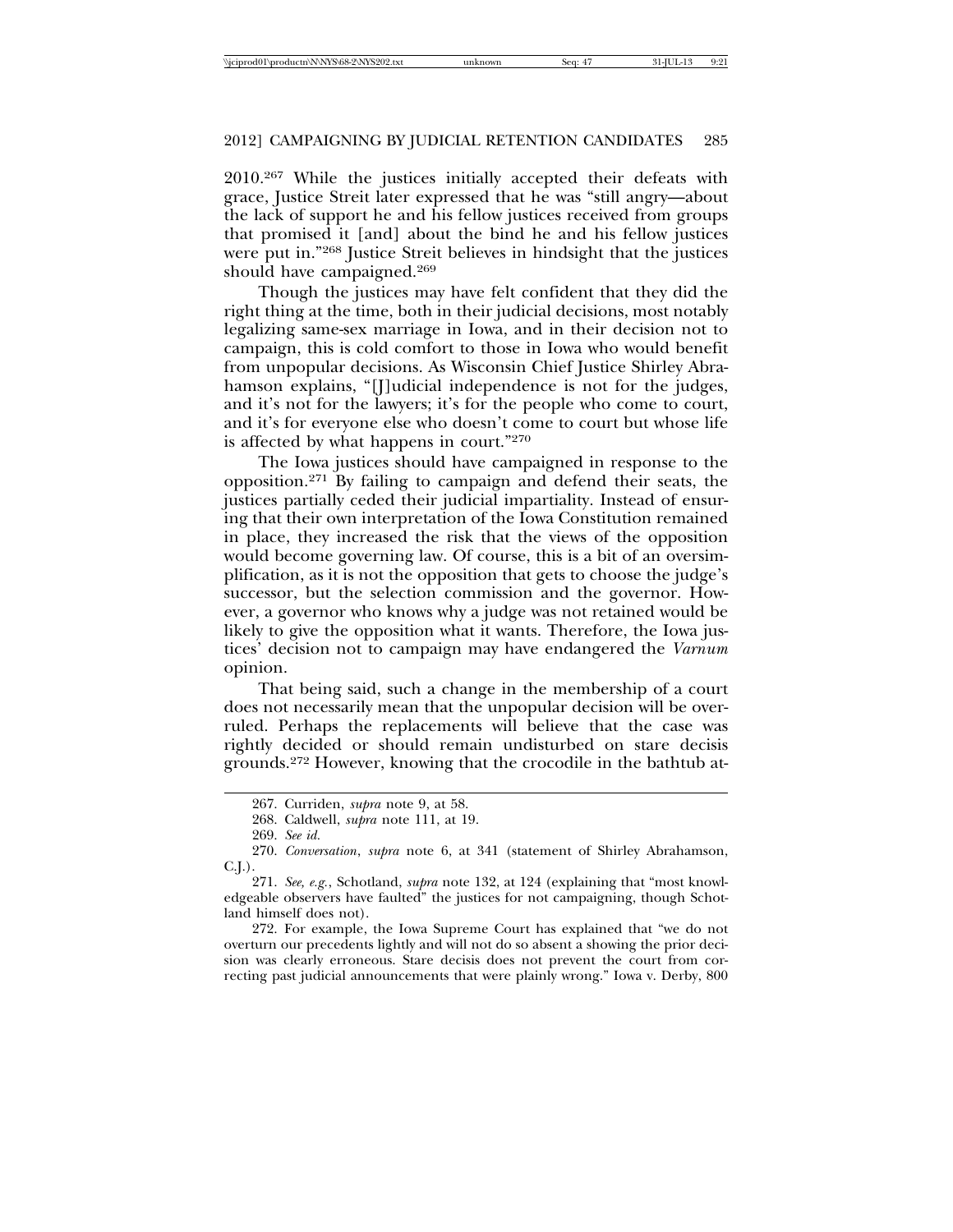2010.[267] While the justices initially accepted their defeats with grace, Justice Streit later expressed that he was "still angry—about the lack of support he and his fellow justices received from groups that promised it [and] about the bind he and his fellow justices were put in."[268] Justice Streit believes in hindsight that the justices should have campaigned.[269]

Though the justices may have felt confident that they did the right thing at the time, both in their judicial decisions, most notably legalizing same-sex marriage in Iowa, and in their decision not to campaign, this is cold comfort to those in Iowa who would benefit from unpopular decisions. As Wisconsin Chief Justice Shirley Abrahamson explains, "[J]udicial independence is not for the judges, and it's not for the lawyers; it's for the people who come to court, and it's for everyone else who doesn't come to court but whose life is affected by what happens in court."[270]

The Iowa justices should have campaigned in response to the opposition.[271] By failing to campaign and defend their seats, the justices partially ceded their judicial impartiality. Instead of ensuring that their own interpretation of the Iowa Constitution remained in place, they increased the risk that the views of the opposition would become governing law. Of course, this is a bit of an oversimplification, as it is not the opposition that gets to choose the judge's successor, but the selection commission and the governor. However, a governor who knows why a judge was not retained would be likely to give the opposition what it wants. Therefore, the Iowa justices' decision not to campaign may have endangered the *Varnum* opinion.

That being said, such a change in the membership of a court does not necessarily mean that the unpopular decision will be overruled. Perhaps the replacements will believe that the case was rightly decided or should remain undisturbed on stare decisis grounds.[272] However, knowing that the crocodile in the bathtub at-

---

267. Curriden, *supra* note 9, at 58.

268. Caldwell, *supra* note 111, at 19.

269. *See id.*

270. *Conversation*, *supra* note 6, at 341 (statement of Shirley Abrahamson, C.J.).

271. *See, e.g.*, Schotland, *supra* note 132, at 124 (explaining that "most knowledgeable observers have faulted" the justices for not campaigning, though Schotland himself does not).

272. For example, the Iowa Supreme Court has explained that "we do not overturn our precedents lightly and will not do so absent a showing the prior decision was clearly erroneous. Stare decisis does not prevent the court from correcting past judicial announcements that were plainly wrong." Iowa v. Derby, 800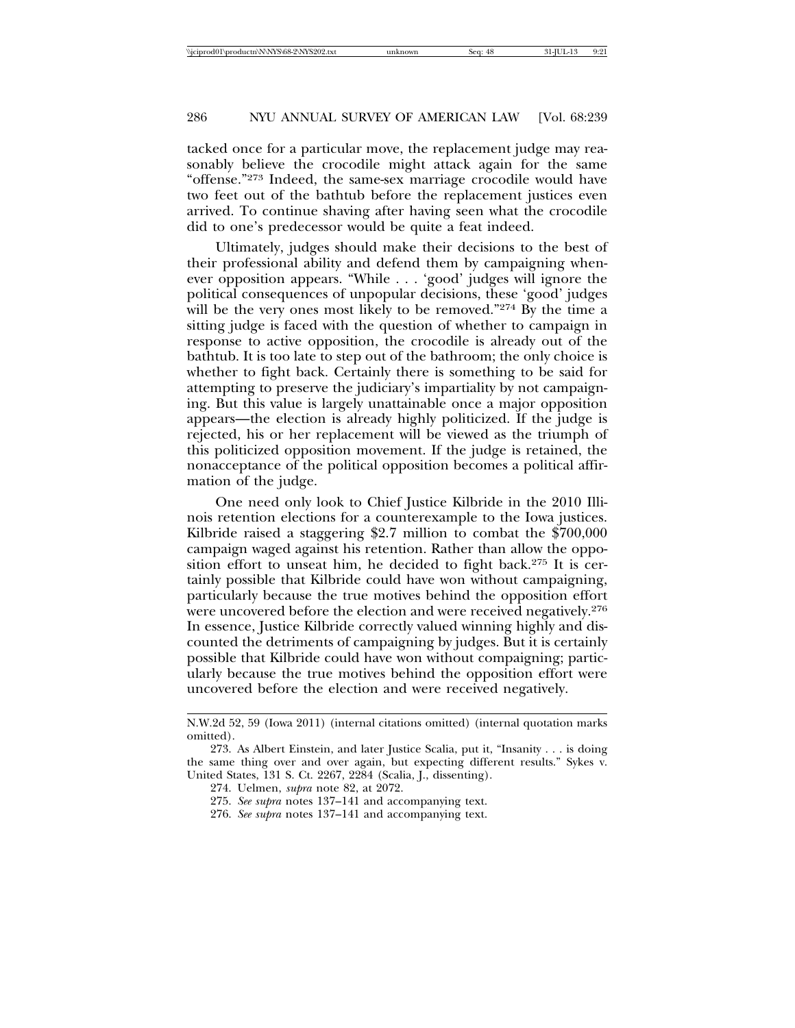tacked once for a particular move, the replacement judge may reasonably believe the crocodile might attack again for the same "offense."[273] Indeed, the same-sex marriage crocodile would have two feet out of the bathtub before the replacement justices even arrived. To continue shaving after having seen what the crocodile did to one's predecessor would be quite a feat indeed.

Ultimately, judges should make their decisions to the best of their professional ability and defend them by campaigning whenever opposition appears. "While . . . 'good' judges will ignore the political consequences of unpopular decisions, these 'good' judges will be the very ones most likely to be removed."[274] By the time a sitting judge is faced with the question of whether to campaign in response to active opposition, the crocodile is already out of the bathtub. It is too late to step out of the bathroom; the only choice is whether to fight back. Certainly there is something to be said for attempting to preserve the judiciary's impartiality by not campaigning. But this value is largely unattainable once a major opposition appears—the election is already highly politicized. If the judge is rejected, his or her replacement will be viewed as the triumph of this politicized opposition movement. If the judge is retained, the nonacceptance of the political opposition becomes a political affirmation of the judge.

One need only look to Chief Justice Kilbride in the 2010 Illinois retention elections for a counterexample to the Iowa justices. Kilbride raised a staggering $2.7 million to combat the $700,000 campaign waged against his retention. Rather than allow the opposition effort to unseat him, he decided to fight back.[275] It is certainly possible that Kilbride could have won without campaigning, particularly because the true motives behind the opposition effort were uncovered before the election and were received negatively.[276] In essence, Justice Kilbride correctly valued winning highly and discounted the detriments of campaigning by judges. But it is certainly possible that Kilbride could have won without compaigning; particularly because the true motives behind the opposition effort were uncovered before the election and were received negatively.

---

N.W.2d 52, 59 (Iowa 2011) (internal citations omitted) (internal quotation marks omitted).

273. As Albert Einstein, and later Justice Scalia, put it, "Insanity . . . is doing the same thing over and over again, but expecting different results." Sykes v. United States, 131 S. Ct. 2267, 2284 (Scalia, J., dissenting).

274. Uelmen, *supra* note 82, at 2072.

275. *See supra* notes 137–141 and accompanying text.

276. *See supra* notes 137–141 and accompanying text.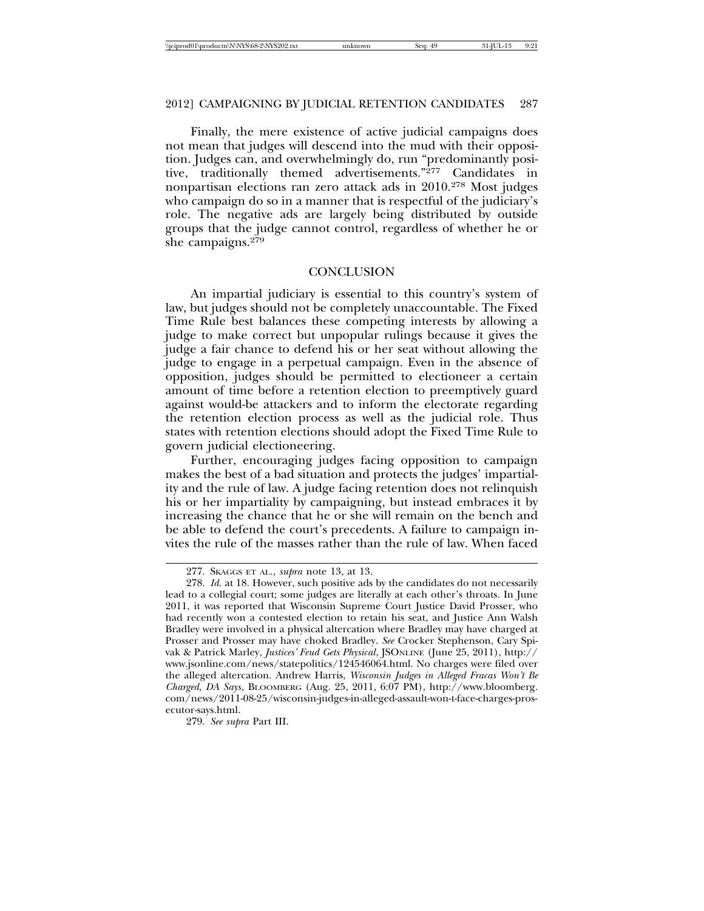Finally, the mere existence of active judicial campaigns does not mean that judges will descend into the mud with their opposition. Judges can, and overwhelmingly do, run "predominantly positive, traditionally themed advertisements."[277] Candidates in nonpartisan elections ran zero attack ads in 2010.[278] Most judges who campaign do so in a manner that is respectful of the judiciary's role. The negative ads are largely being distributed by outside groups that the judge cannot control, regardless of whether he or she campaigns.[279]

## CONCLUSION

An impartial judiciary is essential to this country's system of law, but judges should not be completely unaccountable. The Fixed Time Rule best balances these competing interests by allowing a judge to make correct but unpopular rulings because it gives the judge a fair chance to defend his or her seat without allowing the judge to engage in a perpetual campaign. Even in the absence of opposition, judges should be permitted to electioneer a certain amount of time before a retention election to preemptively guard against would-be attackers and to inform the electorate regarding the retention election process as well as the judicial role. Thus states with retention elections should adopt the Fixed Time Rule to govern judicial electioneering.

Further, encouraging judges facing opposition to campaign makes the best of a bad situation and protects the judges' impartiality and the rule of law. A judge facing retention does not relinquish his or her impartiality by campaigning, but instead embraces it by increasing the chance that he or she will remain on the bench and be able to defend the court's precedents. A failure to campaign invites the rule of the masses rather than the rule of law. When faced

---

277. SKAGGS ET AL., *supra* note 13, at 13.

278. *Id.* at 18. However, such positive ads by the candidates do not necessarily lead to a collegial court; some judges are literally at each other's throats. In June 2011, it was reported that Wisconsin Supreme Court Justice David Prosser, who had recently won a contested election to retain his seat, and Justice Ann Walsh Bradley were involved in a physical altercation where Bradley may have charged at Prosser and Prosser may have choked Bradley. *See* Crocker Stephenson, Cary Spivak & Patrick Marley, *Justices' Feud Gets Physical*, JSONLINE (June 25, 2011), http://www.jsonline.com/news/statepolitics/124546064.html. No charges were filed over the alleged altercation. Andrew Harris, *Wisconsin Judges in Alleged Fracas Won't Be Charged, DA Says*, BLOOMBERG (Aug. 25, 2011, 6:07 PM), http://www.bloomberg.com/news/2011-08-25/wisconsin-judges-in-alleged-assault-won-t-face-charges-prosecutor-says.html.

279. *See supra* Part III.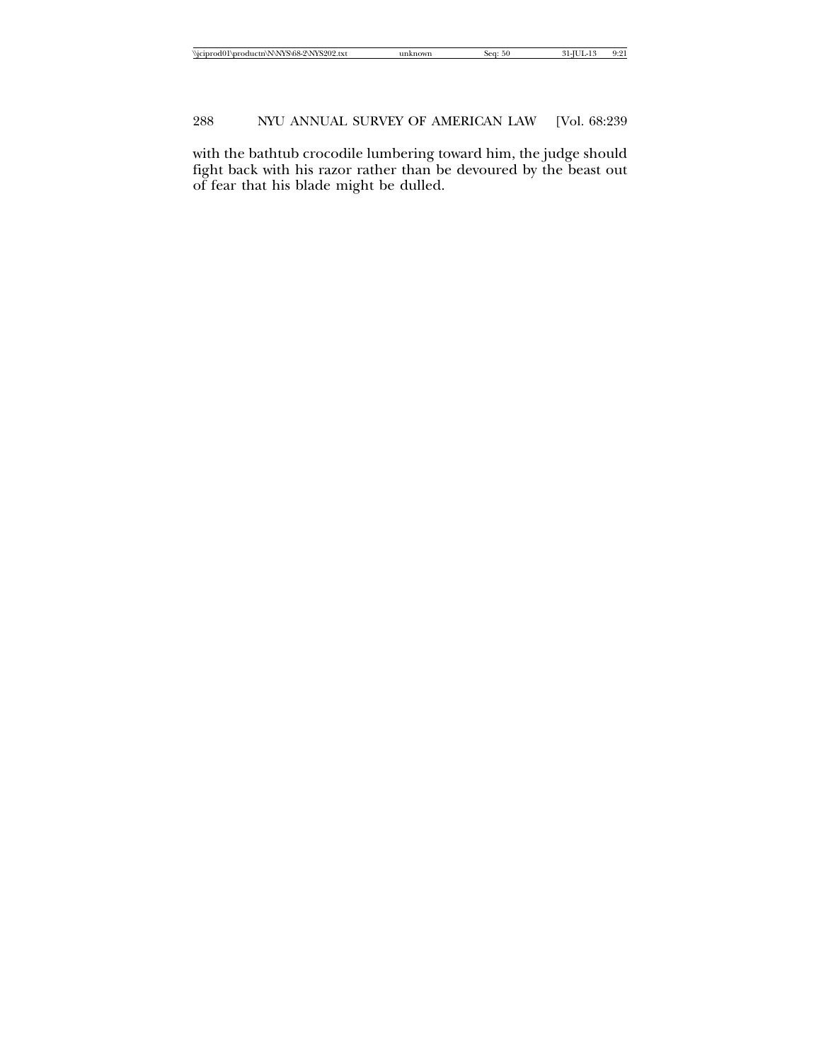with the bathtub crocodile lumbering toward him, the judge should fight back with his razor rather than be devoured by the beast out of fear that his blade might be dulled.